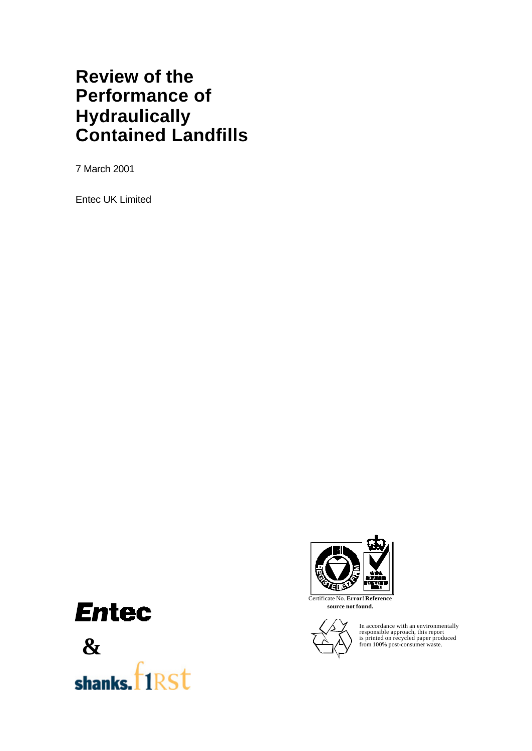# Review of the Performance of Hydraulically Contained Landfills

7 March 2001

Entec UK Limited

Certificate No. **Error! Reference source not found.**

In accordance with an environmentally responsible approach, this report is printed on recycled paper produced from 100% post-consumer waste.

**Entec**

**&**

shanks. f1RSt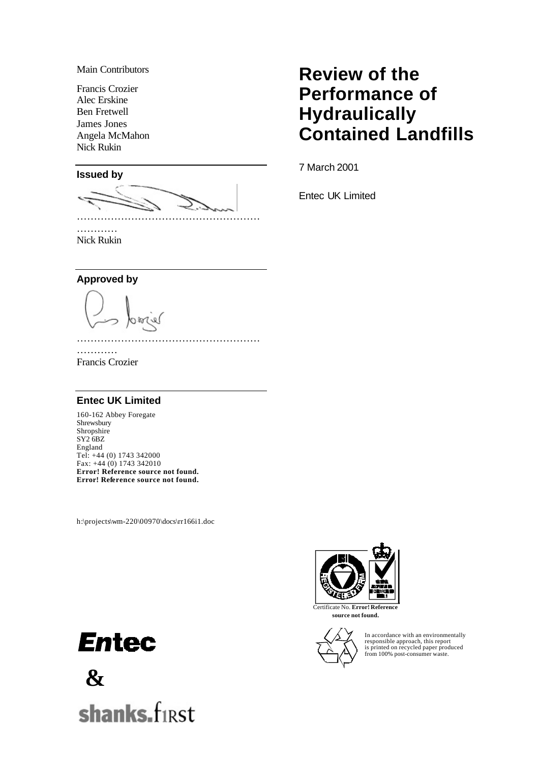Main Contributors

Francis Crozier
Alec Erskine
Ben Fretwell
James Jones
Angela McMahon
Nick Rukin

# Review of the Performance of Hydraulically Contained Landfills

7 March 2001

Entec UK Limited

**Issued by**

………………………………………………………………

Nick Rukin

**Approved by**

………………………………………………………………

Francis Crozier

**Entec UK Limited**

160-162 Abbey Foregate
Shrewsbury
Shropshire
SY2 6BZ
England
Tel: +44 (0) 1743 342000
Fax: +44 (0) 1743 342010
**Error! Reference source not found.**
**Error! Reference source not found.**

h:\projects\wm-220\00970\docs\rr166i1.doc

Certificate No. **Error! Reference source not found.**

In accordance with an environmentally responsible approach, this report is printed on recycled paper produced from 100% post-consumer waste.

**Entec**

**&**

**shanks.first**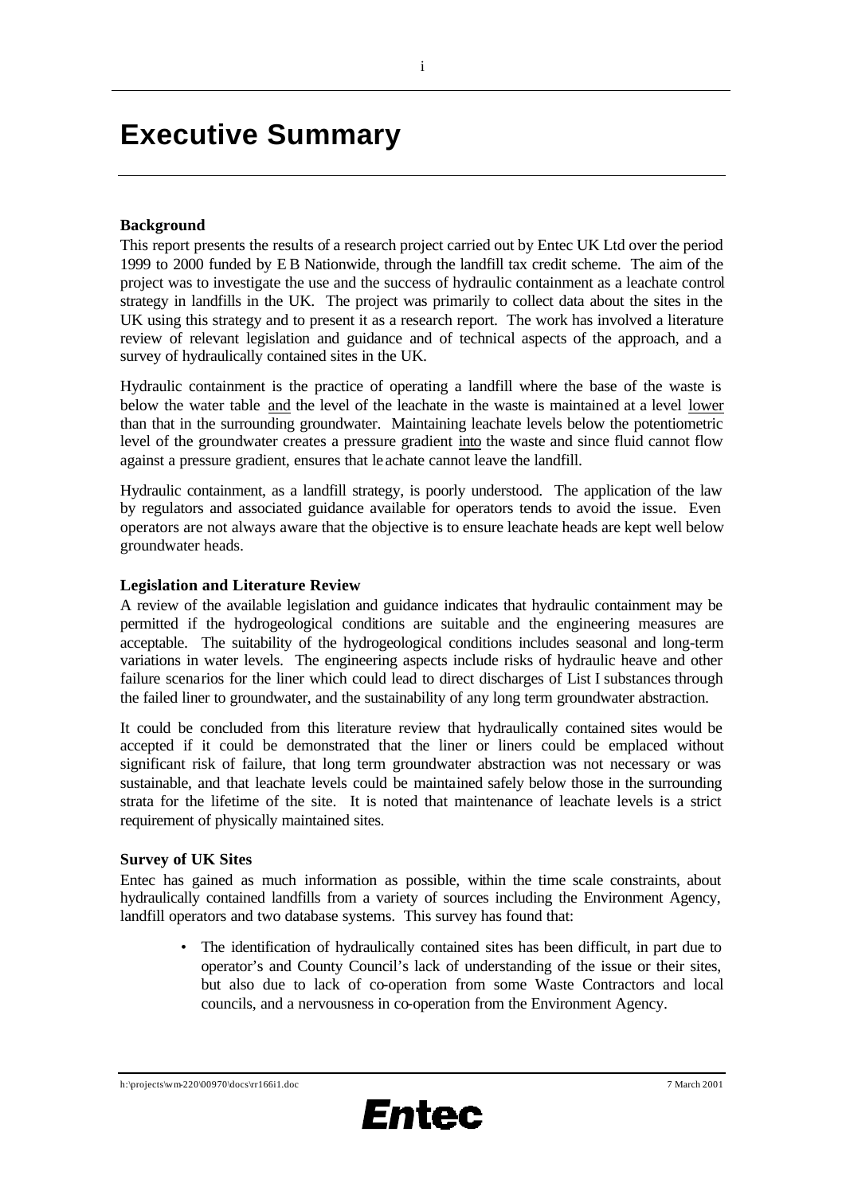# Executive Summary

**Background**

This report presents the results of a research project carried out by Entec UK Ltd over the period 1999 to 2000 funded by E B Nationwide, through the landfill tax credit scheme. The aim of the project was to investigate the use and the success of hydraulic containment as a leachate control strategy in landfills in the UK. The project was primarily to collect data about the sites in the UK using this strategy and to present it as a research report. The work has involved a literature review of relevant legislation and guidance and of technical aspects of the approach, and a survey of hydraulically contained sites in the UK.

Hydraulic containment is the practice of operating a landfill where the base of the waste is below the water table and the level of the leachate in the waste is maintained at a level lower than that in the surrounding groundwater. Maintaining leachate levels below the potentiometric level of the groundwater creates a pressure gradient into the waste and since fluid cannot flow against a pressure gradient, ensures that leachate cannot leave the landfill.

Hydraulic containment, as a landfill strategy, is poorly understood. The application of the law by regulators and associated guidance available for operators tends to avoid the issue. Even operators are not always aware that the objective is to ensure leachate heads are kept well below groundwater heads.

**Legislation and Literature Review**

A review of the available legislation and guidance indicates that hydraulic containment may be permitted if the hydrogeological conditions are suitable and the engineering measures are acceptable. The suitability of the hydrogeological conditions includes seasonal and long-term variations in water levels. The engineering aspects include risks of hydraulic heave and other failure scenarios for the liner which could lead to direct discharges of List I substances through the failed liner to groundwater, and the sustainability of any long term groundwater abstraction.

It could be concluded from this literature review that hydraulically contained sites would be accepted if it could be demonstrated that the liner or liners could be emplaced without significant risk of failure, that long term groundwater abstraction was not necessary or was sustainable, and that leachate levels could be maintained safely below those in the surrounding strata for the lifetime of the site. It is noted that maintenance of leachate levels is a strict requirement of physically maintained sites.

**Survey of UK Sites**

Entec has gained as much information as possible, within the time scale constraints, about hydraulically contained landfills from a variety of sources including the Environment Agency, landfill operators and two database systems. This survey has found that:

- The identification of hydraulically contained sites has been difficult, in part due to operator's and County Council's lack of understanding of the issue or their sites, but also due to lack of co-operation from some Waste Contractors and local councils, and a nervousness in co-operation from the Environment Agency.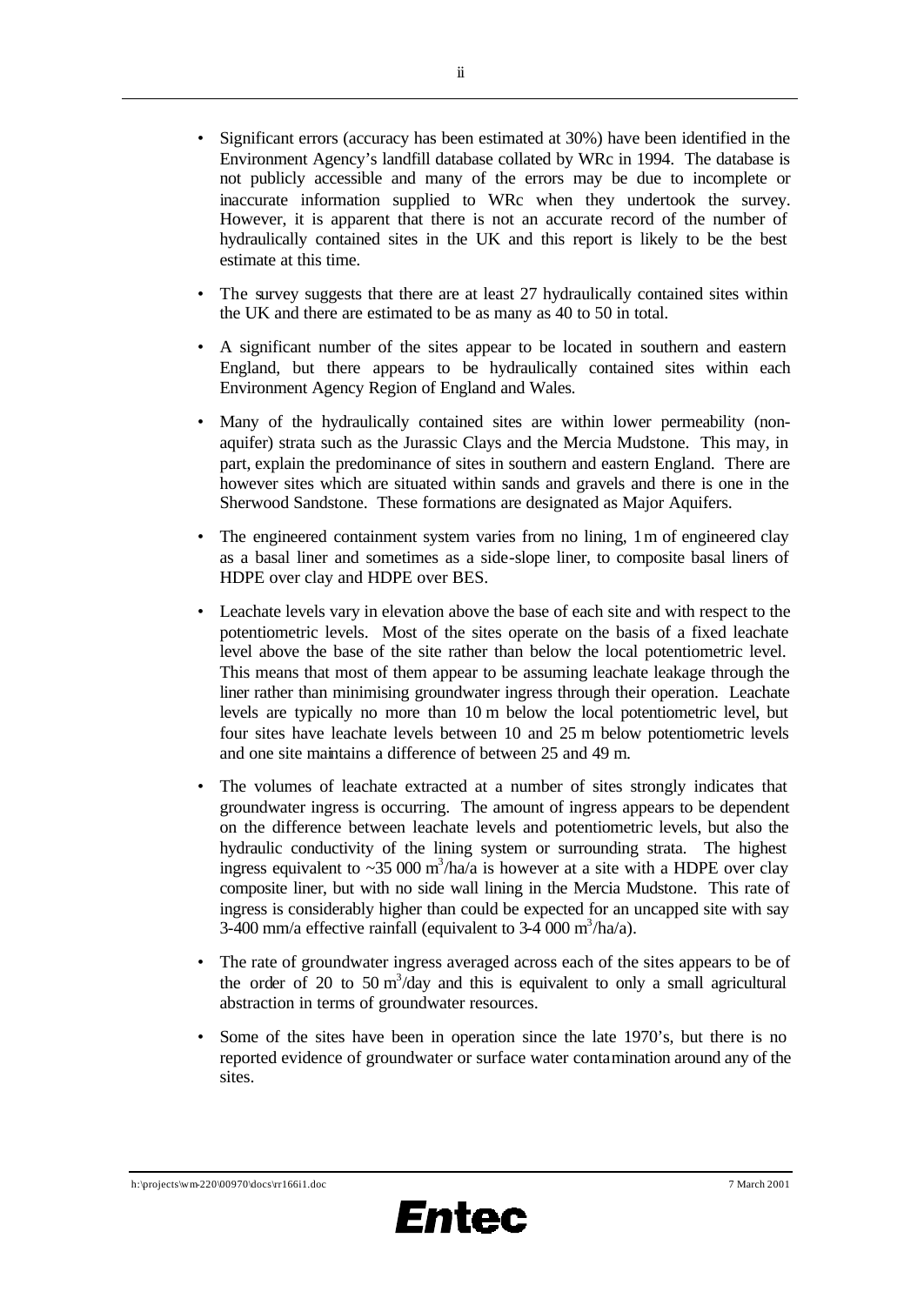- Significant errors (accuracy has been estimated at 30%) have been identified in the Environment Agency's landfill database collated by WRc in 1994. The database is not publicly accessible and many of the errors may be due to incomplete or inaccurate information supplied to WRc when they undertook the survey. However, it is apparent that there is not an accurate record of the number of hydraulically contained sites in the UK and this report is likely to be the best estimate at this time.

- The survey suggests that there are at least 27 hydraulically contained sites within the UK and there are estimated to be as many as 40 to 50 in total.

- A significant number of the sites appear to be located in southern and eastern England, but there appears to be hydraulically contained sites within each Environment Agency Region of England and Wales.

- Many of the hydraulically contained sites are within lower permeability (non-aquifer) strata such as the Jurassic Clays and the Mercia Mudstone. This may, in part, explain the predominance of sites in southern and eastern England. There are however sites which are situated within sands and gravels and there is one in the Sherwood Sandstone. These formations are designated as Major Aquifers.

- The engineered containment system varies from no lining, 1 m of engineered clay as a basal liner and sometimes as a side-slope liner, to composite basal liners of HDPE over clay and HDPE over BES.

- Leachate levels vary in elevation above the base of each site and with respect to the potentiometric levels. Most of the sites operate on the basis of a fixed leachate level above the base of the site rather than below the local potentiometric level. This means that most of them appear to be assuming leachate leakage through the liner rather than minimising groundwater ingress through their operation. Leachate levels are typically no more than 10 m below the local potentiometric level, but four sites have leachate levels between 10 and 25 m below potentiometric levels and one site maintains a difference of between 25 and 49 m.

- The volumes of leachate extracted at a number of sites strongly indicates that groundwater ingress is occurring. The amount of ingress appears to be dependent on the difference between leachate levels and potentiometric levels, but also the hydraulic conductivity of the lining system or surrounding strata. The highest ingress equivalent to ~35 000 $m^3$/ha/a is however at a site with a HDPE over clay composite liner, but with no side wall lining in the Mercia Mudstone. This rate of ingress is considerably higher than could be expected for an uncapped site with say 3-400 mm/a effective rainfall (equivalent to 3-4 000 $m^3$/ha/a).

- The rate of groundwater ingress averaged across each of the sites appears to be of the order of 20 to 50 $m^3$/day and this is equivalent to only a small agricultural abstraction in terms of groundwater resources.

- Some of the sites have been in operation since the late 1970's, but there is no reported evidence of groundwater or surface water contamination around any of the sites.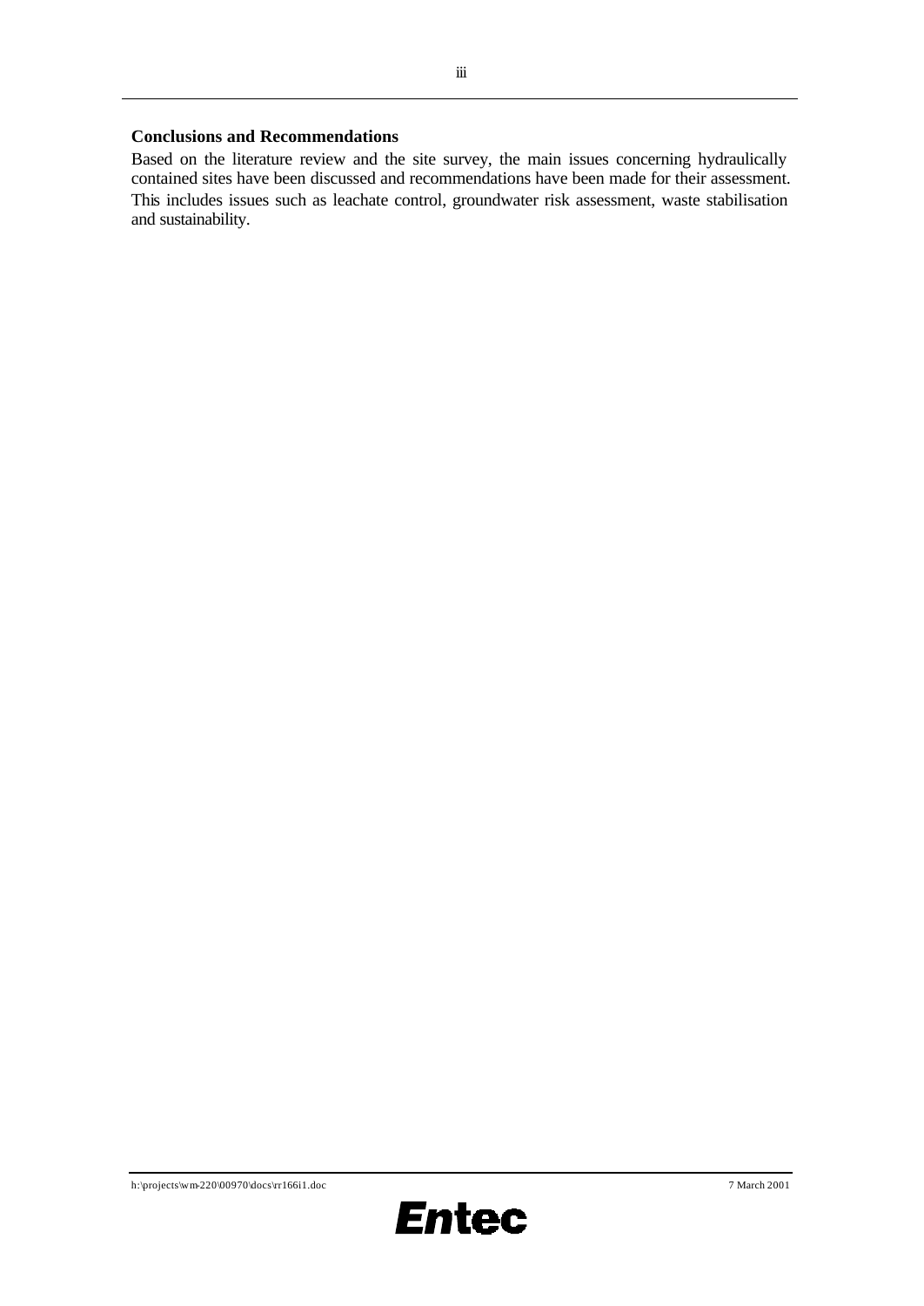**Conclusions and Recommendations**

Based on the literature review and the site survey, the main issues concerning hydraulically contained sites have been discussed and recommendations have been made for their assessment. This includes issues such as leachate control, groundwater risk assessment, waste stabilisation and sustainability.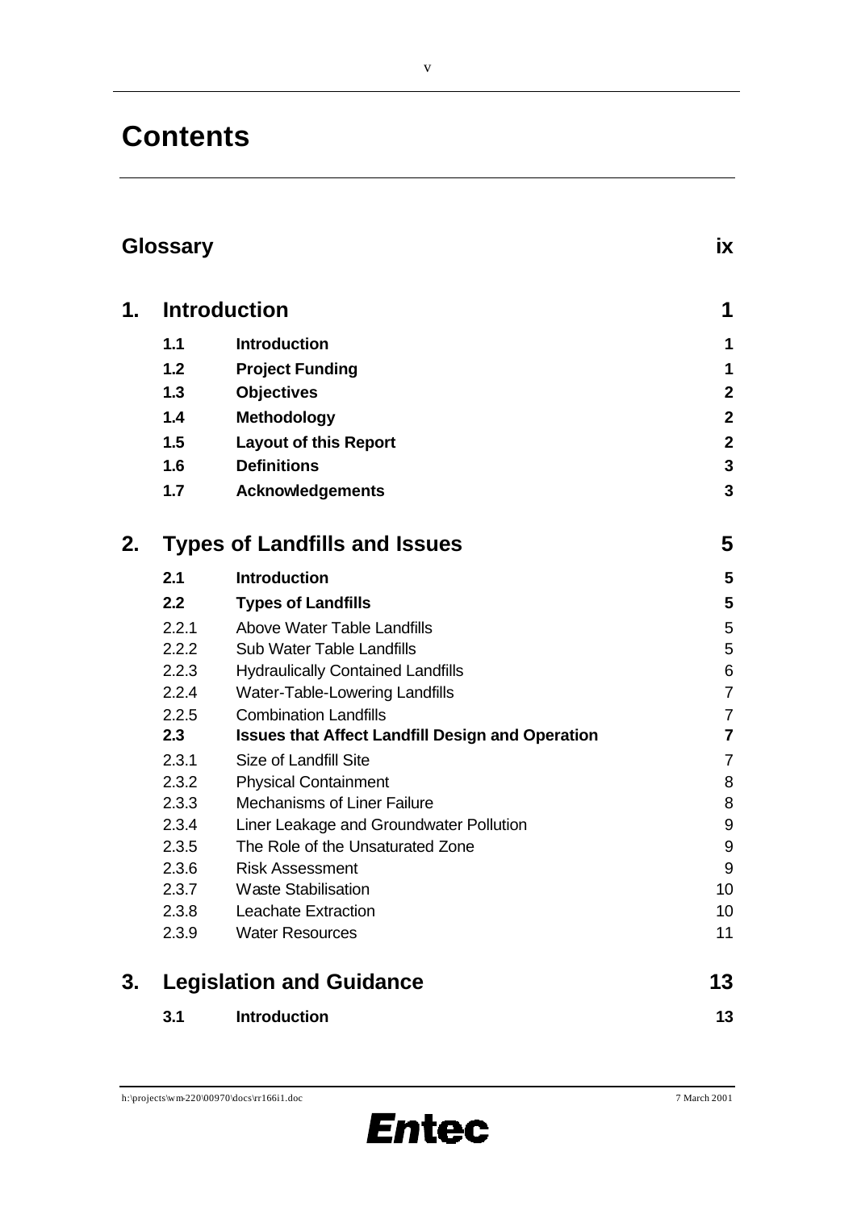# Contents

| | | |
|---|---|---|
| **Glossary** | | **ix** |
| **1.** | **Introduction** | **1** |
| **1.1** | **Introduction** | **1** |
| **1.2** | **Project Funding** | **1** |
| **1.3** | **Objectives** | **2** |
| **1.4** | **Methodology** | **2** |
| **1.5** | **Layout of this Report** | **2** |
| **1.6** | **Definitions** | **3** |
| **1.7** | **Acknowledgements** | **3** |
| **2.** | **Types of Landfills and Issues** | **5** |
| **2.1** | **Introduction** | **5** |
| **2.2** | **Types of Landfills** | **5** |
| 2.2.1 | Above Water Table Landfills | 5 |
| 2.2.2 | Sub Water Table Landfills | 5 |
| 2.2.3 | Hydraulically Contained Landfills | 6 |
| 2.2.4 | Water-Table-Lowering Landfills | 7 |
| 2.2.5 | Combination Landfills | 7 |
| **2.3** | **Issues that Affect Landfill Design and Operation** | **7** |
| 2.3.1 | Size of Landfill Site | 7 |
| 2.3.2 | Physical Containment | 8 |
| 2.3.3 | Mechanisms of Liner Failure | 8 |
| 2.3.4 | Liner Leakage and Groundwater Pollution | 9 |
| 2.3.5 | The Role of the Unsaturated Zone | 9 |
| 2.3.6 | Risk Assessment | 9 |
| 2.3.7 | Waste Stabilisation | 10 |
| 2.3.8 | Leachate Extraction | 10 |
| 2.3.9 | Water Resources | 11 |
| **3.** | **Legislation and Guidance** | **13** |
| **3.1** | **Introduction** | **13** |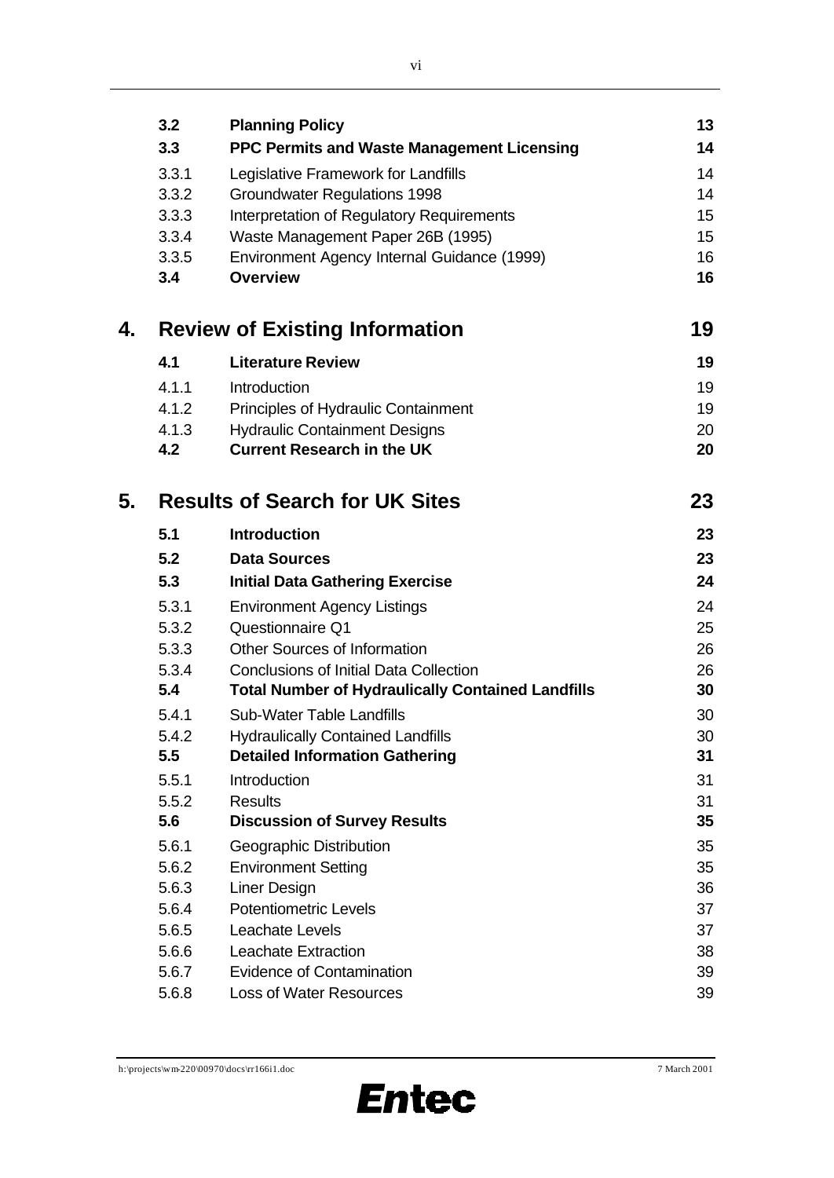| | | |
|---|---|---|
| **3.2** | **Planning Policy** | **13** |
| **3.3** | **PPC Permits and Waste Management Licensing** | **14** |
| 3.3.1 | Legislative Framework for Landfills | 14 |
| 3.3.2 | Groundwater Regulations 1998 | 14 |
| 3.3.3 | Interpretation of Regulatory Requirements | 15 |
| 3.3.4 | Waste Management Paper 26B (1995) | 15 |
| 3.3.5 | Environment Agency Internal Guidance (1999) | 16 |
| **3.4** | **Overview** | **16** |

## 4. Review of Existing Information 19

| | | |
|---|---|---|
| **4.1** | **Literature Review** | **19** |
| 4.1.1 | Introduction | 19 |
| 4.1.2 | Principles of Hydraulic Containment | 19 |
| 4.1.3 | Hydraulic Containment Designs | 20 |
| **4.2** | **Current Research in the UK** | **20** |

## 5. Results of Search for UK Sites 23

| | | |
|---|---|---|
| **5.1** | **Introduction** | **23** |
| **5.2** | **Data Sources** | **23** |
| **5.3** | **Initial Data Gathering Exercise** | **24** |
| 5.3.1 | Environment Agency Listings | 24 |
| 5.3.2 | Questionnaire Q1 | 25 |
| 5.3.3 | Other Sources of Information | 26 |
| 5.3.4 | Conclusions of Initial Data Collection | 26 |
| **5.4** | **Total Number of Hydraulically Contained Landfills** | **30** |
| 5.4.1 | Sub-Water Table Landfills | 30 |
| 5.4.2 | Hydraulically Contained Landfills | 30 |
| **5.5** | **Detailed Information Gathering** | **31** |
| 5.5.1 | Introduction | 31 |
| 5.5.2 | Results | 31 |
| **5.6** | **Discussion of Survey Results** | **35** |
| 5.6.1 | Geographic Distribution | 35 |
| 5.6.2 | Environment Setting | 35 |
| 5.6.3 | Liner Design | 36 |
| 5.6.4 | Potentiometric Levels | 37 |
| 5.6.5 | Leachate Levels | 37 |
| 5.6.6 | Leachate Extraction | 38 |
| 5.6.7 | Evidence of Contamination | 39 |
| 5.6.8 | Loss of Water Resources | 39 |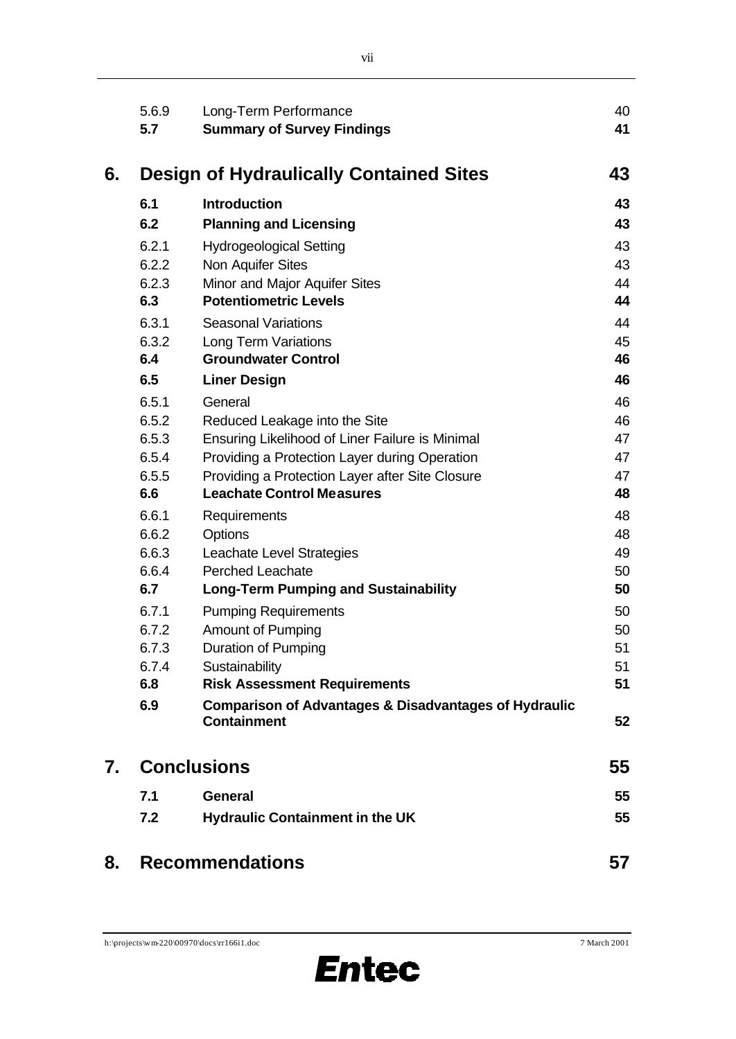| | | |
|---|---|---|
| 5.6.9 | Long-Term Performance | 40 |
| **5.7** | **Summary of Survey Findings** | **41** |

## 6. Design of Hydraulically Contained Sites — 43

| | | |
|---|---|---|
| **6.1** | **Introduction** | **43** |
| **6.2** | **Planning and Licensing** | **43** |
| 6.2.1 | Hydrogeological Setting | 43 |
| 6.2.2 | Non Aquifer Sites | 43 |
| 6.2.3 | Minor and Major Aquifer Sites | 44 |
| **6.3** | **Potentiometric Levels** | **44** |
| 6.3.1 | Seasonal Variations | 44 |
| 6.3.2 | Long Term Variations | 45 |
| **6.4** | **Groundwater Control** | **46** |
| **6.5** | **Liner Design** | **46** |
| 6.5.1 | General | 46 |
| 6.5.2 | Reduced Leakage into the Site | 46 |
| 6.5.3 | Ensuring Likelihood of Liner Failure is Minimal | 47 |
| 6.5.4 | Providing a Protection Layer during Operation | 47 |
| 6.5.5 | Providing a Protection Layer after Site Closure | 47 |
| **6.6** | **Leachate Control Measures** | **48** |
| 6.6.1 | Requirements | 48 |
| 6.6.2 | Options | 48 |
| 6.6.3 | Leachate Level Strategies | 49 |
| 6.6.4 | Perched Leachate | 50 |
| **6.7** | **Long-Term Pumping and Sustainability** | **50** |
| 6.7.1 | Pumping Requirements | 50 |
| 6.7.2 | Amount of Pumping | 50 |
| 6.7.3 | Duration of Pumping | 51 |
| 6.7.4 | Sustainability | 51 |
| **6.8** | **Risk Assessment Requirements** | **51** |
| **6.9** | **Comparison of Advantages & Disadvantages of Hydraulic Containment** | **52** |

## 7. Conclusions — 55

| | | |
|---|---|---|
| **7.1** | **General** | **55** |
| **7.2** | **Hydraulic Containment in the UK** | **55** |

## 8. Recommendations — 57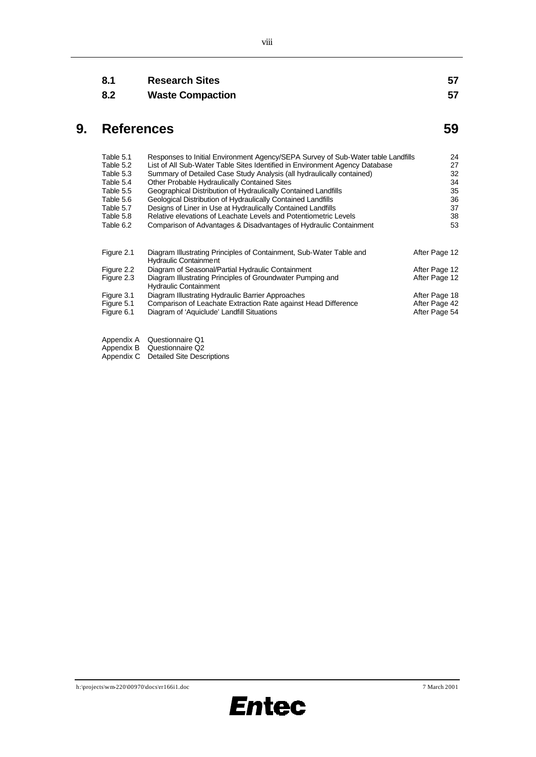| | | |
|---|---|---|
| **8.1** | **Research Sites** | **57** |
| **8.2** | **Waste Compaction** | **57** |

# 9. References 59

| | | |
|---|---|---|
| Table 5.1 | Responses to Initial Environment Agency/SEPA Survey of Sub-Water table Landfills | 24 |
| Table 5.2 | List of All Sub-Water Table Sites Identified in Environment Agency Database | 27 |
| Table 5.3 | Summary of Detailed Case Study Analysis (all hydraulically contained) | 32 |
| Table 5.4 | Other Probable Hydraulically Contained Sites | 34 |
| Table 5.5 | Geographical Distribution of Hydraulically Contained Landfills | 35 |
| Table 5.6 | Geological Distribution of Hydraulically Contained Landfills | 36 |
| Table 5.7 | Designs of Liner in Use at Hydraulically Contained Landfills | 37 |
| Table 5.8 | Relative elevations of Leachate Levels and Potentiometric Levels | 38 |
| Table 6.2 | Comparison of Advantages & Disadvantages of Hydraulic Containment | 53 |

| | | |
|---|---|---|
| Figure 2.1 | Diagram Illustrating Principles of Containment, Sub-Water Table and Hydraulic Containment | After Page 12 |
| Figure 2.2 | Diagram of Seasonal/Partial Hydraulic Containment | After Page 12 |
| Figure 2.3 | Diagram Illustrating Principles of Groundwater Pumping and Hydraulic Containment | After Page 12 |
| Figure 3.1 | Diagram Illustrating Hydraulic Barrier Approaches | After Page 18 |
| Figure 5.1 | Comparison of Leachate Extraction Rate against Head Difference | After Page 42 |
| Figure 6.1 | Diagram of 'Aquiclude' Landfill Situations | After Page 54 |

| | |
|---|---|
| Appendix A | Questionnaire Q1 |
| Appendix B | Questionnaire Q2 |
| Appendix C | Detailed Site Descriptions |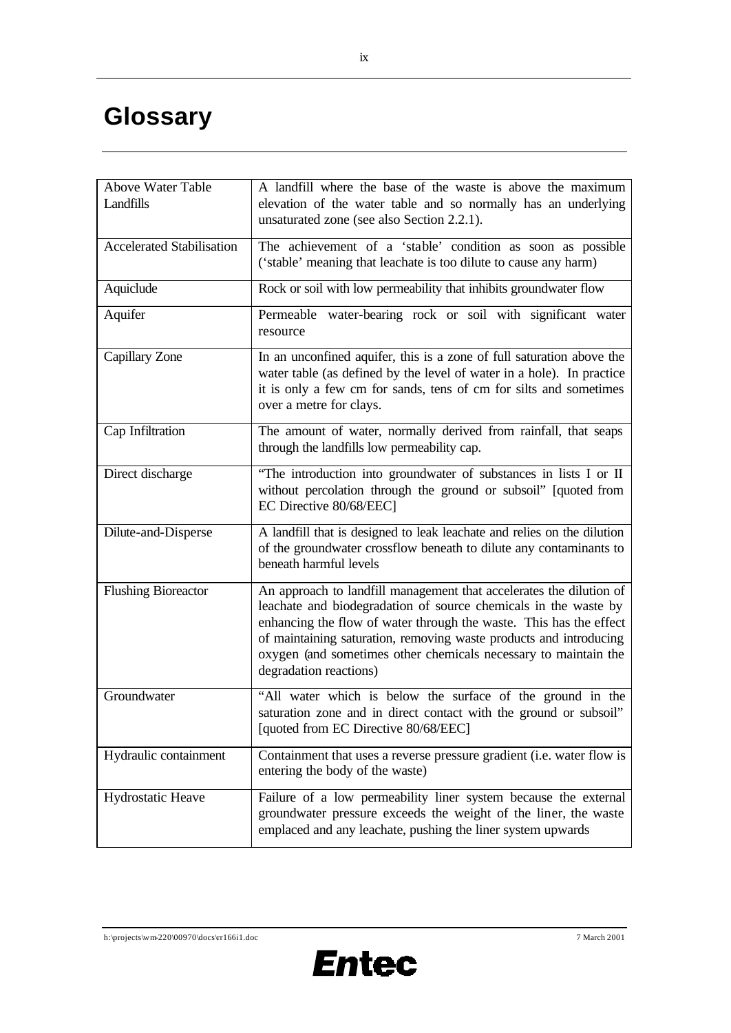# Glossary

| | |
|---|---|
| Above Water Table Landfills | A landfill where the base of the waste is above the maximum elevation of the water table and so normally has an underlying unsaturated zone (see also Section 2.2.1). |
| Accelerated Stabilisation | The achievement of a 'stable' condition as soon as possible ('stable' meaning that leachate is too dilute to cause any harm) |
| Aquiclude | Rock or soil with low permeability that inhibits groundwater flow |
| Aquifer | Permeable water-bearing rock or soil with significant water resource |
| Capillary Zone | In an unconfined aquifer, this is a zone of full saturation above the water table (as defined by the level of water in a hole). In practice it is only a few cm for sands, tens of cm for silts and sometimes over a metre for clays. |
| Cap Infiltration | The amount of water, normally derived from rainfall, that seaps through the landfills low permeability cap. |
| Direct discharge | "The introduction into groundwater of substances in lists I or II without percolation through the ground or subsoil" [quoted from EC Directive 80/68/EEC] |
| Dilute-and-Disperse | A landfill that is designed to leak leachate and relies on the dilution of the groundwater crossflow beneath to dilute any contaminants to beneath harmful levels |
| Flushing Bioreactor | An approach to landfill management that accelerates the dilution of leachate and biodegradation of source chemicals in the waste by enhancing the flow of water through the waste. This has the effect of maintaining saturation, removing waste products and introducing oxygen (and sometimes other chemicals necessary to maintain the degradation reactions) |
| Groundwater | "All water which is below the surface of the ground in the saturation zone and in direct contact with the ground or subsoil" [quoted from EC Directive 80/68/EEC] |
| Hydraulic containment | Containment that uses a reverse pressure gradient (i.e. water flow is entering the body of the waste) |
| Hydrostatic Heave | Failure of a low permeability liner system because the external groundwater pressure exceeds the weight of the liner, the waste emplaced and any leachate, pushing the liner system upwards |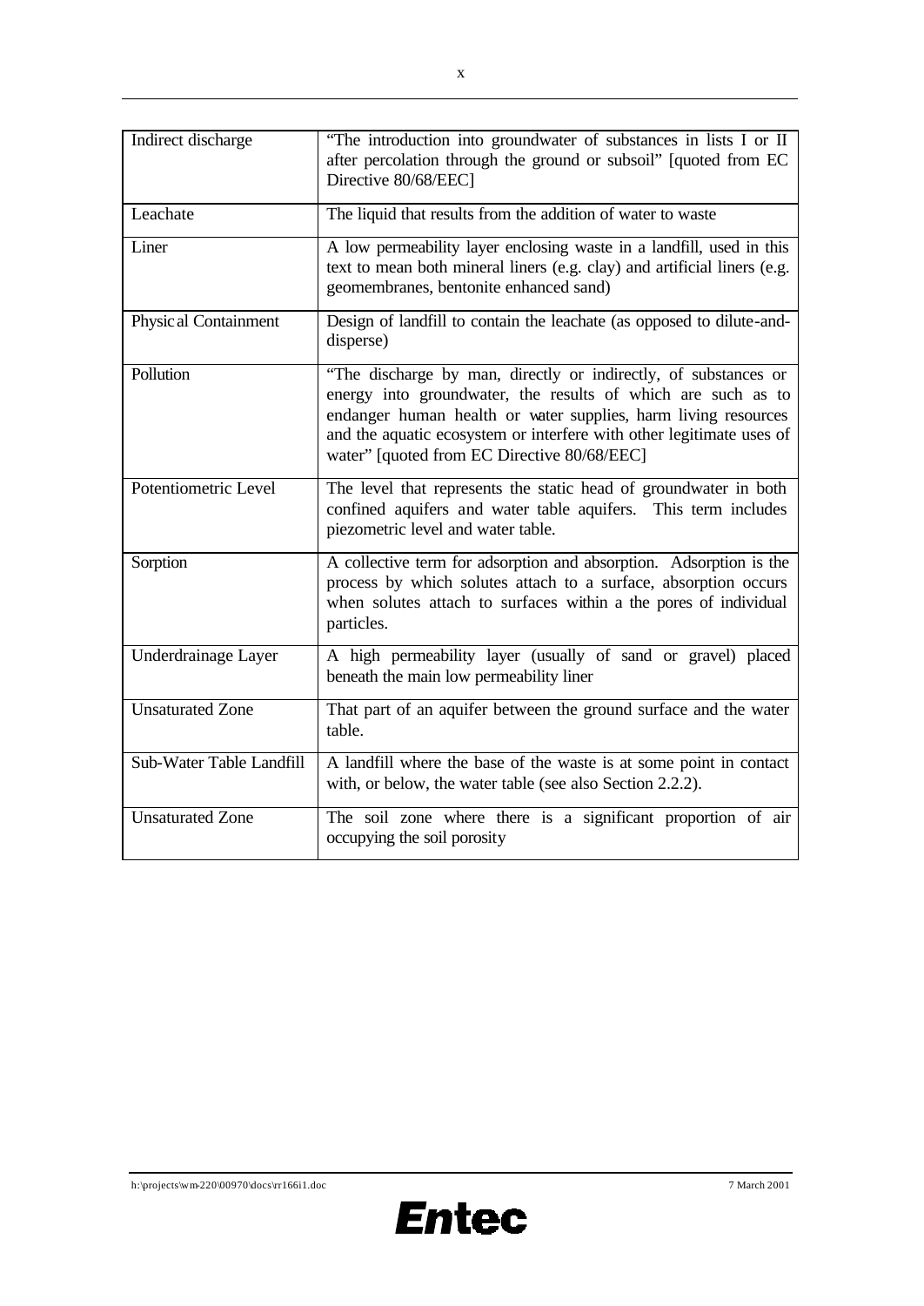| | |
|---|---|
| Indirect discharge | "The introduction into groundwater of substances in lists I or II after percolation through the ground or subsoil" [quoted from EC Directive 80/68/EEC] |
| Leachate | The liquid that results from the addition of water to waste |
| Liner | A low permeability layer enclosing waste in a landfill, used in this text to mean both mineral liners (e.g. clay) and artificial liners (e.g. geomembranes, bentonite enhanced sand) |
| Physical Containment | Design of landfill to contain the leachate (as opposed to dilute-and-disperse) |
| Pollution | "The discharge by man, directly or indirectly, of substances or energy into groundwater, the results of which are such as to endanger human health or water supplies, harm living resources and the aquatic ecosystem or interfere with other legitimate uses of water" [quoted from EC Directive 80/68/EEC] |
| Potentiometric Level | The level that represents the static head of groundwater in both confined aquifers and water table aquifers. This term includes piezometric level and water table. |
| Sorption | A collective term for adsorption and absorption. Adsorption is the process by which solutes attach to a surface, absorption occurs when solutes attach to surfaces within a the pores of individual particles. |
| Underdrainage Layer | A high permeability layer (usually of sand or gravel) placed beneath the main low permeability liner |
| Unsaturated Zone | That part of an aquifer between the ground surface and the water table. |
| Sub-Water Table Landfill | A landfill where the base of the waste is at some point in contact with, or below, the water table (see also Section 2.2.2). |
| Unsaturated Zone | The soil zone where there is a significant proportion of air occupying the soil porosity |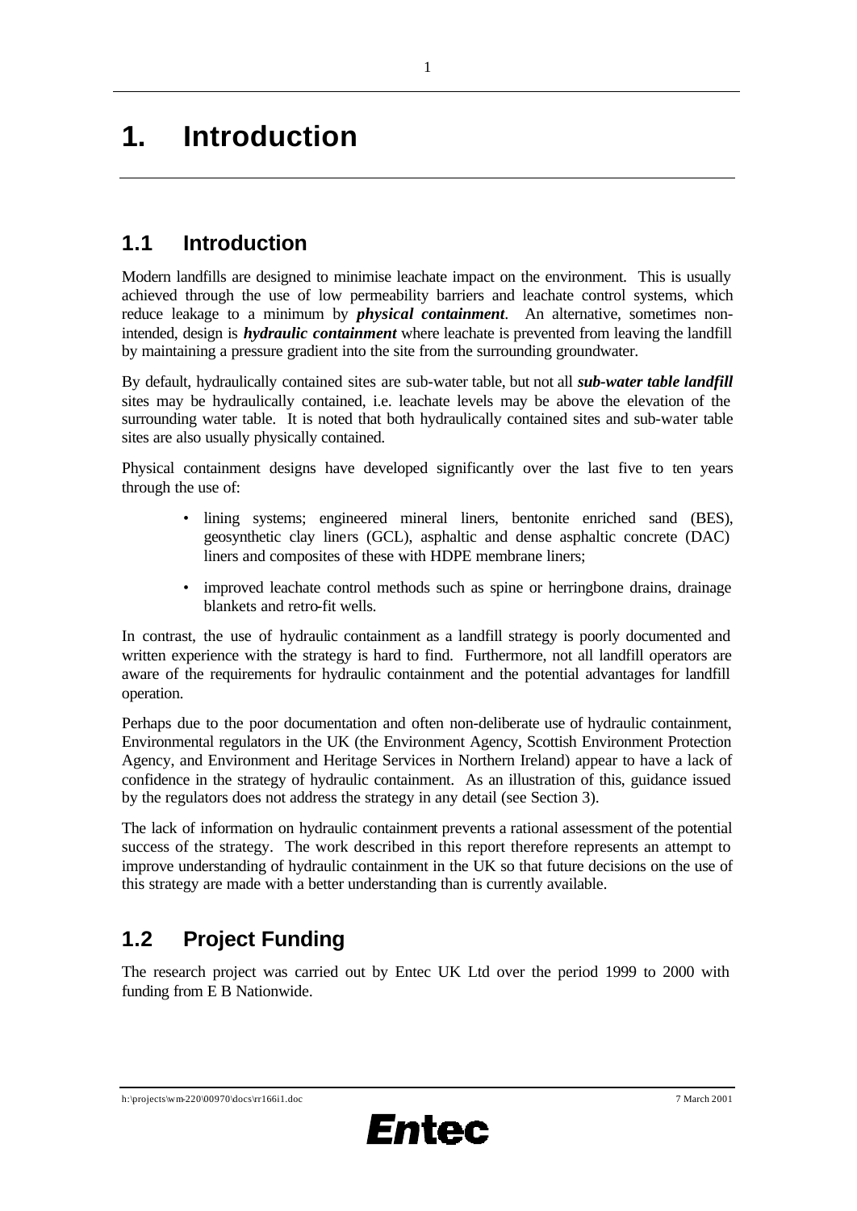# 1. Introduction

## 1.1 Introduction

Modern landfills are designed to minimise leachate impact on the environment. This is usually achieved through the use of low permeability barriers and leachate control systems, which reduce leakage to a minimum by ***physical containment***. An alternative, sometimes non-intended, design is ***hydraulic containment*** where leachate is prevented from leaving the landfill by maintaining a pressure gradient into the site from the surrounding groundwater.

By default, hydraulically contained sites are sub-water table, but not all ***sub-water table landfill*** sites may be hydraulically contained, i.e. leachate levels may be above the elevation of the surrounding water table. It is noted that both hydraulically contained sites and sub-water table sites are also usually physically contained.

Physical containment designs have developed significantly over the last five to ten years through the use of:

- lining systems; engineered mineral liners, bentonite enriched sand (BES), geosynthetic clay liners (GCL), asphaltic and dense asphaltic concrete (DAC) liners and composites of these with HDPE membrane liners;
- improved leachate control methods such as spine or herringbone drains, drainage blankets and retro-fit wells.

In contrast, the use of hydraulic containment as a landfill strategy is poorly documented and written experience with the strategy is hard to find. Furthermore, not all landfill operators are aware of the requirements for hydraulic containment and the potential advantages for landfill operation.

Perhaps due to the poor documentation and often non-deliberate use of hydraulic containment, Environmental regulators in the UK (the Environment Agency, Scottish Environment Protection Agency, and Environment and Heritage Services in Northern Ireland) appear to have a lack of confidence in the strategy of hydraulic containment. As an illustration of this, guidance issued by the regulators does not address the strategy in any detail (see Section 3).

The lack of information on hydraulic containment prevents a rational assessment of the potential success of the strategy. The work described in this report therefore represents an attempt to improve understanding of hydraulic containment in the UK so that future decisions on the use of this strategy are made with a better understanding than is currently available.

## 1.2 Project Funding

The research project was carried out by Entec UK Ltd over the period 1999 to 2000 with funding from E B Nationwide.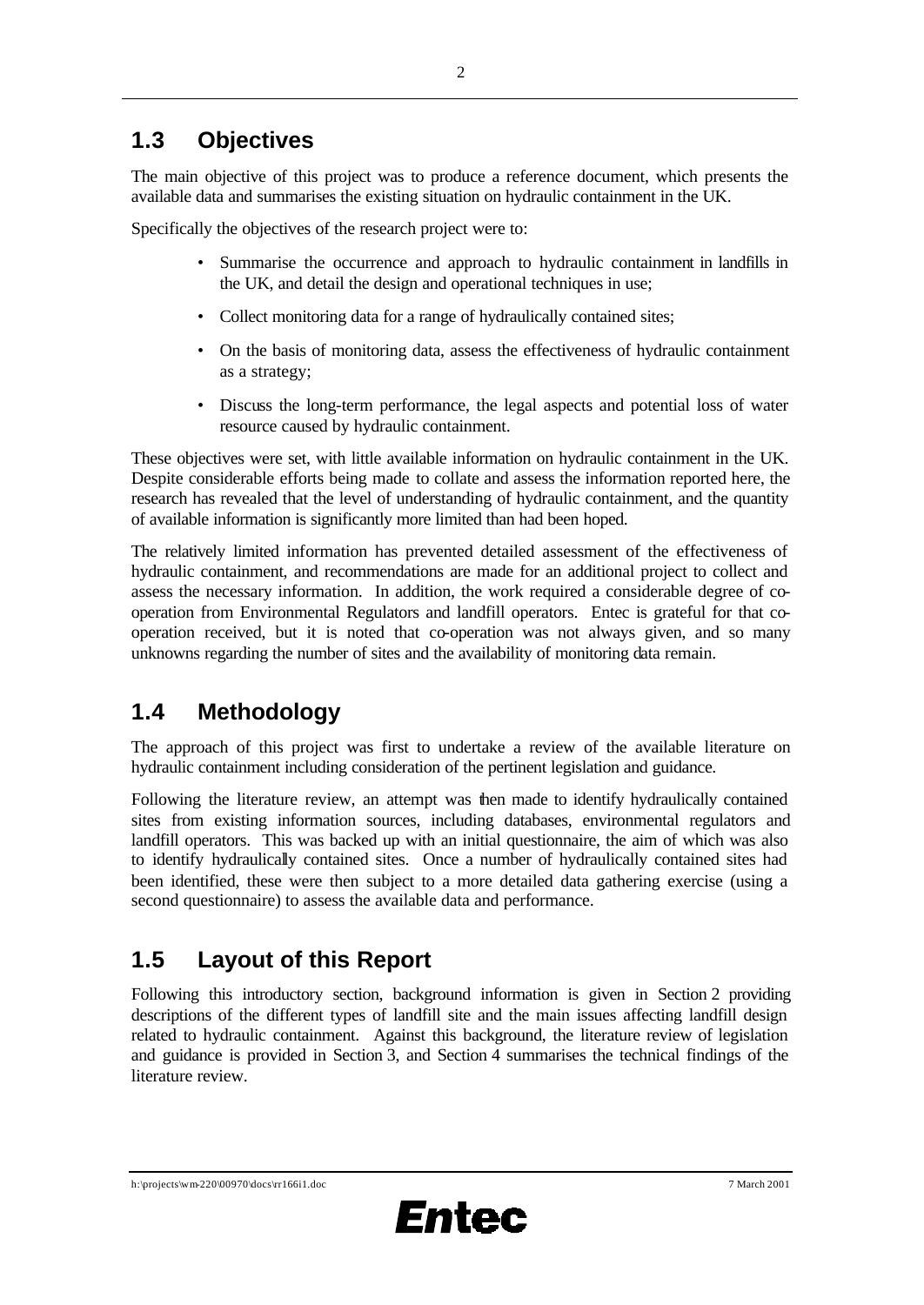## 1.3 Objectives

The main objective of this project was to produce a reference document, which presents the available data and summarises the existing situation on hydraulic containment in the UK.

Specifically the objectives of the research project were to:

- Summarise the occurrence and approach to hydraulic containment in landfills in the UK, and detail the design and operational techniques in use;
- Collect monitoring data for a range of hydraulically contained sites;
- On the basis of monitoring data, assess the effectiveness of hydraulic containment as a strategy;
- Discuss the long-term performance, the legal aspects and potential loss of water resource caused by hydraulic containment.

These objectives were set, with little available information on hydraulic containment in the UK. Despite considerable efforts being made to collate and assess the information reported here, the research has revealed that the level of understanding of hydraulic containment, and the quantity of available information is significantly more limited than had been hoped.

The relatively limited information has prevented detailed assessment of the effectiveness of hydraulic containment, and recommendations are made for an additional project to collect and assess the necessary information. In addition, the work required a considerable degree of co-operation from Environmental Regulators and landfill operators. Entec is grateful for that co-operation received, but it is noted that co-operation was not always given, and so many unknowns regarding the number of sites and the availability of monitoring data remain.

## 1.4 Methodology

The approach of this project was first to undertake a review of the available literature on hydraulic containment including consideration of the pertinent legislation and guidance.

Following the literature review, an attempt was then made to identify hydraulically contained sites from existing information sources, including databases, environmental regulators and landfill operators. This was backed up with an initial questionnaire, the aim of which was also to identify hydraulically contained sites. Once a number of hydraulically contained sites had been identified, these were then subject to a more detailed data gathering exercise (using a second questionnaire) to assess the available data and performance.

## 1.5 Layout of this Report

Following this introductory section, background information is given in Section 2 providing descriptions of the different types of landfill site and the main issues affecting landfill design related to hydraulic containment. Against this background, the literature review of legislation and guidance is provided in Section 3, and Section 4 summarises the technical findings of the literature review.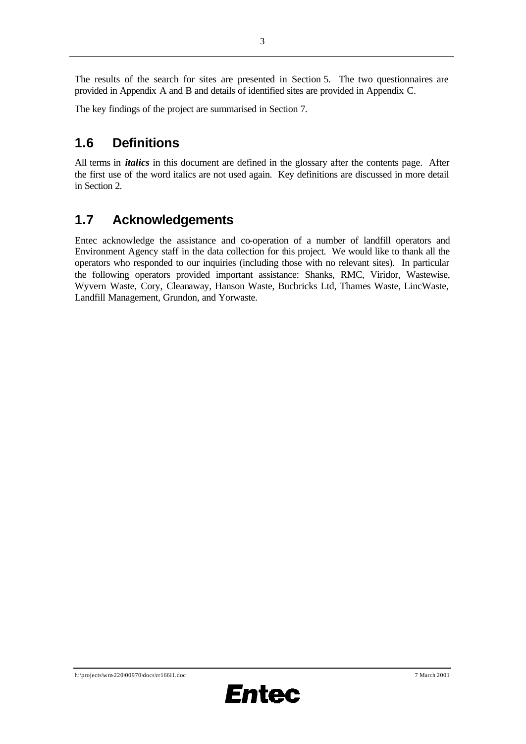The results of the search for sites are presented in Section 5. The two questionnaires are provided in Appendix A and B and details of identified sites are provided in Appendix C.

The key findings of the project are summarised in Section 7.

## 1.6 Definitions

All terms in ***italics*** in this document are defined in the glossary after the contents page. After the first use of the word italics are not used again. Key definitions are discussed in more detail in Section 2.

## 1.7 Acknowledgements

Entec acknowledge the assistance and co-operation of a number of landfill operators and Environment Agency staff in the data collection for this project. We would like to thank all the operators who responded to our inquiries (including those with no relevant sites). In particular the following operators provided important assistance: Shanks, RMC, Viridor, Wastewise, Wyvern Waste, Cory, Cleanaway, Hanson Waste, Bucbricks Ltd, Thames Waste, LincWaste, Landfill Management, Grundon, and Yorwaste.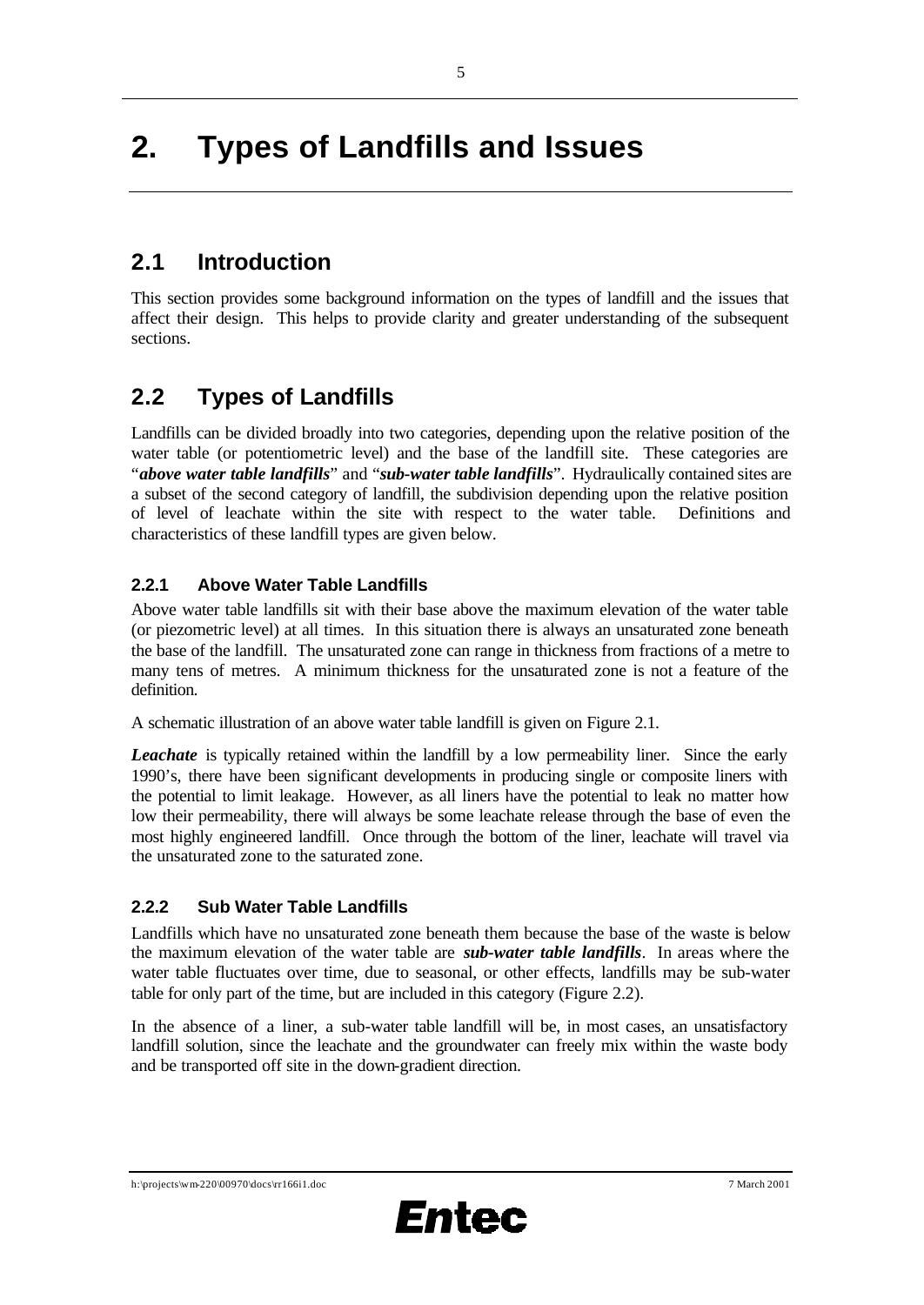# 2. Types of Landfills and Issues

## 2.1 Introduction

This section provides some background information on the types of landfill and the issues that affect their design. This helps to provide clarity and greater understanding of the subsequent sections.

## 2.2 Types of Landfills

Landfills can be divided broadly into two categories, depending upon the relative position of the water table (or potentiometric level) and the base of the landfill site. These categories are "***above water table landfills***" and "***sub-water table landfills***". Hydraulically contained sites are a subset of the second category of landfill, the subdivision depending upon the relative position of level of leachate within the site with respect to the water table. Definitions and characteristics of these landfill types are given below.

### 2.2.1 Above Water Table Landfills

Above water table landfills sit with their base above the maximum elevation of the water table (or piezometric level) at all times. In this situation there is always an unsaturated zone beneath the base of the landfill. The unsaturated zone can range in thickness from fractions of a metre to many tens of metres. A minimum thickness for the unsaturated zone is not a feature of the definition.

A schematic illustration of an above water table landfill is given on Figure 2.1.

***Leachate*** is typically retained within the landfill by a low permeability liner. Since the early 1990's, there have been significant developments in producing single or composite liners with the potential to limit leakage. However, as all liners have the potential to leak no matter how low their permeability, there will always be some leachate release through the base of even the most highly engineered landfill. Once through the bottom of the liner, leachate will travel via the unsaturated zone to the saturated zone.

### 2.2.2 Sub Water Table Landfills

Landfills which have no unsaturated zone beneath them because the base of the waste is below the maximum elevation of the water table are ***sub-water table landfills***. In areas where the water table fluctuates over time, due to seasonal, or other effects, landfills may be sub-water table for only part of the time, but are included in this category (Figure 2.2).

In the absence of a liner, a sub-water table landfill will be, in most cases, an unsatisfactory landfill solution, since the leachate and the groundwater can freely mix within the waste body and be transported off site in the down-gradient direction.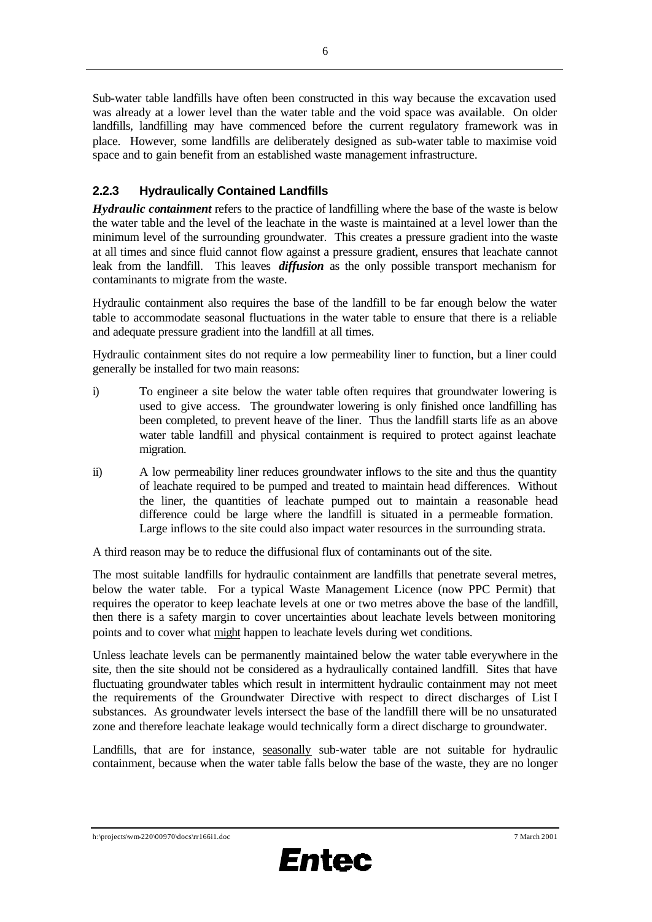Sub-water table landfills have often been constructed in this way because the excavation used was already at a lower level than the water table and the void space was available. On older landfills, landfilling may have commenced before the current regulatory framework was in place. However, some landfills are deliberately designed as sub-water table to maximise void space and to gain benefit from an established waste management infrastructure.

### 2.2.3 Hydraulically Contained Landfills

***Hydraulic containment*** refers to the practice of landfilling where the base of the waste is below the water table and the level of the leachate in the waste is maintained at a level lower than the minimum level of the surrounding groundwater. This creates a pressure gradient into the waste at all times and since fluid cannot flow against a pressure gradient, ensures that leachate cannot leak from the landfill. This leaves ***diffusion*** as the only possible transport mechanism for contaminants to migrate from the waste.

Hydraulic containment also requires the base of the landfill to be far enough below the water table to accommodate seasonal fluctuations in the water table to ensure that there is a reliable and adequate pressure gradient into the landfill at all times.

Hydraulic containment sites do not require a low permeability liner to function, but a liner could generally be installed for two main reasons:

i) To engineer a site below the water table often requires that groundwater lowering is used to give access. The groundwater lowering is only finished once landfilling has been completed, to prevent heave of the liner. Thus the landfill starts life as an above water table landfill and physical containment is required to protect against leachate migration.

ii) A low permeability liner reduces groundwater inflows to the site and thus the quantity of leachate required to be pumped and treated to maintain head differences. Without the liner, the quantities of leachate pumped out to maintain a reasonable head difference could be large where the landfill is situated in a permeable formation. Large inflows to the site could also impact water resources in the surrounding strata.

A third reason may be to reduce the diffusional flux of contaminants out of the site.

The most suitable landfills for hydraulic containment are landfills that penetrate several metres, below the water table. For a typical Waste Management Licence (now PPC Permit) that requires the operator to keep leachate levels at one or two metres above the base of the landfill, then there is a safety margin to cover uncertainties about leachate levels between monitoring points and to cover what <u>might</u> happen to leachate levels during wet conditions.

Unless leachate levels can be permanently maintained below the water table everywhere in the site, then the site should not be considered as a hydraulically contained landfill. Sites that have fluctuating groundwater tables which result in intermittent hydraulic containment may not meet the requirements of the Groundwater Directive with respect to direct discharges of List I substances. As groundwater levels intersect the base of the landfill there will be no unsaturated zone and therefore leachate leakage would technically form a direct discharge to groundwater.

Landfills, that are for instance, <u>seasonally</u> sub-water table are not suitable for hydraulic containment, because when the water table falls below the base of the waste, they are no longer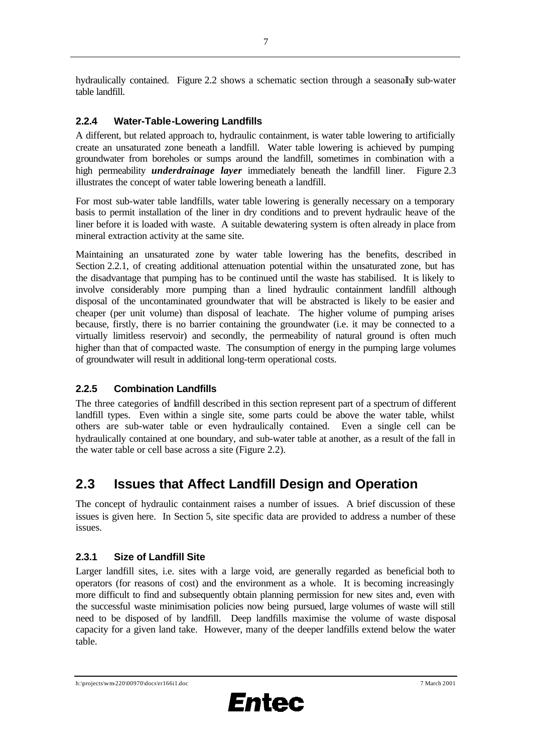hydraulically contained. Figure 2.2 shows a schematic section through a seasonally sub-water table landfill.

### 2.2.4 Water-Table-Lowering Landfills

A different, but related approach to, hydraulic containment, is water table lowering to artificially create an unsaturated zone beneath a landfill. Water table lowering is achieved by pumping groundwater from boreholes or sumps around the landfill, sometimes in combination with a high permeability ***underdrainage layer*** immediately beneath the landfill liner. Figure 2.3 illustrates the concept of water table lowering beneath a landfill.

For most sub-water table landfills, water table lowering is generally necessary on a temporary basis to permit installation of the liner in dry conditions and to prevent hydraulic heave of the liner before it is loaded with waste. A suitable dewatering system is often already in place from mineral extraction activity at the same site.

Maintaining an unsaturated zone by water table lowering has the benefits, described in Section 2.2.1, of creating additional attenuation potential within the unsaturated zone, but has the disadvantage that pumping has to be continued until the waste has stabilised. It is likely to involve considerably more pumping than a lined hydraulic containment landfill although disposal of the uncontaminated groundwater that will be abstracted is likely to be easier and cheaper (per unit volume) than disposal of leachate. The higher volume of pumping arises because, firstly, there is no barrier containing the groundwater (i.e. it may be connected to a virtually limitless reservoir) and secondly, the permeability of natural ground is often much higher than that of compacted waste. The consumption of energy in the pumping large volumes of groundwater will result in additional long-term operational costs.

### 2.2.5 Combination Landfills

The three categories of landfill described in this section represent part of a spectrum of different landfill types. Even within a single site, some parts could be above the water table, whilst others are sub-water table or even hydraulically contained. Even a single cell can be hydraulically contained at one boundary, and sub-water table at another, as a result of the fall in the water table or cell base across a site (Figure 2.2).

## 2.3 Issues that Affect Landfill Design and Operation

The concept of hydraulic containment raises a number of issues. A brief discussion of these issues is given here. In Section 5, site specific data are provided to address a number of these issues.

### 2.3.1 Size of Landfill Site

Larger landfill sites, i.e. sites with a large void, are generally regarded as beneficial both to operators (for reasons of cost) and the environment as a whole. It is becoming increasingly more difficult to find and subsequently obtain planning permission for new sites and, even with the successful waste minimisation policies now being pursued, large volumes of waste will still need to be disposed of by landfill. Deep landfills maximise the volume of waste disposal capacity for a given land take. However, many of the deeper landfills extend below the water table.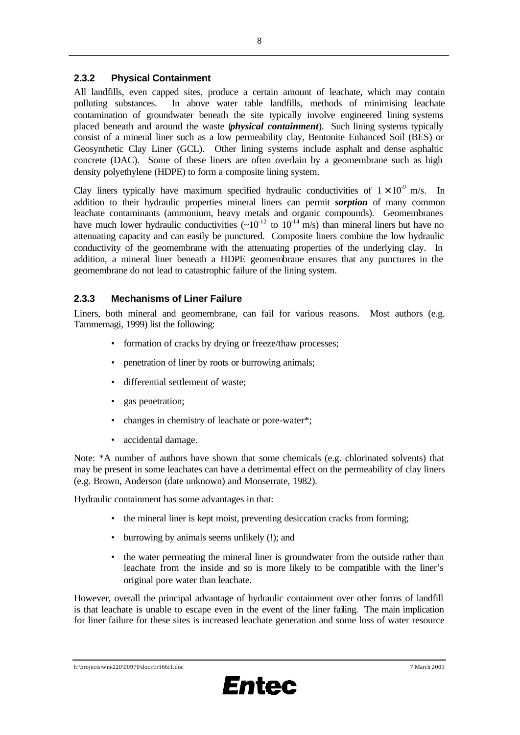### 2.3.2 Physical Containment

All landfills, even capped sites, produce a certain amount of leachate, which may contain polluting substances. In above water table landfills, methods of minimising leachate contamination of groundwater beneath the site typically involve engineered lining systems placed beneath and around the waste (***physical containment***). Such lining systems typically consist of a mineral liner such as a low permeability clay, Bentonite Enhanced Soil (BES) or Geosynthetic Clay Liner (GCL). Other lining systems include asphalt and dense asphaltic concrete (DAC). Some of these liners are often overlain by a geomembrane such as high density polyethylene (HDPE) to form a composite lining system.

Clay liners typically have maximum specified hydraulic conductivities of $1 \times 10^{-9}$ m/s. In addition to their hydraulic properties mineral liners can permit ***sorption*** of many common leachate contaminants (ammonium, heavy metals and organic compounds). Geomembranes have much lower hydraulic conductivities ($\sim 10^{-12}$ to $10^{-14}$ m/s) than mineral liners but have no attenuating capacity and can easily be punctured. Composite liners combine the low hydraulic conductivity of the geomembrane with the attenuating properties of the underlying clay. In addition, a mineral liner beneath a HDPE geomembrane ensures that any punctures in the geomembrane do not lead to catastrophic failure of the lining system.

### 2.3.3 Mechanisms of Liner Failure

Liners, both mineral and geomembrane, can fail for various reasons. Most authors (e.g. Tammemagi, 1999) list the following:

- formation of cracks by drying or freeze/thaw processes;
- penetration of liner by roots or burrowing animals;
- differential settlement of waste;
- gas penetration;
- changes in chemistry of leachate or pore-water*;
- accidental damage.

Note: *A number of authors have shown that some chemicals (e.g. chlorinated solvents) that may be present in some leachates can have a detrimental effect on the permeability of clay liners (e.g. Brown, Anderson (date unknown) and Monserrate, 1982).

Hydraulic containment has some advantages in that:

- the mineral liner is kept moist, preventing desiccation cracks from forming;
- burrowing by animals seems unlikely (!); and
- the water permeating the mineral liner is groundwater from the outside rather than leachate from the inside and so is more likely to be compatible with the liner's original pore water than leachate.

However, overall the principal advantage of hydraulic containment over other forms of landfill is that leachate is unable to escape even in the event of the liner failing. The main implication for liner failure for these sites is increased leachate generation and some loss of water resource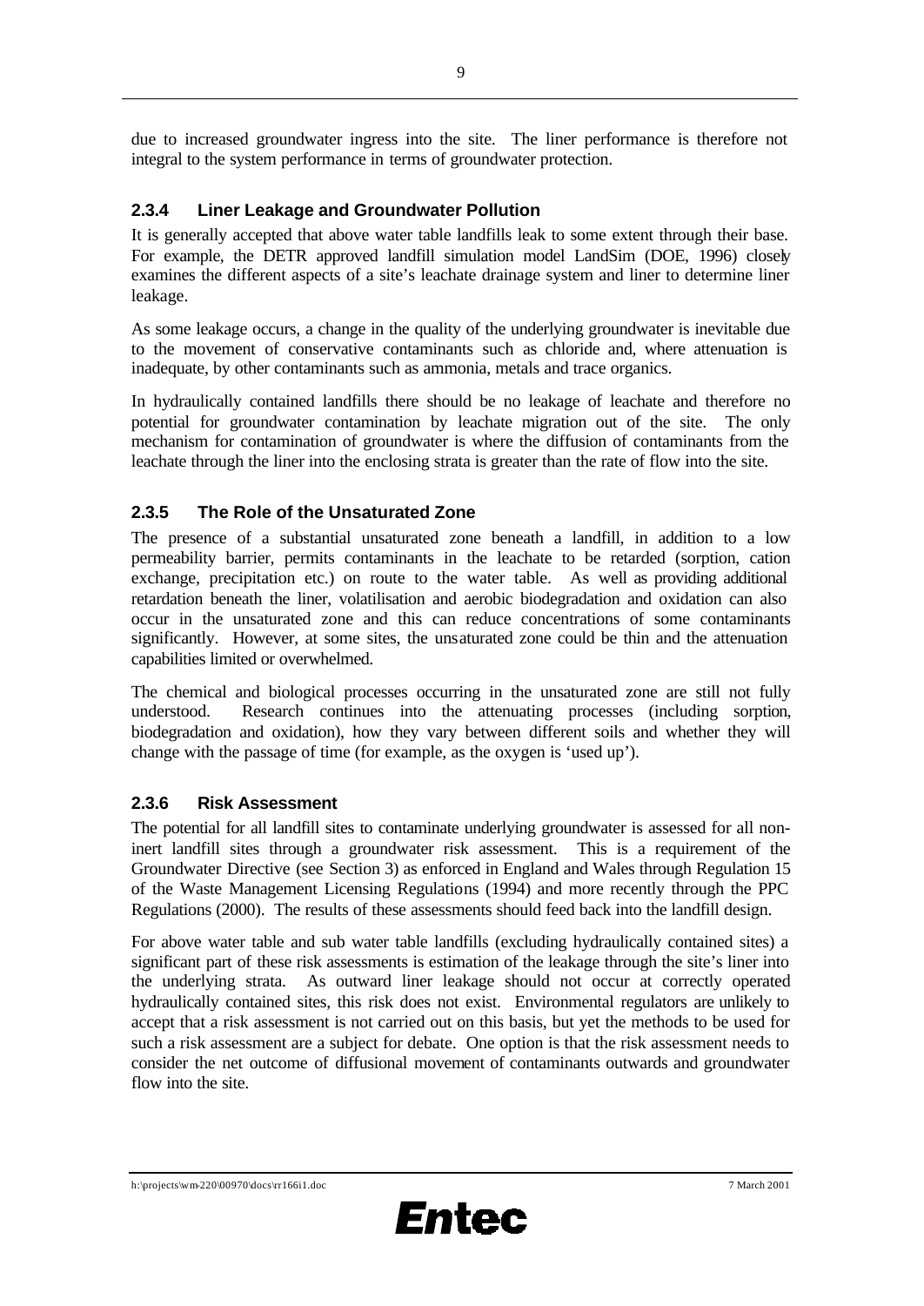due to increased groundwater ingress into the site. The liner performance is therefore not integral to the system performance in terms of groundwater protection.

### 2.3.4 Liner Leakage and Groundwater Pollution

It is generally accepted that above water table landfills leak to some extent through their base. For example, the DETR approved landfill simulation model LandSim (DOE, 1996) closely examines the different aspects of a site's leachate drainage system and liner to determine liner leakage.

As some leakage occurs, a change in the quality of the underlying groundwater is inevitable due to the movement of conservative contaminants such as chloride and, where attenuation is inadequate, by other contaminants such as ammonia, metals and trace organics.

In hydraulically contained landfills there should be no leakage of leachate and therefore no potential for groundwater contamination by leachate migration out of the site. The only mechanism for contamination of groundwater is where the diffusion of contaminants from the leachate through the liner into the enclosing strata is greater than the rate of flow into the site.

### 2.3.5 The Role of the Unsaturated Zone

The presence of a substantial unsaturated zone beneath a landfill, in addition to a low permeability barrier, permits contaminants in the leachate to be retarded (sorption, cation exchange, precipitation etc.) on route to the water table. As well as providing additional retardation beneath the liner, volatilisation and aerobic biodegradation and oxidation can also occur in the unsaturated zone and this can reduce concentrations of some contaminants significantly. However, at some sites, the unsaturated zone could be thin and the attenuation capabilities limited or overwhelmed.

The chemical and biological processes occurring in the unsaturated zone are still not fully understood. Research continues into the attenuating processes (including sorption, biodegradation and oxidation), how they vary between different soils and whether they will change with the passage of time (for example, as the oxygen is 'used up').

### 2.3.6 Risk Assessment

The potential for all landfill sites to contaminate underlying groundwater is assessed for all non-inert landfill sites through a groundwater risk assessment. This is a requirement of the Groundwater Directive (see Section 3) as enforced in England and Wales through Regulation 15 of the Waste Management Licensing Regulations (1994) and more recently through the PPC Regulations (2000). The results of these assessments should feed back into the landfill design.

For above water table and sub water table landfills (excluding hydraulically contained sites) a significant part of these risk assessments is estimation of the leakage through the site's liner into the underlying strata. As outward liner leakage should not occur at correctly operated hydraulically contained sites, this risk does not exist. Environmental regulators are unlikely to accept that a risk assessment is not carried out on this basis, but yet the methods to be used for such a risk assessment are a subject for debate. One option is that the risk assessment needs to consider the net outcome of diffusional movement of contaminants outwards and groundwater flow into the site.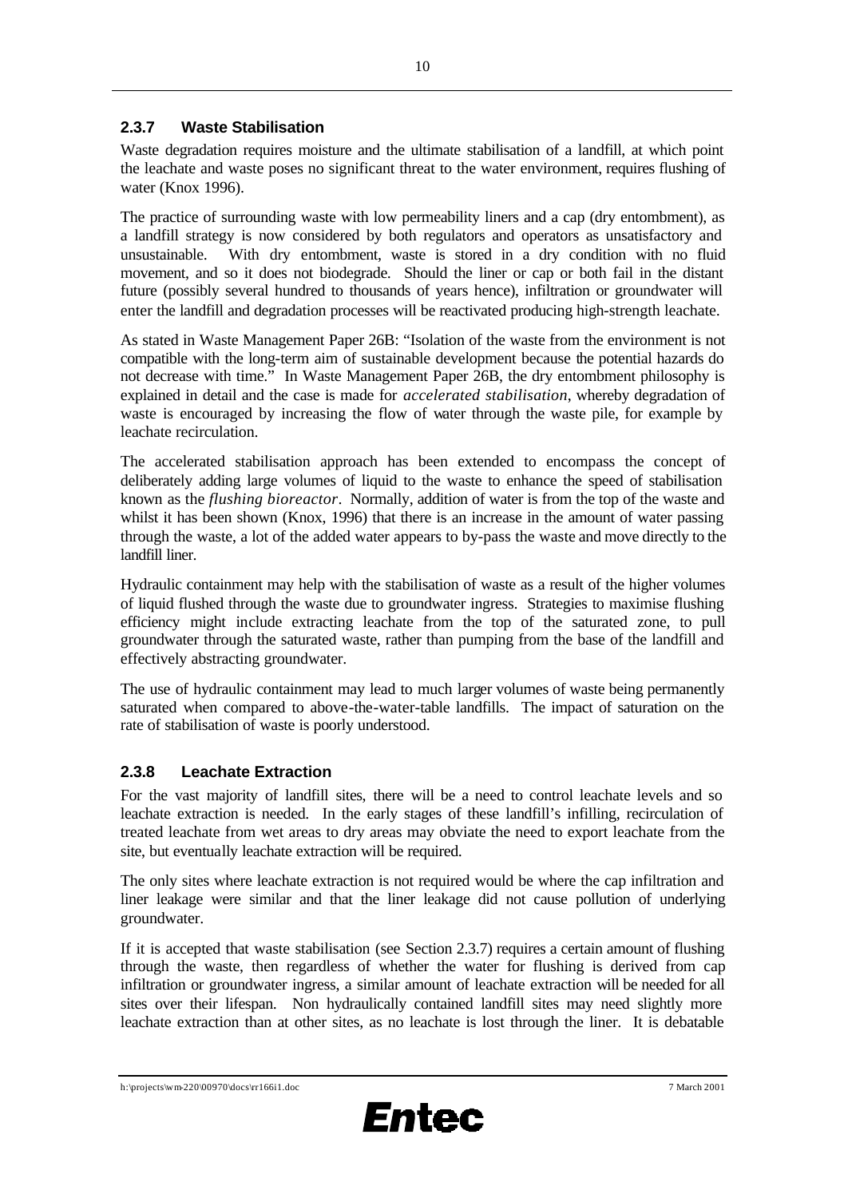### 2.3.7 Waste Stabilisation

Waste degradation requires moisture and the ultimate stabilisation of a landfill, at which point the leachate and waste poses no significant threat to the water environment, requires flushing of water (Knox 1996).

The practice of surrounding waste with low permeability liners and a cap (dry entombment), as a landfill strategy is now considered by both regulators and operators as unsatisfactory and unsustainable. With dry entombment, waste is stored in a dry condition with no fluid movement, and so it does not biodegrade. Should the liner or cap or both fail in the distant future (possibly several hundred to thousands of years hence), infiltration or groundwater will enter the landfill and degradation processes will be reactivated producing high-strength leachate.

As stated in Waste Management Paper 26B: "Isolation of the waste from the environment is not compatible with the long-term aim of sustainable development because the potential hazards do not decrease with time." In Waste Management Paper 26B, the dry entombment philosophy is explained in detail and the case is made for *accelerated stabilisation*, whereby degradation of waste is encouraged by increasing the flow of water through the waste pile, for example by leachate recirculation.

The accelerated stabilisation approach has been extended to encompass the concept of deliberately adding large volumes of liquid to the waste to enhance the speed of stabilisation known as the *flushing bioreactor*. Normally, addition of water is from the top of the waste and whilst it has been shown (Knox, 1996) that there is an increase in the amount of water passing through the waste, a lot of the added water appears to by-pass the waste and move directly to the landfill liner.

Hydraulic containment may help with the stabilisation of waste as a result of the higher volumes of liquid flushed through the waste due to groundwater ingress. Strategies to maximise flushing efficiency might include extracting leachate from the top of the saturated zone, to pull groundwater through the saturated waste, rather than pumping from the base of the landfill and effectively abstracting groundwater.

The use of hydraulic containment may lead to much larger volumes of waste being permanently saturated when compared to above-the-water-table landfills. The impact of saturation on the rate of stabilisation of waste is poorly understood.

### 2.3.8 Leachate Extraction

For the vast majority of landfill sites, there will be a need to control leachate levels and so leachate extraction is needed. In the early stages of these landfill's infilling, recirculation of treated leachate from wet areas to dry areas may obviate the need to export leachate from the site, but eventually leachate extraction will be required.

The only sites where leachate extraction is not required would be where the cap infiltration and liner leakage were similar and that the liner leakage did not cause pollution of underlying groundwater.

If it is accepted that waste stabilisation (see Section 2.3.7) requires a certain amount of flushing through the waste, then regardless of whether the water for flushing is derived from cap infiltration or groundwater ingress, a similar amount of leachate extraction will be needed for all sites over their lifespan. Non hydraulically contained landfill sites may need slightly more leachate extraction than at other sites, as no leachate is lost through the liner. It is debatable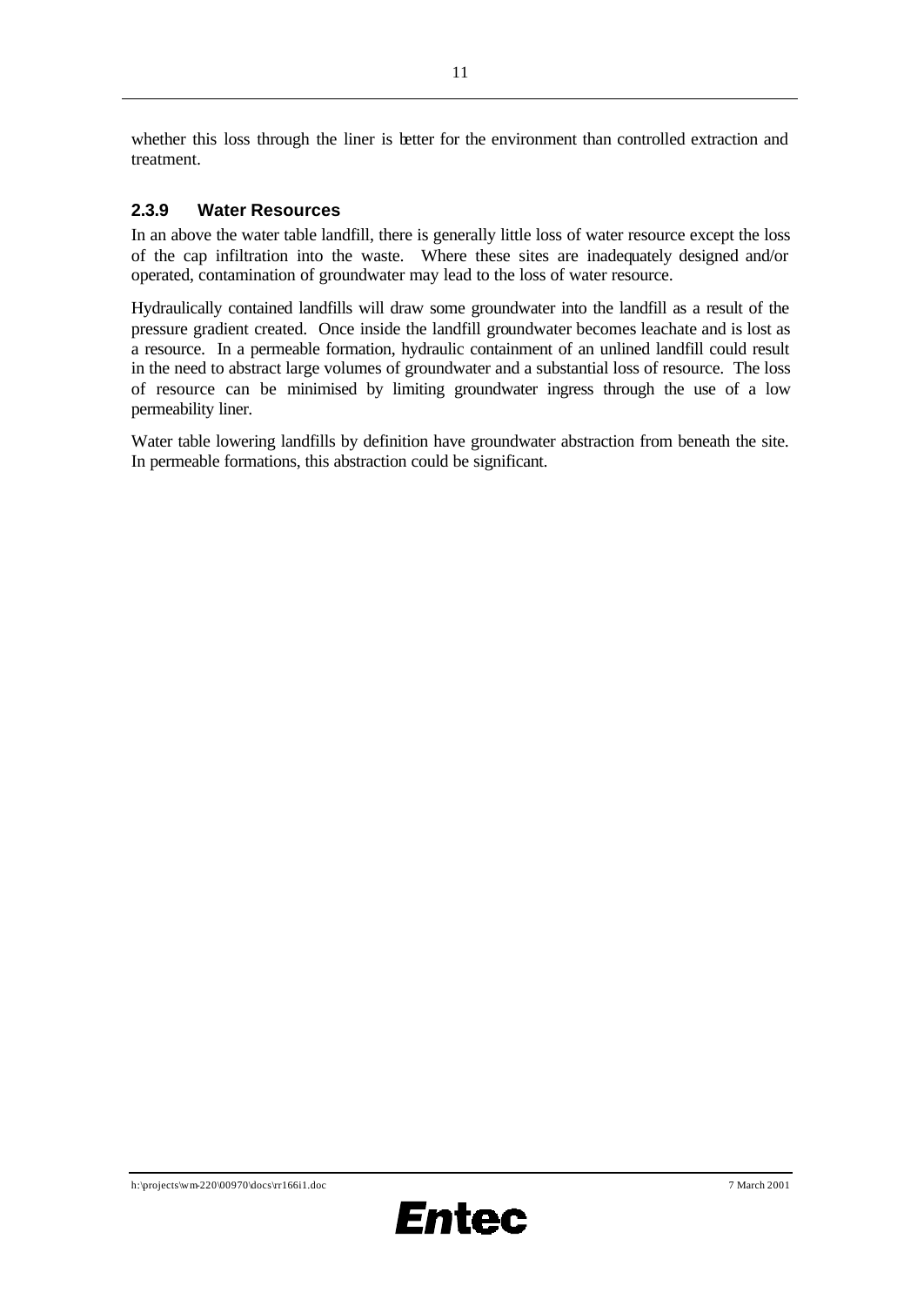whether this loss through the liner is better for the environment than controlled extraction and treatment.

### 2.3.9 Water Resources

In an above the water table landfill, there is generally little loss of water resource except the loss of the cap infiltration into the waste. Where these sites are inadequately designed and/or operated, contamination of groundwater may lead to the loss of water resource.

Hydraulically contained landfills will draw some groundwater into the landfill as a result of the pressure gradient created. Once inside the landfill groundwater becomes leachate and is lost as a resource. In a permeable formation, hydraulic containment of an unlined landfill could result in the need to abstract large volumes of groundwater and a substantial loss of resource. The loss of resource can be minimised by limiting groundwater ingress through the use of a low permeability liner.

Water table lowering landfills by definition have groundwater abstraction from beneath the site. In permeable formations, this abstraction could be significant.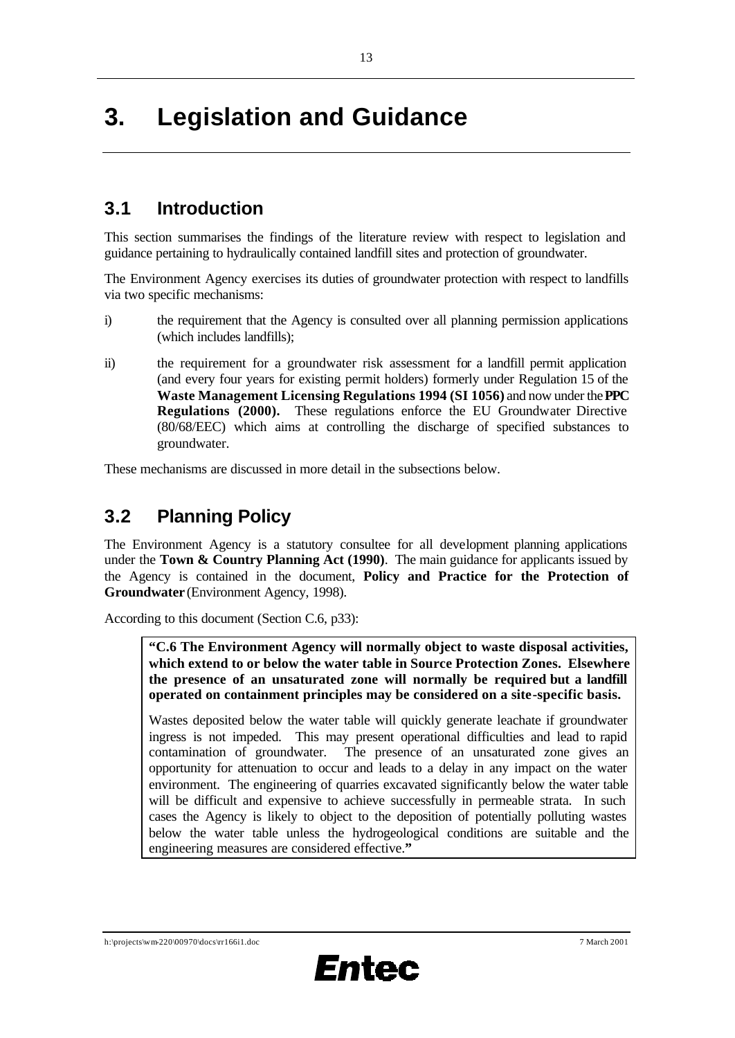# 3. Legislation and Guidance

## 3.1 Introduction

This section summarises the findings of the literature review with respect to legislation and guidance pertaining to hydraulically contained landfill sites and protection of groundwater.

The Environment Agency exercises its duties of groundwater protection with respect to landfills via two specific mechanisms:

i) the requirement that the Agency is consulted over all planning permission applications (which includes landfills);

ii) the requirement for a groundwater risk assessment for a landfill permit application (and every four years for existing permit holders) formerly under Regulation 15 of the **Waste Management Licensing Regulations 1994 (SI 1056)** and now under the **PPC Regulations (2000).** These regulations enforce the EU Groundwater Directive (80/68/EEC) which aims at controlling the discharge of specified substances to groundwater.

These mechanisms are discussed in more detail in the subsections below.

## 3.2 Planning Policy

The Environment Agency is a statutory consultee for all development planning applications under the **Town & Country Planning Act (1990)**. The main guidance for applicants issued by the Agency is contained in the document, **Policy and Practice for the Protection of Groundwater** (Environment Agency, 1998).

According to this document (Section C.6, p33):

> **"C.6 The Environment Agency will normally object to waste disposal activities, which extend to or below the water table in Source Protection Zones. Elsewhere the presence of an unsaturated zone will normally be required but a landfill operated on containment principles may be considered on a site-specific basis.**
>
> Wastes deposited below the water table will quickly generate leachate if groundwater ingress is not impeded. This may present operational difficulties and lead to rapid contamination of groundwater. The presence of an unsaturated zone gives an opportunity for attenuation to occur and leads to a delay in any impact on the water environment. The engineering of quarries excavated significantly below the water table will be difficult and expensive to achieve successfully in permeable strata. In such cases the Agency is likely to object to the deposition of potentially polluting wastes below the water table unless the hydrogeological conditions are suitable and the engineering measures are considered effective.**"**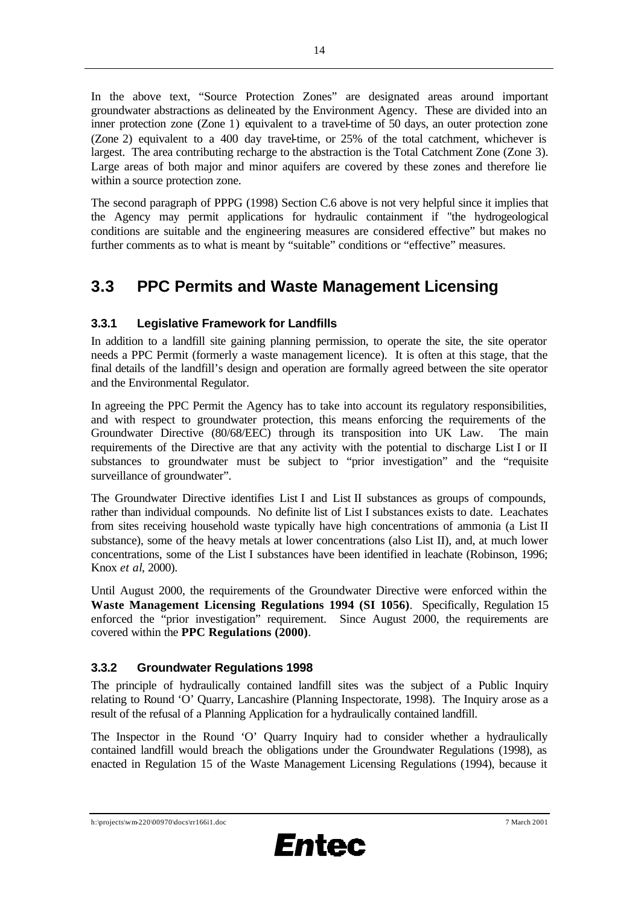In the above text, "Source Protection Zones" are designated areas around important groundwater abstractions as delineated by the Environment Agency. These are divided into an inner protection zone (Zone 1) equivalent to a travel-time of 50 days, an outer protection zone (Zone 2) equivalent to a 400 day travel-time, or 25% of the total catchment, whichever is largest. The area contributing recharge to the abstraction is the Total Catchment Zone (Zone 3). Large areas of both major and minor aquifers are covered by these zones and therefore lie within a source protection zone.

The second paragraph of PPPG (1998) Section C.6 above is not very helpful since it implies that the Agency may permit applications for hydraulic containment if "the hydrogeological conditions are suitable and the engineering measures are considered effective" but makes no further comments as to what is meant by "suitable" conditions or "effective" measures.

## 3.3 PPC Permits and Waste Management Licensing

### 3.3.1 Legislative Framework for Landfills

In addition to a landfill site gaining planning permission, to operate the site, the site operator needs a PPC Permit (formerly a waste management licence). It is often at this stage, that the final details of the landfill's design and operation are formally agreed between the site operator and the Environmental Regulator.

In agreeing the PPC Permit the Agency has to take into account its regulatory responsibilities, and with respect to groundwater protection, this means enforcing the requirements of the Groundwater Directive (80/68/EEC) through its transposition into UK Law. The main requirements of the Directive are that any activity with the potential to discharge List I or II substances to groundwater must be subject to "prior investigation" and the "requisite surveillance of groundwater".

The Groundwater Directive identifies List I and List II substances as groups of compounds, rather than individual compounds. No definite list of List I substances exists to date. Leachates from sites receiving household waste typically have high concentrations of ammonia (a List II substance), some of the heavy metals at lower concentrations (also List II), and, at much lower concentrations, some of the List I substances have been identified in leachate (Robinson, 1996; Knox *et al*, 2000).

Until August 2000, the requirements of the Groundwater Directive were enforced within the **Waste Management Licensing Regulations 1994 (SI 1056)**. Specifically, Regulation 15 enforced the "prior investigation" requirement. Since August 2000, the requirements are covered within the **PPC Regulations (2000)**.

### 3.3.2 Groundwater Regulations 1998

The principle of hydraulically contained landfill sites was the subject of a Public Inquiry relating to Round 'O' Quarry, Lancashire (Planning Inspectorate, 1998). The Inquiry arose as a result of the refusal of a Planning Application for a hydraulically contained landfill.

The Inspector in the Round 'O' Quarry Inquiry had to consider whether a hydraulically contained landfill would breach the obligations under the Groundwater Regulations (1998), as enacted in Regulation 15 of the Waste Management Licensing Regulations (1994), because it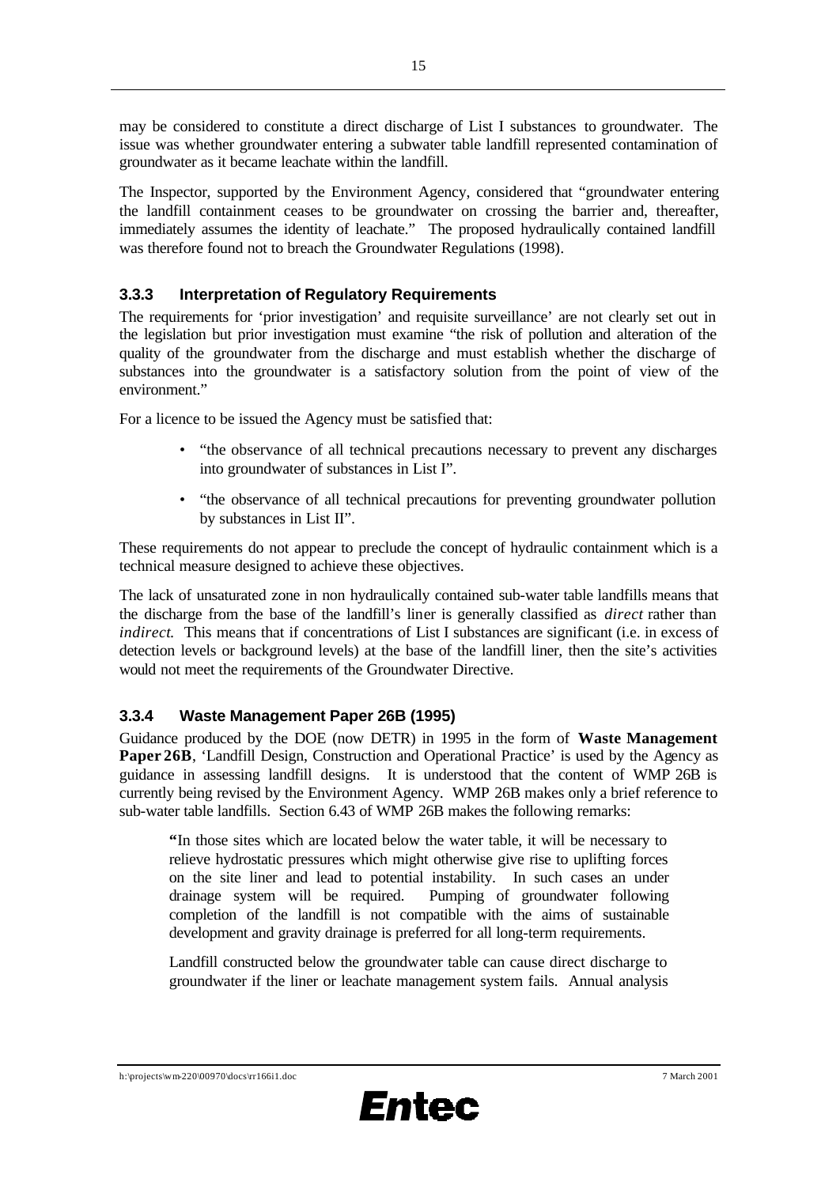may be considered to constitute a direct discharge of List I substances to groundwater. The issue was whether groundwater entering a subwater table landfill represented contamination of groundwater as it became leachate within the landfill.

The Inspector, supported by the Environment Agency, considered that "groundwater entering the landfill containment ceases to be groundwater on crossing the barrier and, thereafter, immediately assumes the identity of leachate." The proposed hydraulically contained landfill was therefore found not to breach the Groundwater Regulations (1998).

### 3.3.3 Interpretation of Regulatory Requirements

The requirements for 'prior investigation' and requisite surveillance' are not clearly set out in the legislation but prior investigation must examine "the risk of pollution and alteration of the quality of the groundwater from the discharge and must establish whether the discharge of substances into the groundwater is a satisfactory solution from the point of view of the environment."

For a licence to be issued the Agency must be satisfied that:

- "the observance of all technical precautions necessary to prevent any discharges into groundwater of substances in List I".
- "the observance of all technical precautions for preventing groundwater pollution by substances in List II".

These requirements do not appear to preclude the concept of hydraulic containment which is a technical measure designed to achieve these objectives.

The lack of unsaturated zone in non hydraulically contained sub-water table landfills means that the discharge from the base of the landfill's liner is generally classified as *direct* rather than *indirect*. This means that if concentrations of List I substances are significant (i.e. in excess of detection levels or background levels) at the base of the landfill liner, then the site's activities would not meet the requirements of the Groundwater Directive.

### 3.3.4 Waste Management Paper 26B (1995)

Guidance produced by the DOE (now DETR) in 1995 in the form of **Waste Management Paper 26B**, 'Landfill Design, Construction and Operational Practice' is used by the Agency as guidance in assessing landfill designs. It is understood that the content of WMP 26B is currently being revised by the Environment Agency. WMP 26B makes only a brief reference to sub-water table landfills. Section 6.43 of WMP 26B makes the following remarks:

> **"**In those sites which are located below the water table, it will be necessary to relieve hydrostatic pressures which might otherwise give rise to uplifting forces on the site liner and lead to potential instability. In such cases an under drainage system will be required. Pumping of groundwater following completion of the landfill is not compatible with the aims of sustainable development and gravity drainage is preferred for all long-term requirements.
>
> Landfill constructed below the groundwater table can cause direct discharge to groundwater if the liner or leachate management system fails. Annual analysis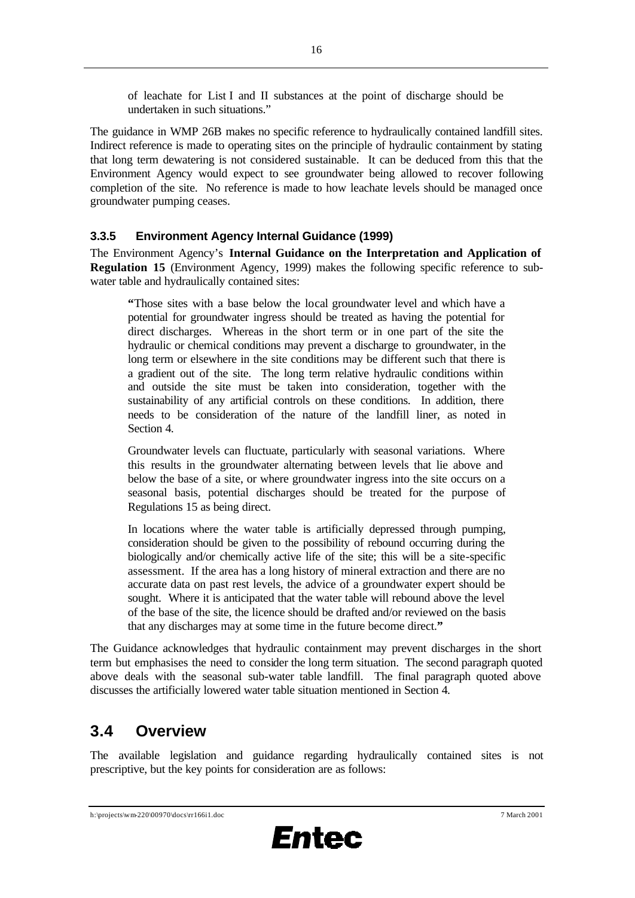of leachate for List I and II substances at the point of discharge should be undertaken in such situations."

The guidance in WMP 26B makes no specific reference to hydraulically contained landfill sites. Indirect reference is made to operating sites on the principle of hydraulic containment by stating that long term dewatering is not considered sustainable. It can be deduced from this that the Environment Agency would expect to see groundwater being allowed to recover following completion of the site. No reference is made to how leachate levels should be managed once groundwater pumping ceases.

### 3.3.5 Environment Agency Internal Guidance (1999)

The Environment Agency's **Internal Guidance on the Interpretation and Application of Regulation 15** (Environment Agency, 1999) makes the following specific reference to sub-water table and hydraulically contained sites:

> **"**Those sites with a base below the local groundwater level and which have a potential for groundwater ingress should be treated as having the potential for direct discharges. Whereas in the short term or in one part of the site the hydraulic or chemical conditions may prevent a discharge to groundwater, in the long term or elsewhere in the site conditions may be different such that there is a gradient out of the site. The long term relative hydraulic conditions within and outside the site must be taken into consideration, together with the sustainability of any artificial controls on these conditions. In addition, there needs to be consideration of the nature of the landfill liner, as noted in Section 4.
>
> Groundwater levels can fluctuate, particularly with seasonal variations. Where this results in the groundwater alternating between levels that lie above and below the base of a site, or where groundwater ingress into the site occurs on a seasonal basis, potential discharges should be treated for the purpose of Regulations 15 as being direct.
>
> In locations where the water table is artificially depressed through pumping, consideration should be given to the possibility of rebound occurring during the biologically and/or chemically active life of the site; this will be a site-specific assessment. If the area has a long history of mineral extraction and there are no accurate data on past rest levels, the advice of a groundwater expert should be sought. Where it is anticipated that the water table will rebound above the level of the base of the site, the licence should be drafted and/or reviewed on the basis that any discharges may at some time in the future become direct.**"**

The Guidance acknowledges that hydraulic containment may prevent discharges in the short term but emphasises the need to consider the long term situation. The second paragraph quoted above deals with the seasonal sub-water table landfill. The final paragraph quoted above discusses the artificially lowered water table situation mentioned in Section 4.

## 3.4 Overview

The available legislation and guidance regarding hydraulically contained sites is not prescriptive, but the key points for consideration are as follows: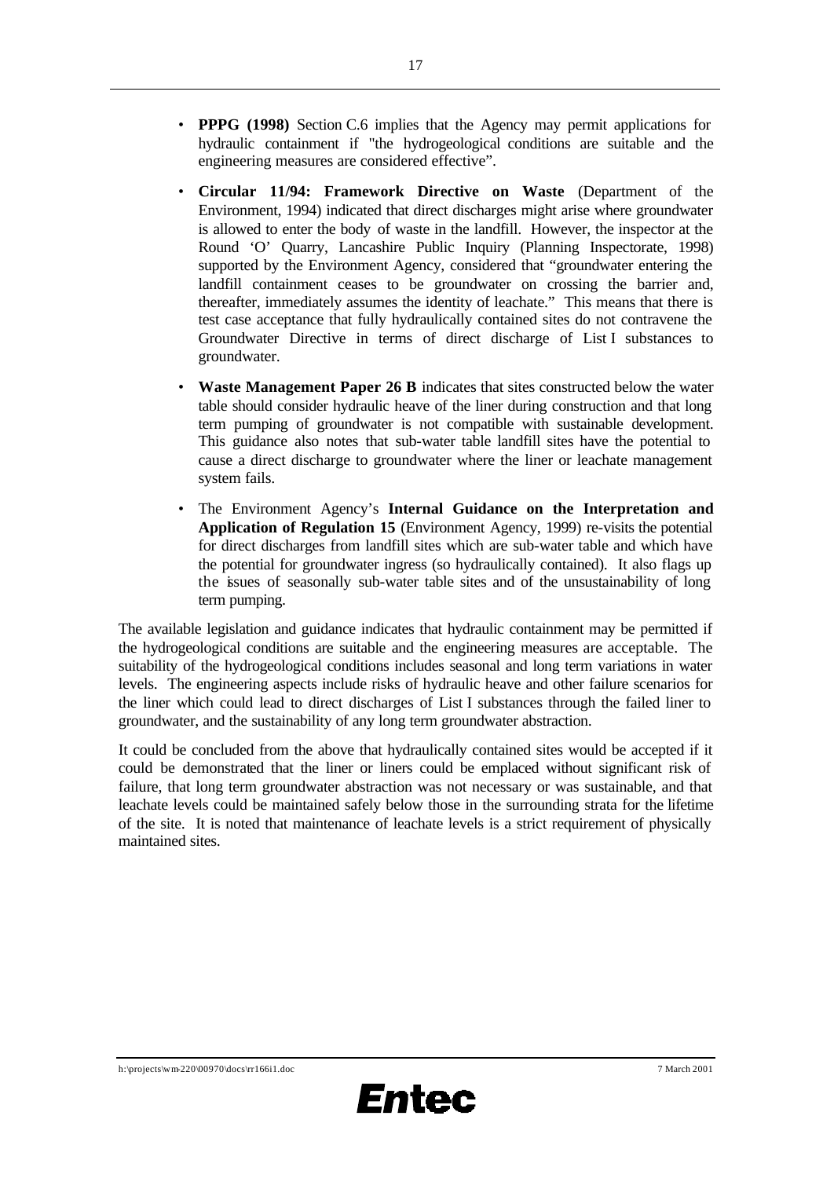- **PPPG (1998)** Section C.6 implies that the Agency may permit applications for hydraulic containment if "the hydrogeological conditions are suitable and the engineering measures are considered effective".

- **Circular 11/94: Framework Directive on Waste** (Department of the Environment, 1994) indicated that direct discharges might arise where groundwater is allowed to enter the body of waste in the landfill. However, the inspector at the Round 'O' Quarry, Lancashire Public Inquiry (Planning Inspectorate, 1998) supported by the Environment Agency, considered that "groundwater entering the landfill containment ceases to be groundwater on crossing the barrier and, thereafter, immediately assumes the identity of leachate." This means that there is test case acceptance that fully hydraulically contained sites do not contravene the Groundwater Directive in terms of direct discharge of List I substances to groundwater.

- **Waste Management Paper 26 B** indicates that sites constructed below the water table should consider hydraulic heave of the liner during construction and that long term pumping of groundwater is not compatible with sustainable development. This guidance also notes that sub-water table landfill sites have the potential to cause a direct discharge to groundwater where the liner or leachate management system fails.

- The Environment Agency's **Internal Guidance on the Interpretation and Application of Regulation 15** (Environment Agency, 1999) re-visits the potential for direct discharges from landfill sites which are sub-water table and which have the potential for groundwater ingress (so hydraulically contained). It also flags up the issues of seasonally sub-water table sites and of the unsustainability of long term pumping.

The available legislation and guidance indicates that hydraulic containment may be permitted if the hydrogeological conditions are suitable and the engineering measures are acceptable. The suitability of the hydrogeological conditions includes seasonal and long term variations in water levels. The engineering aspects include risks of hydraulic heave and other failure scenarios for the liner which could lead to direct discharges of List I substances through the failed liner to groundwater, and the sustainability of any long term groundwater abstraction.

It could be concluded from the above that hydraulically contained sites would be accepted if it could be demonstrated that the liner or liners could be emplaced without significant risk of failure, that long term groundwater abstraction was not necessary or was sustainable, and that leachate levels could be maintained safely below those in the surrounding strata for the lifetime of the site. It is noted that maintenance of leachate levels is a strict requirement of physically maintained sites.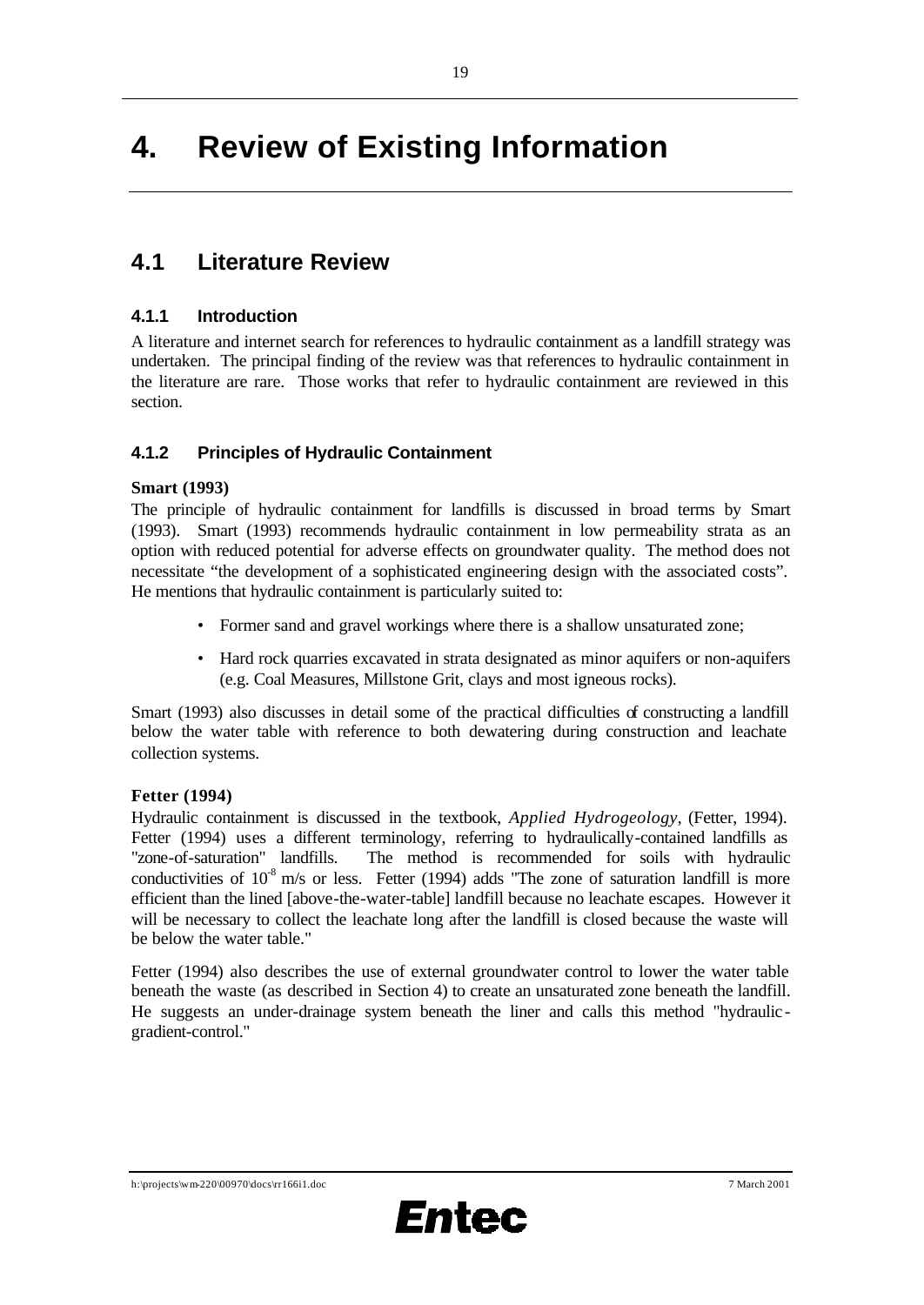# 4. Review of Existing Information

## 4.1 Literature Review

### 4.1.1 Introduction

A literature and internet search for references to hydraulic containment as a landfill strategy was undertaken. The principal finding of the review was that references to hydraulic containment in the literature are rare. Those works that refer to hydraulic containment are reviewed in this section.

### 4.1.2 Principles of Hydraulic Containment

**Smart (1993)**

The principle of hydraulic containment for landfills is discussed in broad terms by Smart (1993). Smart (1993) recommends hydraulic containment in low permeability strata as an option with reduced potential for adverse effects on groundwater quality. The method does not necessitate "the development of a sophisticated engineering design with the associated costs". He mentions that hydraulic containment is particularly suited to:

- Former sand and gravel workings where there is a shallow unsaturated zone;
- Hard rock quarries excavated in strata designated as minor aquifers or non-aquifers (e.g. Coal Measures, Millstone Grit, clays and most igneous rocks).

Smart (1993) also discusses in detail some of the practical difficulties of constructing a landfill below the water table with reference to both dewatering during construction and leachate collection systems.

**Fetter (1994)**

Hydraulic containment is discussed in the textbook, *Applied Hydrogeology*, (Fetter, 1994). Fetter (1994) uses a different terminology, referring to hydraulically-contained landfills as "zone-of-saturation" landfills. The method is recommended for soils with hydraulic conductivities of $10^{-8}$ m/s or less. Fetter (1994) adds "The zone of saturation landfill is more efficient than the lined [above-the-water-table] landfill because no leachate escapes. However it will be necessary to collect the leachate long after the landfill is closed because the waste will be below the water table."

Fetter (1994) also describes the use of external groundwater control to lower the water table beneath the waste (as described in Section 4) to create an unsaturated zone beneath the landfill. He suggests an under-drainage system beneath the liner and calls this method "hydraulic-gradient-control."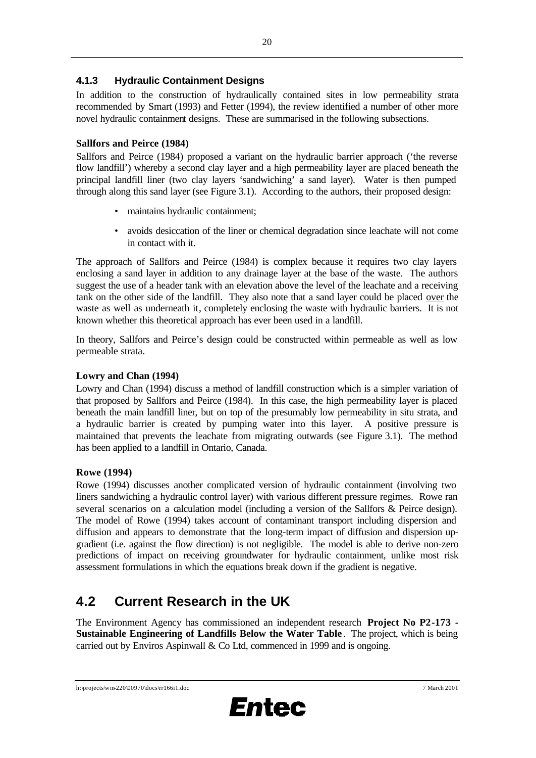### 4.1.3 Hydraulic Containment Designs

In addition to the construction of hydraulically contained sites in low permeability strata recommended by Smart (1993) and Fetter (1994), the review identified a number of other more novel hydraulic containment designs. These are summarised in the following subsections.

**Sallfors and Peirce (1984)**

Sallfors and Peirce (1984) proposed a variant on the hydraulic barrier approach ('the reverse flow landfill') whereby a second clay layer and a high permeability layer are placed beneath the principal landfill liner (two clay layers 'sandwiching' a sand layer). Water is then pumped through along this sand layer (see Figure 3.1). According to the authors, their proposed design:

- maintains hydraulic containment;
- avoids desiccation of the liner or chemical degradation since leachate will not come in contact with it.

The approach of Sallfors and Peirce (1984) is complex because it requires two clay layers enclosing a sand layer in addition to any drainage layer at the base of the waste. The authors suggest the use of a header tank with an elevation above the level of the leachate and a receiving tank on the other side of the landfill. They also note that a sand layer could be placed over the waste as well as underneath it, completely enclosing the waste with hydraulic barriers. It is not known whether this theoretical approach has ever been used in a landfill.

In theory, Sallfors and Peirce's design could be constructed within permeable as well as low permeable strata.

**Lowry and Chan (1994)**

Lowry and Chan (1994) discuss a method of landfill construction which is a simpler variation of that proposed by Sallfors and Peirce (1984). In this case, the high permeability layer is placed beneath the main landfill liner, but on top of the presumably low permeability in situ strata, and a hydraulic barrier is created by pumping water into this layer. A positive pressure is maintained that prevents the leachate from migrating outwards (see Figure 3.1). The method has been applied to a landfill in Ontario, Canada.

**Rowe (1994)**

Rowe (1994) discusses another complicated version of hydraulic containment (involving two liners sandwiching a hydraulic control layer) with various different pressure regimes. Rowe ran several scenarios on a calculation model (including a version of the Sallfors & Peirce design). The model of Rowe (1994) takes account of contaminant transport including dispersion and diffusion and appears to demonstrate that the long-term impact of diffusion and dispersion up-gradient (i.e. against the flow direction) is not negligible. The model is able to derive non-zero predictions of impact on receiving groundwater for hydraulic containment, unlike most risk assessment formulations in which the equations break down if the gradient is negative.

## 4.2 Current Research in the UK

The Environment Agency has commissioned an independent research **Project No P2-173 - Sustainable Engineering of Landfills Below the Water Table**. The project, which is being carried out by Enviros Aspinwall & Co Ltd, commenced in 1999 and is ongoing.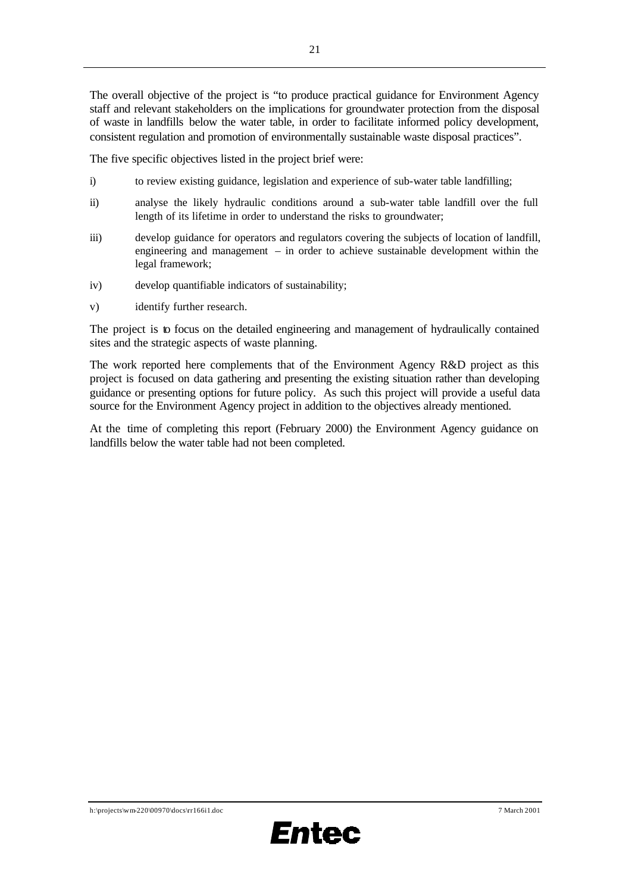The overall objective of the project is "to produce practical guidance for Environment Agency staff and relevant stakeholders on the implications for groundwater protection from the disposal of waste in landfills below the water table, in order to facilitate informed policy development, consistent regulation and promotion of environmentally sustainable waste disposal practices".

The five specific objectives listed in the project brief were:

i) to review existing guidance, legislation and experience of sub-water table landfilling;

ii) analyse the likely hydraulic conditions around a sub-water table landfill over the full length of its lifetime in order to understand the risks to groundwater;

iii) develop guidance for operators and regulators covering the subjects of location of landfill, engineering and management – in order to achieve sustainable development within the legal framework;

iv) develop quantifiable indicators of sustainability;

v) identify further research.

The project is to focus on the detailed engineering and management of hydraulically contained sites and the strategic aspects of waste planning.

The work reported here complements that of the Environment Agency R&D project as this project is focused on data gathering and presenting the existing situation rather than developing guidance or presenting options for future policy. As such this project will provide a useful data source for the Environment Agency project in addition to the objectives already mentioned.

At the time of completing this report (February 2000) the Environment Agency guidance on landfills below the water table had not been completed.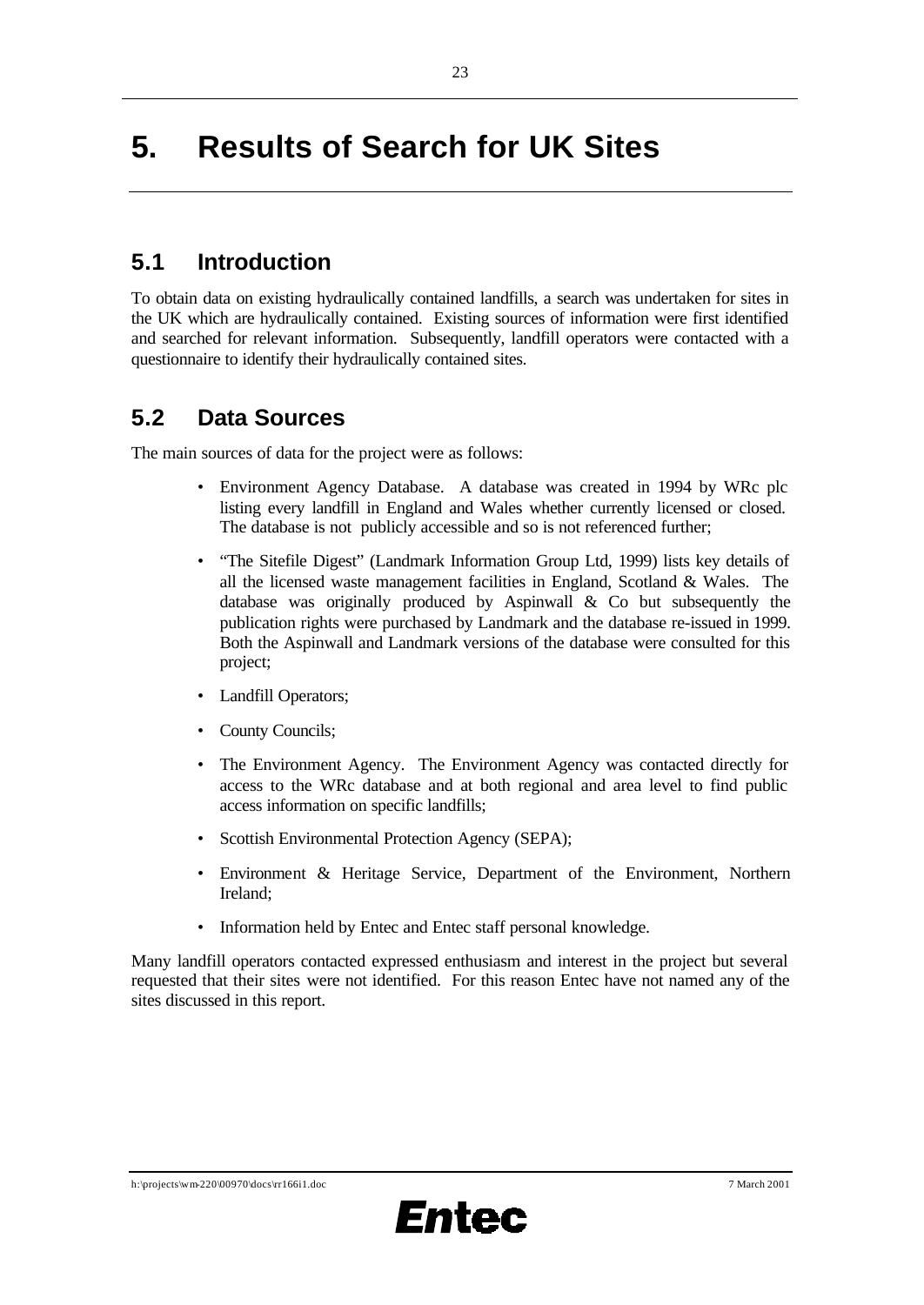# 5. Results of Search for UK Sites

## 5.1 Introduction

To obtain data on existing hydraulically contained landfills, a search was undertaken for sites in the UK which are hydraulically contained. Existing sources of information were first identified and searched for relevant information. Subsequently, landfill operators were contacted with a questionnaire to identify their hydraulically contained sites.

## 5.2 Data Sources

The main sources of data for the project were as follows:

- Environment Agency Database. A database was created in 1994 by WRc plc listing every landfill in England and Wales whether currently licensed or closed. The database is not publicly accessible and so is not referenced further;
- "The Sitefile Digest" (Landmark Information Group Ltd, 1999) lists key details of all the licensed waste management facilities in England, Scotland & Wales. The database was originally produced by Aspinwall & Co but subsequently the publication rights were purchased by Landmark and the database re-issued in 1999. Both the Aspinwall and Landmark versions of the database were consulted for this project;
- Landfill Operators;
- County Councils;
- The Environment Agency. The Environment Agency was contacted directly for access to the WRc database and at both regional and area level to find public access information on specific landfills;
- Scottish Environmental Protection Agency (SEPA);
- Environment & Heritage Service, Department of the Environment, Northern Ireland;
- Information held by Entec and Entec staff personal knowledge.

Many landfill operators contacted expressed enthusiasm and interest in the project but several requested that their sites were not identified. For this reason Entec have not named any of the sites discussed in this report.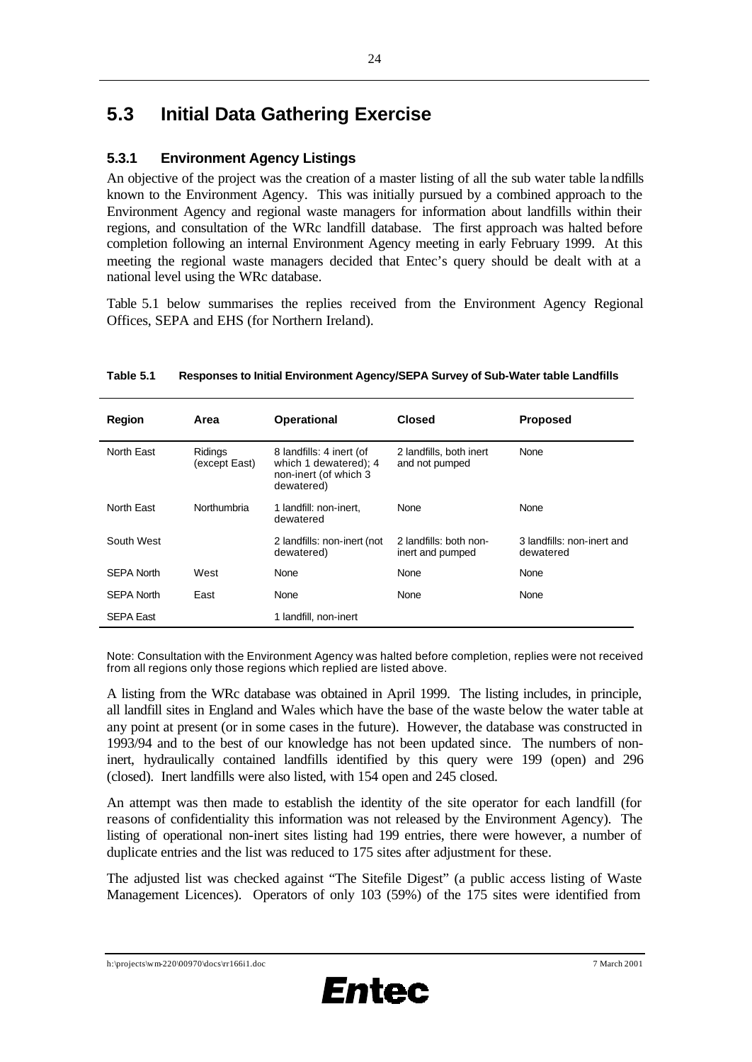## 5.3 Initial Data Gathering Exercise

### 5.3.1 Environment Agency Listings

An objective of the project was the creation of a master listing of all the sub water table landfills known to the Environment Agency. This was initially pursued by a combined approach to the Environment Agency and regional waste managers for information about landfills within their regions, and consultation of the WRc landfill database. The first approach was halted before completion following an internal Environment Agency meeting in early February 1999. At this meeting the regional waste managers decided that Entec's query should be dealt with at a national level using the WRc database.

Table 5.1 below summarises the replies received from the Environment Agency Regional Offices, SEPA and EHS (for Northern Ireland).

**Table 5.1 Responses to Initial Environment Agency/SEPA Survey of Sub-Water table Landfills**

| Region | Area | Operational | Closed | Proposed |
|---|---|---|---|---|
| North East | Ridings (except East) | 8 landfills: 4 inert (of which 1 dewatered); 4 non-inert (of which 3 dewatered) | 2 landfills, both inert and not pumped | None |
| North East | Northumbria | 1 landfill: non-inert, dewatered | None | None |
| South West | | 2 landfills: non-inert (not dewatered) | 2 landfills: both non-inert and pumped | 3 landfills: non-inert and dewatered |
| SEPA North | West | None | None | None |
| SEPA North | East | None | None | None |
| SEPA East | | 1 landfill, non-inert | | |

Note: Consultation with the Environment Agency was halted before completion, replies were not received from all regions only those regions which replied are listed above.

A listing from the WRc database was obtained in April 1999. The listing includes, in principle, all landfill sites in England and Wales which have the base of the waste below the water table at any point at present (or in some cases in the future). However, the database was constructed in 1993/94 and to the best of our knowledge has not been updated since. The numbers of non-inert, hydraulically contained landfills identified by this query were 199 (open) and 296 (closed). Inert landfills were also listed, with 154 open and 245 closed.

An attempt was then made to establish the identity of the site operator for each landfill (for reasons of confidentiality this information was not released by the Environment Agency). The listing of operational non-inert sites listing had 199 entries, there were however, a number of duplicate entries and the list was reduced to 175 sites after adjustment for these.

The adjusted list was checked against "The Sitefile Digest" (a public access listing of Waste Management Licences). Operators of only 103 (59%) of the 175 sites were identified from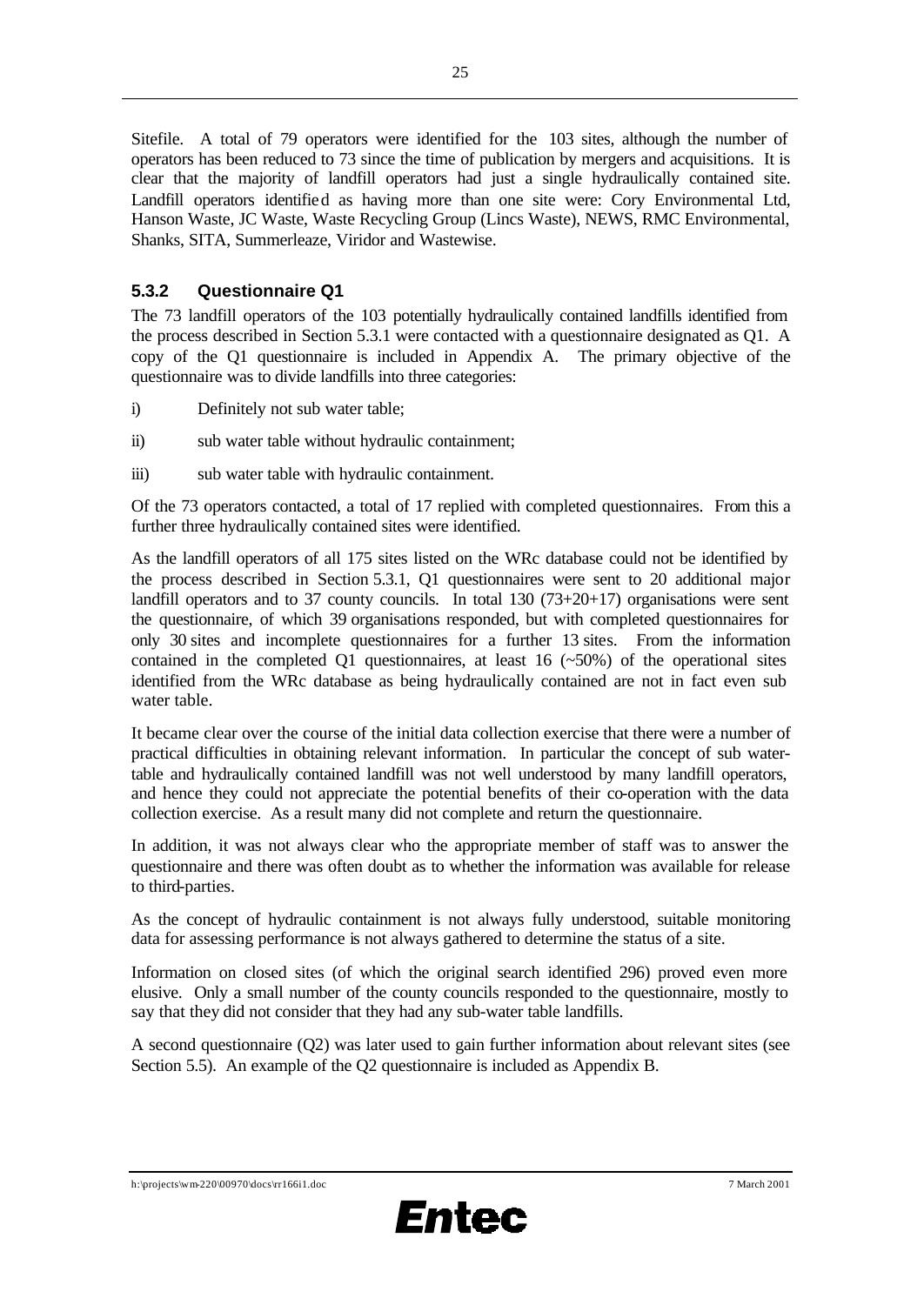Sitefile. A total of 79 operators were identified for the 103 sites, although the number of operators has been reduced to 73 since the time of publication by mergers and acquisitions. It is clear that the majority of landfill operators had just a single hydraulically contained site. Landfill operators identified as having more than one site were: Cory Environmental Ltd, Hanson Waste, JC Waste, Waste Recycling Group (Lincs Waste), NEWS, RMC Environmental, Shanks, SITA, Summerleaze, Viridor and Wastewise.

### 5.3.2 Questionnaire Q1

The 73 landfill operators of the 103 potentially hydraulically contained landfills identified from the process described in Section 5.3.1 were contacted with a questionnaire designated as Q1. A copy of the Q1 questionnaire is included in Appendix A. The primary objective of the questionnaire was to divide landfills into three categories:

i) Definitely not sub water table;

ii) sub water table without hydraulic containment;

iii) sub water table with hydraulic containment.

Of the 73 operators contacted, a total of 17 replied with completed questionnaires. From this a further three hydraulically contained sites were identified.

As the landfill operators of all 175 sites listed on the WRc database could not be identified by the process described in Section 5.3.1, Q1 questionnaires were sent to 20 additional major landfill operators and to 37 county councils. In total 130 (73+20+17) organisations were sent the questionnaire, of which 39 organisations responded, but with completed questionnaires for only 30 sites and incomplete questionnaires for a further 13 sites. From the information contained in the completed Q1 questionnaires, at least 16 (~50%) of the operational sites identified from the WRc database as being hydraulically contained are not in fact even sub water table.

It became clear over the course of the initial data collection exercise that there were a number of practical difficulties in obtaining relevant information. In particular the concept of sub water-table and hydraulically contained landfill was not well understood by many landfill operators, and hence they could not appreciate the potential benefits of their co-operation with the data collection exercise. As a result many did not complete and return the questionnaire.

In addition, it was not always clear who the appropriate member of staff was to answer the questionnaire and there was often doubt as to whether the information was available for release to third-parties.

As the concept of hydraulic containment is not always fully understood, suitable monitoring data for assessing performance is not always gathered to determine the status of a site.

Information on closed sites (of which the original search identified 296) proved even more elusive. Only a small number of the county councils responded to the questionnaire, mostly to say that they did not consider that they had any sub-water table landfills.

A second questionnaire (Q2) was later used to gain further information about relevant sites (see Section 5.5). An example of the Q2 questionnaire is included as Appendix B.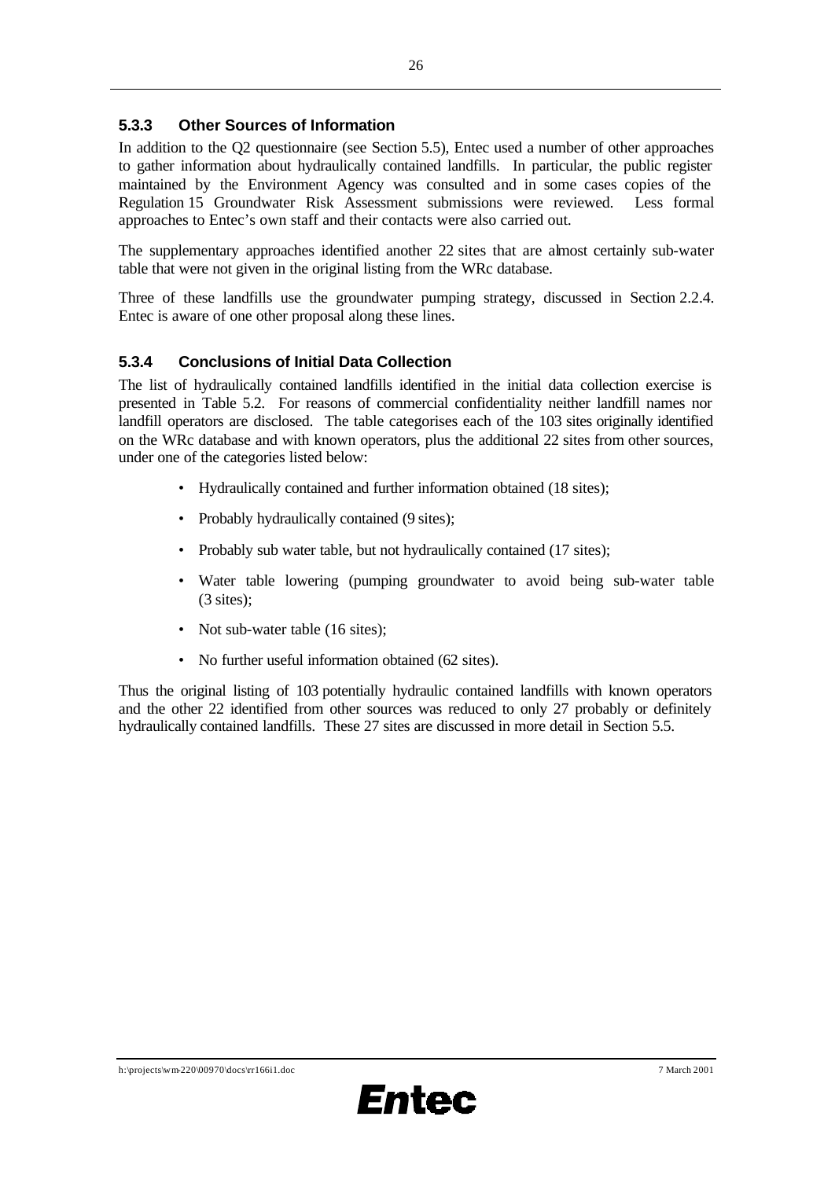### 5.3.3 Other Sources of Information

In addition to the Q2 questionnaire (see Section 5.5), Entec used a number of other approaches to gather information about hydraulically contained landfills. In particular, the public register maintained by the Environment Agency was consulted and in some cases copies of the Regulation 15 Groundwater Risk Assessment submissions were reviewed. Less formal approaches to Entec's own staff and their contacts were also carried out.

The supplementary approaches identified another 22 sites that are almost certainly sub-water table that were not given in the original listing from the WRc database.

Three of these landfills use the groundwater pumping strategy, discussed in Section 2.2.4. Entec is aware of one other proposal along these lines.

### 5.3.4 Conclusions of Initial Data Collection

The list of hydraulically contained landfills identified in the initial data collection exercise is presented in Table 5.2. For reasons of commercial confidentiality neither landfill names nor landfill operators are disclosed. The table categorises each of the 103 sites originally identified on the WRc database and with known operators, plus the additional 22 sites from other sources, under one of the categories listed below:

- Hydraulically contained and further information obtained (18 sites);
- Probably hydraulically contained (9 sites);
- Probably sub water table, but not hydraulically contained (17 sites);
- Water table lowering (pumping groundwater to avoid being sub-water table (3 sites);
- Not sub-water table (16 sites);
- No further useful information obtained (62 sites).

Thus the original listing of 103 potentially hydraulic contained landfills with known operators and the other 22 identified from other sources was reduced to only 27 probably or definitely hydraulically contained landfills. These 27 sites are discussed in more detail in Section 5.5.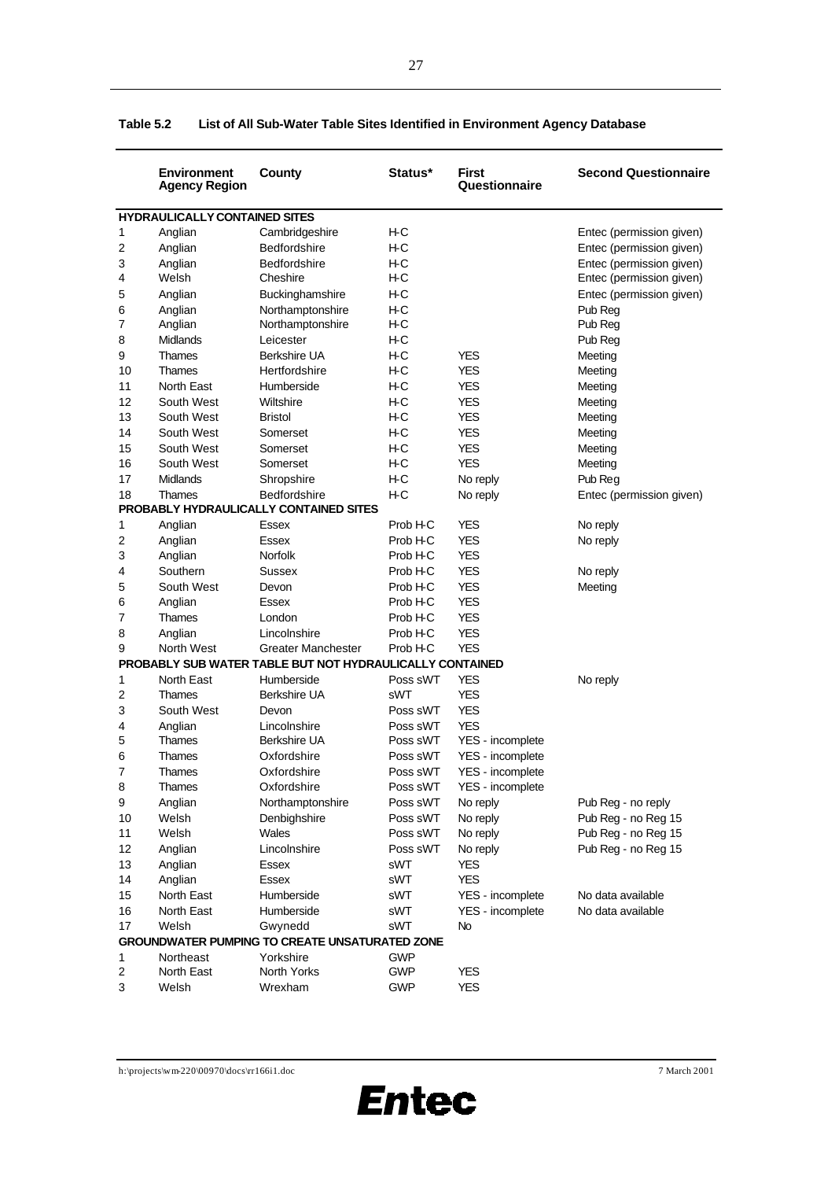**Table 5.2 List of All Sub-Water Table Sites Identified in Environment Agency Database**

| | Environment Agency Region | County | Status* | First Questionnaire | Second Questionnaire |
|---|---|---|---|---|---|
| **HYDRAULICALLY CONTAINED SITES** | | | | | |
| 1 | Anglian | Cambridgeshire | H-C | | Entec (permission given) |
| 2 | Anglian | Bedfordshire | H-C | | Entec (permission given) |
| 3 | Anglian | Bedfordshire | H-C | | Entec (permission given) |
| 4 | Welsh | Cheshire | H-C | | Entec (permission given) |
| 5 | Anglian | Buckinghamshire | H-C | | Entec (permission given) |
| 6 | Anglian | Northamptonshire | H-C | | Pub Reg |
| 7 | Anglian | Northamptonshire | H-C | | Pub Reg |
| 8 | Midlands | Leicester | H-C | | Pub Reg |
| 9 | Thames | Berkshire UA | H-C | YES | Meeting |
| 10 | Thames | Hertfordshire | H-C | YES | Meeting |
| 11 | North East | Humberside | H-C | YES | Meeting |
| 12 | South West | Wiltshire | H-C | YES | Meeting |
| 13 | South West | Bristol | H-C | YES | Meeting |
| 14 | South West | Somerset | H-C | YES | Meeting |
| 15 | South West | Somerset | H-C | YES | Meeting |
| 16 | South West | Somerset | H-C | YES | Meeting |
| 17 | Midlands | Shropshire | H-C | No reply | Pub Reg |
| 18 | Thames | Bedfordshire | H-C | No reply | Entec (permission given) |
| **PROBABLY HYDRAULICALLY CONTAINED SITES** | | | | | |
| 1 | Anglian | Essex | Prob H-C | YES | No reply |
| 2 | Anglian | Essex | Prob H-C | YES | No reply |
| 3 | Anglian | Norfolk | Prob H-C | YES | |
| 4 | Southern | Sussex | Prob H-C | YES | No reply |
| 5 | South West | Devon | Prob H-C | YES | Meeting |
| 6 | Anglian | Essex | Prob H-C | YES | |
| 7 | Thames | London | Prob H-C | YES | |
| 8 | Anglian | Lincolnshire | Prob H-C | YES | |
| 9 | North West | Greater Manchester | Prob H-C | YES | |
| **PROBABLY SUB WATER TABLE BUT NOT HYDRAULICALLY CONTAINED** | | | | | |
| 1 | North East | Humberside | Poss sWT | YES | No reply |
| 2 | Thames | Berkshire UA | sWT | YES | |
| 3 | South West | Devon | Poss sWT | YES | |
| 4 | Anglian | Lincolnshire | Poss sWT | YES | |
| 5 | Thames | Berkshire UA | Poss sWT | YES - incomplete | |
| 6 | Thames | Oxfordshire | Poss sWT | YES - incomplete | |
| 7 | Thames | Oxfordshire | Poss sWT | YES - incomplete | |
| 8 | Thames | Oxfordshire | Poss sWT | YES - incomplete | |
| 9 | Anglian | Northamptonshire | Poss sWT | No reply | Pub Reg - no reply |
| 10 | Welsh | Denbighshire | Poss sWT | No reply | Pub Reg - no Reg 15 |
| 11 | Welsh | Wales | Poss sWT | No reply | Pub Reg - no Reg 15 |
| 12 | Anglian | Lincolnshire | Poss sWT | No reply | Pub Reg - no Reg 15 |
| 13 | Anglian | Essex | sWT | YES | |
| 14 | Anglian | Essex | sWT | YES | |
| 15 | North East | Humberside | sWT | YES - incomplete | No data available |
| 16 | North East | Humberside | sWT | YES - incomplete | No data available |
| 17 | Welsh | Gwynedd | sWT | No | |
| **GROUNDWATER PUMPING TO CREATE UNSATURATED ZONE** | | | | | |
| 1 | Northeast | Yorkshire | GWP | | |
| 2 | North East | North Yorks | GWP | YES | |
| 3 | Welsh | Wrexham | GWP | YES | |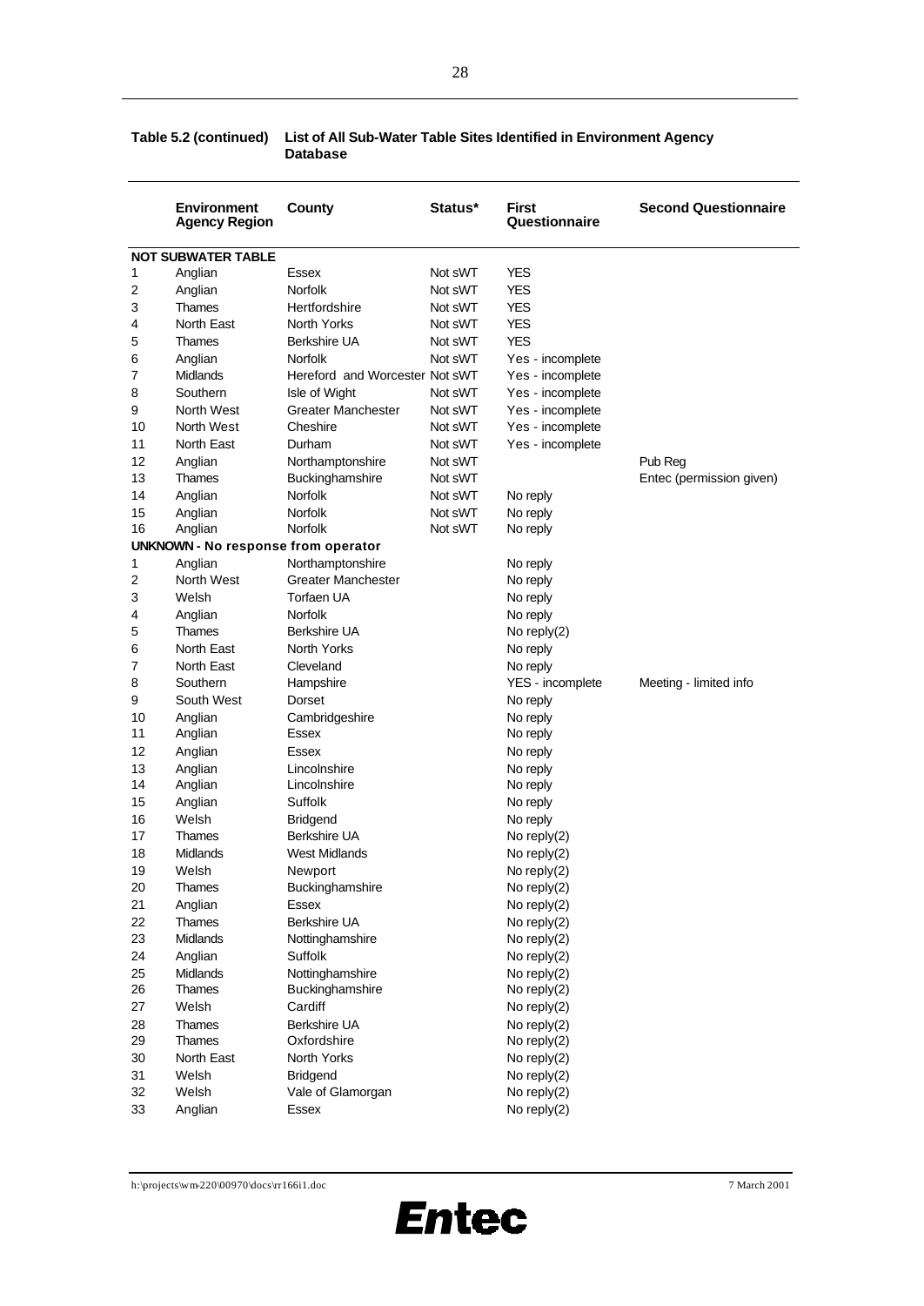**Table 5.2 (continued) List of All Sub-Water Table Sites Identified in Environment Agency Database**

| | Environment Agency Region | County | Status* | First Questionnaire | Second Questionnaire |
|---|---|---|---|---|---|
| **NOT SUBWATER TABLE** | | | | | |
| 1 | Anglian | Essex | Not sWT | YES | |
| 2 | Anglian | Norfolk | Not sWT | YES | |
| 3 | Thames | Hertfordshire | Not sWT | YES | |
| 4 | North East | North Yorks | Not sWT | YES | |
| 5 | Thames | Berkshire UA | Not sWT | YES | |
| 6 | Anglian | Norfolk | Not sWT | Yes - incomplete | |
| 7 | Midlands | Hereford and Worcester | Not sWT | Yes - incomplete | |
| 8 | Southern | Isle of Wight | Not sWT | Yes - incomplete | |
| 9 | North West | Greater Manchester | Not sWT | Yes - incomplete | |
| 10 | North West | Cheshire | Not sWT | Yes - incomplete | |
| 11 | North East | Durham | Not sWT | Yes - incomplete | |
| 12 | Anglian | Northamptonshire | Not sWT | | Pub Reg |
| 13 | Thames | Buckinghamshire | Not sWT | | Entec (permission given) |
| 14 | Anglian | Norfolk | Not sWT | No reply | |
| 15 | Anglian | Norfolk | Not sWT | No reply | |
| 16 | Anglian | Norfolk | Not sWT | No reply | |
| **UNKNOWN - No response from operator** | | | | | |
| 1 | Anglian | Northamptonshire | | No reply | |
| 2 | North West | Greater Manchester | | No reply | |
| 3 | Welsh | Torfaen UA | | No reply | |
| 4 | Anglian | Norfolk | | No reply | |
| 5 | Thames | Berkshire UA | | No reply(2) | |
| 6 | North East | North Yorks | | No reply | |
| 7 | North East | Cleveland | | No reply | |
| 8 | Southern | Hampshire | | YES - incomplete | Meeting - limited info |
| 9 | South West | Dorset | | No reply | |
| 10 | Anglian | Cambridgeshire | | No reply | |
| 11 | Anglian | Essex | | No reply | |
| 12 | Anglian | Essex | | No reply | |
| 13 | Anglian | Lincolnshire | | No reply | |
| 14 | Anglian | Lincolnshire | | No reply | |
| 15 | Anglian | Suffolk | | No reply | |
| 16 | Welsh | Bridgend | | No reply | |
| 17 | Thames | Berkshire UA | | No reply(2) | |
| 18 | Midlands | West Midlands | | No reply(2) | |
| 19 | Welsh | Newport | | No reply(2) | |
| 20 | Thames | Buckinghamshire | | No reply(2) | |
| 21 | Anglian | Essex | | No reply(2) | |
| 22 | Thames | Berkshire UA | | No reply(2) | |
| 23 | Midlands | Nottinghamshire | | No reply(2) | |
| 24 | Anglian | Suffolk | | No reply(2) | |
| 25 | Midlands | Nottinghamshire | | No reply(2) | |
| 26 | Thames | Buckinghamshire | | No reply(2) | |
| 27 | Welsh | Cardiff | | No reply(2) | |
| 28 | Thames | Berkshire UA | | No reply(2) | |
| 29 | Thames | Oxfordshire | | No reply(2) | |
| 30 | North East | North Yorks | | No reply(2) | |
| 31 | Welsh | Bridgend | | No reply(2) | |
| 32 | Welsh | Vale of Glamorgan | | No reply(2) | |
| 33 | Anglian | Essex | | No reply(2) | |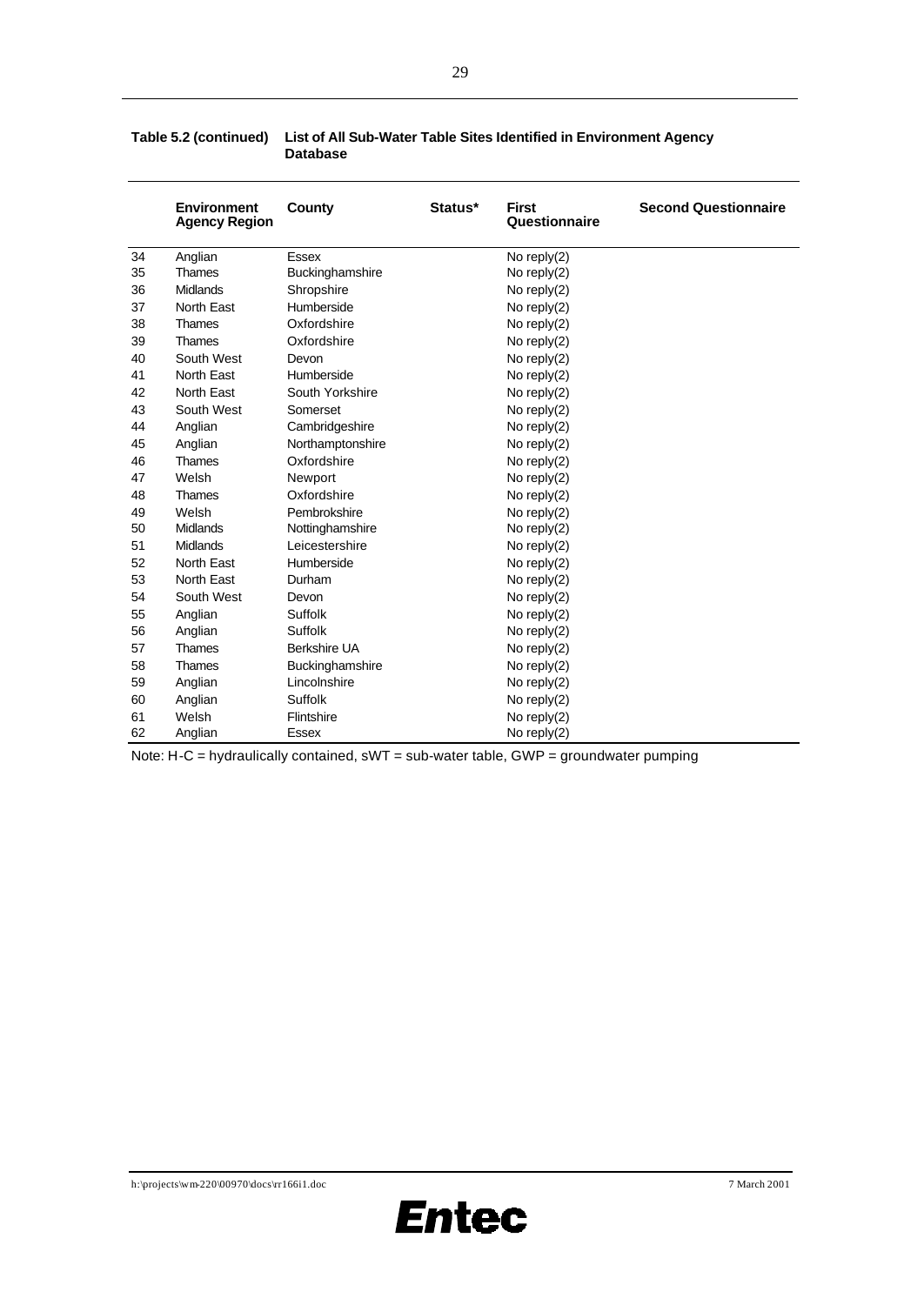**Table 5.2 (continued) List of All Sub-Water Table Sites Identified in Environment Agency Database**

| | Environment Agency Region | County | Status* | First Questionnaire | Second Questionnaire |
|---|---|---|---|---|---|
| 34 | Anglian | Essex | | No reply(2) | |
| 35 | Thames | Buckinghamshire | | No reply(2) | |
| 36 | Midlands | Shropshire | | No reply(2) | |
| 37 | North East | Humberside | | No reply(2) | |
| 38 | Thames | Oxfordshire | | No reply(2) | |
| 39 | Thames | Oxfordshire | | No reply(2) | |
| 40 | South West | Devon | | No reply(2) | |
| 41 | North East | Humberside | | No reply(2) | |
| 42 | North East | South Yorkshire | | No reply(2) | |
| 43 | South West | Somerset | | No reply(2) | |
| 44 | Anglian | Cambridgeshire | | No reply(2) | |
| 45 | Anglian | Northamptonshire | | No reply(2) | |
| 46 | Thames | Oxfordshire | | No reply(2) | |
| 47 | Welsh | Newport | | No reply(2) | |
| 48 | Thames | Oxfordshire | | No reply(2) | |
| 49 | Welsh | Pembrokshire | | No reply(2) | |
| 50 | Midlands | Nottinghamshire | | No reply(2) | |
| 51 | Midlands | Leicestershire | | No reply(2) | |
| 52 | North East | Humberside | | No reply(2) | |
| 53 | North East | Durham | | No reply(2) | |
| 54 | South West | Devon | | No reply(2) | |
| 55 | Anglian | Suffolk | | No reply(2) | |
| 56 | Anglian | Suffolk | | No reply(2) | |
| 57 | Thames | Berkshire UA | | No reply(2) | |
| 58 | Thames | Buckinghamshire | | No reply(2) | |
| 59 | Anglian | Lincolnshire | | No reply(2) | |
| 60 | Anglian | Suffolk | | No reply(2) | |
| 61 | Welsh | Flintshire | | No reply(2) | |
| 62 | Anglian | Essex | | No reply(2) | |

Note: H-C = hydraulically contained, sWT = sub-water table, GWP = groundwater pumping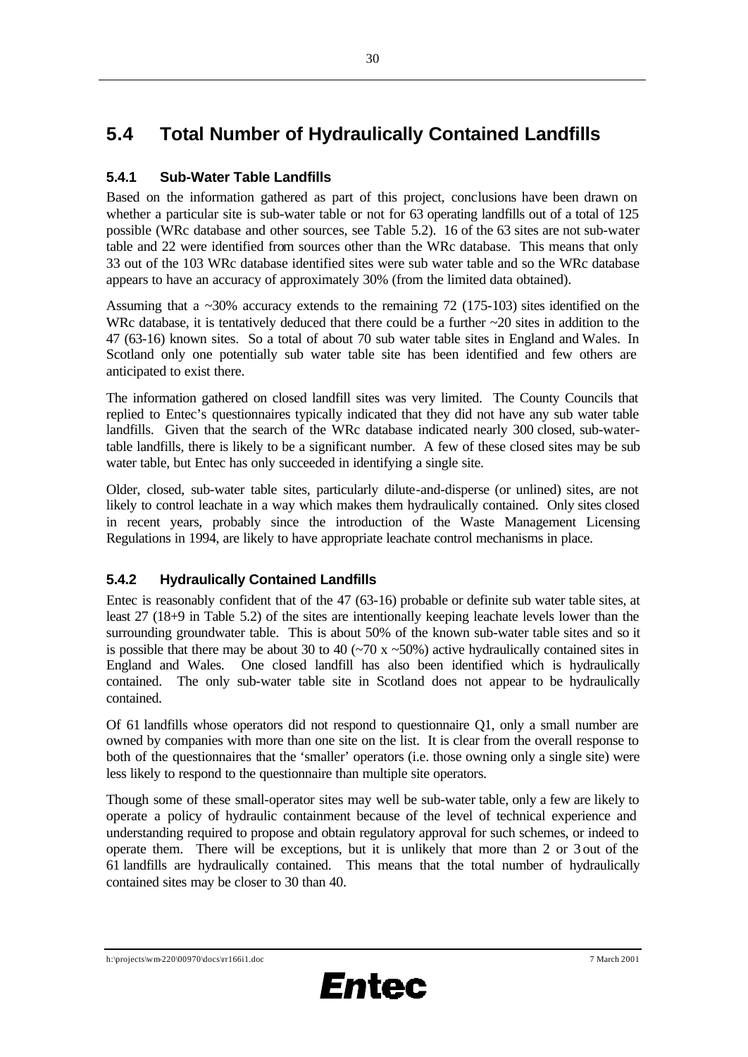## 5.4 Total Number of Hydraulically Contained Landfills

### 5.4.1 Sub-Water Table Landfills

Based on the information gathered as part of this project, conclusions have been drawn on whether a particular site is sub-water table or not for 63 operating landfills out of a total of 125 possible (WRc database and other sources, see Table 5.2). 16 of the 63 sites are not sub-water table and 22 were identified from sources other than the WRc database. This means that only 33 out of the 103 WRc database identified sites were sub water table and so the WRc database appears to have an accuracy of approximately 30% (from the limited data obtained).

Assuming that a ~30% accuracy extends to the remaining 72 (175-103) sites identified on the WRc database, it is tentatively deduced that there could be a further ~20 sites in addition to the 47 (63-16) known sites. So a total of about 70 sub water table sites in England and Wales. In Scotland only one potentially sub water table site has been identified and few others are anticipated to exist there.

The information gathered on closed landfill sites was very limited. The County Councils that replied to Entec's questionnaires typically indicated that they did not have any sub water table landfills. Given that the search of the WRc database indicated nearly 300 closed, sub-water-table landfills, there is likely to be a significant number. A few of these closed sites may be sub water table, but Entec has only succeeded in identifying a single site.

Older, closed, sub-water table sites, particularly dilute-and-disperse (or unlined) sites, are not likely to control leachate in a way which makes them hydraulically contained. Only sites closed in recent years, probably since the introduction of the Waste Management Licensing Regulations in 1994, are likely to have appropriate leachate control mechanisms in place.

### 5.4.2 Hydraulically Contained Landfills

Entec is reasonably confident that of the 47 (63-16) probable or definite sub water table sites, at least 27 (18+9 in Table 5.2) of the sites are intentionally keeping leachate levels lower than the surrounding groundwater table. This is about 50% of the known sub-water table sites and so it is possible that there may be about 30 to 40 (~70 x ~50%) active hydraulically contained sites in England and Wales. One closed landfill has also been identified which is hydraulically contained. The only sub-water table site in Scotland does not appear to be hydraulically contained.

Of 61 landfills whose operators did not respond to questionnaire Q1, only a small number are owned by companies with more than one site on the list. It is clear from the overall response to both of the questionnaires that the 'smaller' operators (i.e. those owning only a single site) were less likely to respond to the questionnaire than multiple site operators.

Though some of these small-operator sites may well be sub-water table, only a few are likely to operate a policy of hydraulic containment because of the level of technical experience and understanding required to propose and obtain regulatory approval for such schemes, or indeed to operate them. There will be exceptions, but it is unlikely that more than 2 or 3 out of the 61 landfills are hydraulically contained. This means that the total number of hydraulically contained sites may be closer to 30 than 40.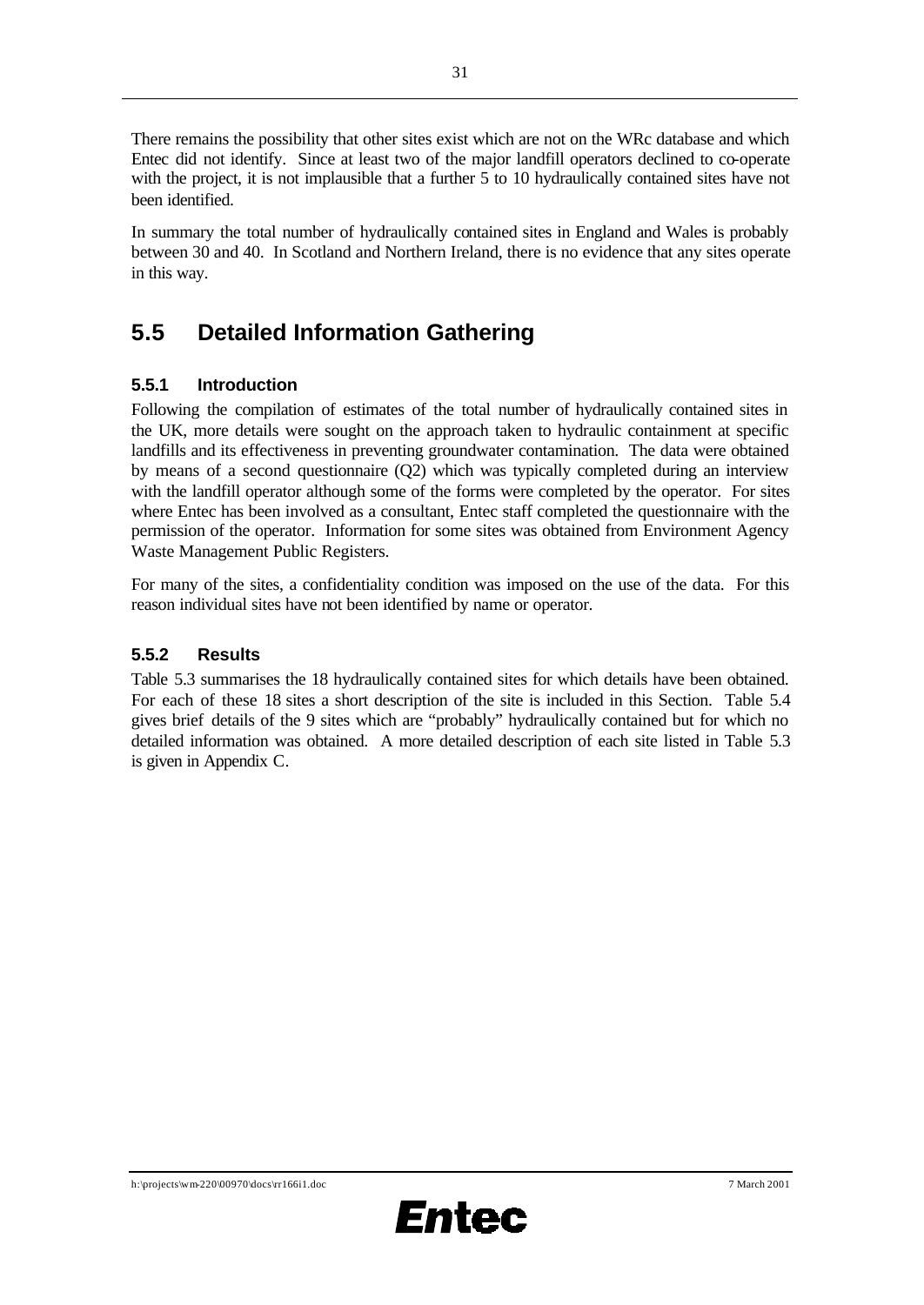There remains the possibility that other sites exist which are not on the WRc database and which Entec did not identify. Since at least two of the major landfill operators declined to co-operate with the project, it is not implausible that a further 5 to 10 hydraulically contained sites have not been identified.

In summary the total number of hydraulically contained sites in England and Wales is probably between 30 and 40. In Scotland and Northern Ireland, there is no evidence that any sites operate in this way.

## 5.5 Detailed Information Gathering

### 5.5.1 Introduction

Following the compilation of estimates of the total number of hydraulically contained sites in the UK, more details were sought on the approach taken to hydraulic containment at specific landfills and its effectiveness in preventing groundwater contamination. The data were obtained by means of a second questionnaire (Q2) which was typically completed during an interview with the landfill operator although some of the forms were completed by the operator. For sites where Entec has been involved as a consultant, Entec staff completed the questionnaire with the permission of the operator. Information for some sites was obtained from Environment Agency Waste Management Public Registers.

For many of the sites, a confidentiality condition was imposed on the use of the data. For this reason individual sites have not been identified by name or operator.

### 5.5.2 Results

Table 5.3 summarises the 18 hydraulically contained sites for which details have been obtained. For each of these 18 sites a short description of the site is included in this Section. Table 5.4 gives brief details of the 9 sites which are "probably" hydraulically contained but for which no detailed information was obtained. A more detailed description of each site listed in Table 5.3 is given in Appendix C.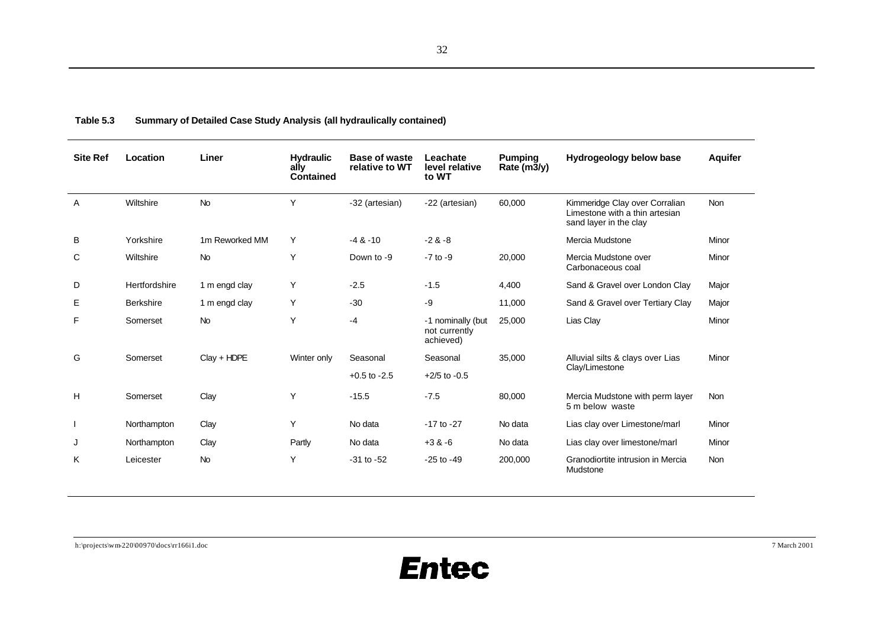**Table 5.3 Summary of Detailed Case Study Analysis (all hydraulically contained)**

| Site Ref | Location | Liner | Hydraulically Contained | Base of waste relative to WT | Leachate level relative to WT | Pumping Rate (m3/y) | Hydrogeology below base | Aquifer |
|---|---|---|---|---|---|---|---|---|
| A | Wiltshire | No | Y | -32 (artesian) | -22 (artesian) | 60,000 | Kimmeridge Clay over Corralian Limestone with a thin artesian sand layer in the clay | Non |
| B | Yorkshire | 1m Reworked MM | Y | -4 & -10 | -2 & -8 | | Mercia Mudstone | Minor |
| C | Wiltshire | No | Y | Down to -9 | -7 to -9 | 20,000 | Mercia Mudstone over Carbonaceous coal | Minor |
| D | Hertfordshire | 1 m engd clay | Y | -2.5 | -1.5 | 4,400 | Sand & Gravel over London Clay | Major |
| E | Berkshire | 1 m engd clay | Y | -30 | -9 | 11,000 | Sand & Gravel over Tertiary Clay | Major |
| F | Somerset | No | Y | -4 | -1 nominally (but not currently achieved) | 25,000 | Lias Clay | Minor |
| G | Somerset | Clay + HDPE | Winter only | Seasonal +0.5 to -2.5 | Seasonal +2/5 to -0.5 | 35,000 | Alluvial silts & clays over Lias Clay/Limestone | Minor |
| H | Somerset | Clay | Y | -15.5 | -7.5 | 80,000 | Mercia Mudstone with perm layer 5 m below waste | Non |
| I | Northampton | Clay | Y | No data | -17 to -27 | No data | Lias clay over Limestone/marl | Minor |
| J | Northampton | Clay | Partly | No data | +3 & -6 | No data | Lias clay over limestone/marl | Minor |
| K | Leicester | No | Y | -31 to -52 | -25 to -49 | 200,000 | Granodiortite intrusion in Mercia Mudstone | Non |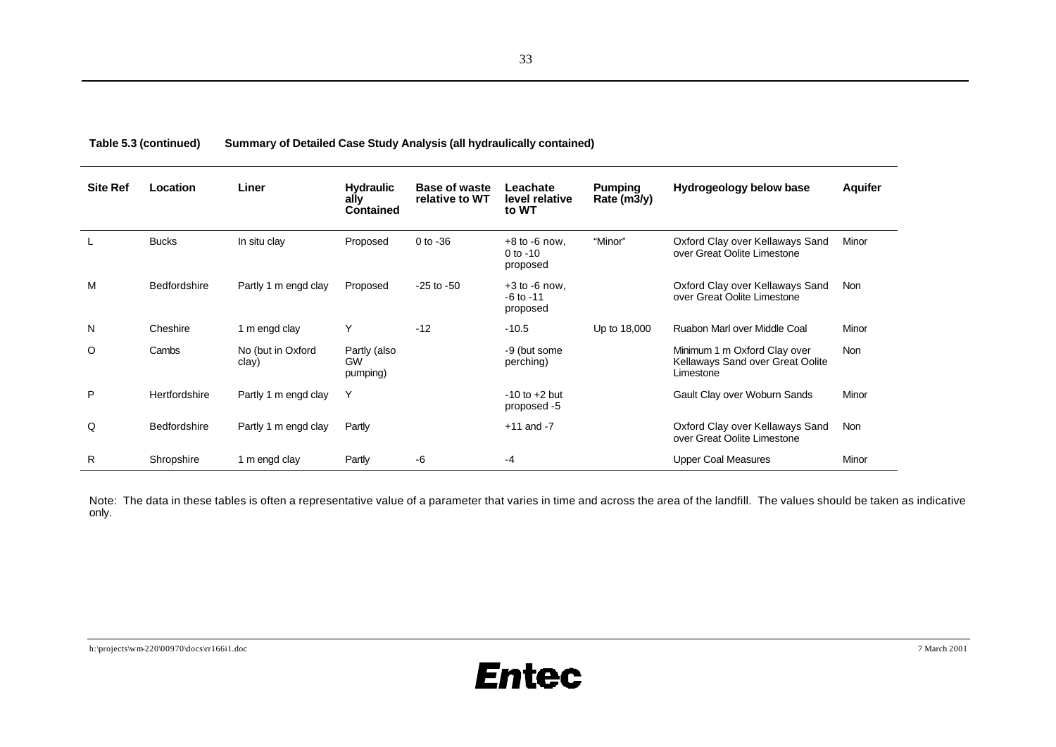**Table 5.3 (continued) Summary of Detailed Case Study Analysis (all hydraulically contained)**

| Site Ref | Location | Liner | Hydraulically Contained | Base of waste relative to WT | Leachate level relative to WT | Pumping Rate (m3/y) | Hydrogeology below base | Aquifer |
|---|---|---|---|---|---|---|---|---|
| L | Bucks | In situ clay | Proposed | 0 to -36 | +8 to -6 now, 0 to -10 proposed | "Minor" | Oxford Clay over Kellaways Sand over Great Oolite Limestone | Minor |
| M | Bedfordshire | Partly 1 m engd clay | Proposed | -25 to -50 | +3 to -6 now, -6 to -11 proposed | | Oxford Clay over Kellaways Sand over Great Oolite Limestone | Non |
| N | Cheshire | 1 m engd clay | Y | -12 | -10.5 | Up to 18,000 | Ruabon Marl over Middle Coal | Minor |
| O | Cambs | No (but in Oxford clay) | Partly (also GW pumping) | | -9 (but some perching) | | Minimum 1 m Oxford Clay over Kellaways Sand over Great Oolite Limestone | Non |
| P | Hertfordshire | Partly 1 m engd clay | Y | | -10 to +2 but proposed -5 | | Gault Clay over Woburn Sands | Minor |
| Q | Bedfordshire | Partly 1 m engd clay | Partly | | +11 and -7 | | Oxford Clay over Kellaways Sand over Great Oolite Limestone | Non |
| R | Shropshire | 1 m engd clay | Partly | -6 | -4 | | Upper Coal Measures | Minor |

Note: The data in these tables is often a representative value of a parameter that varies in time and across the area of the landfill. The values should be taken as indicative only.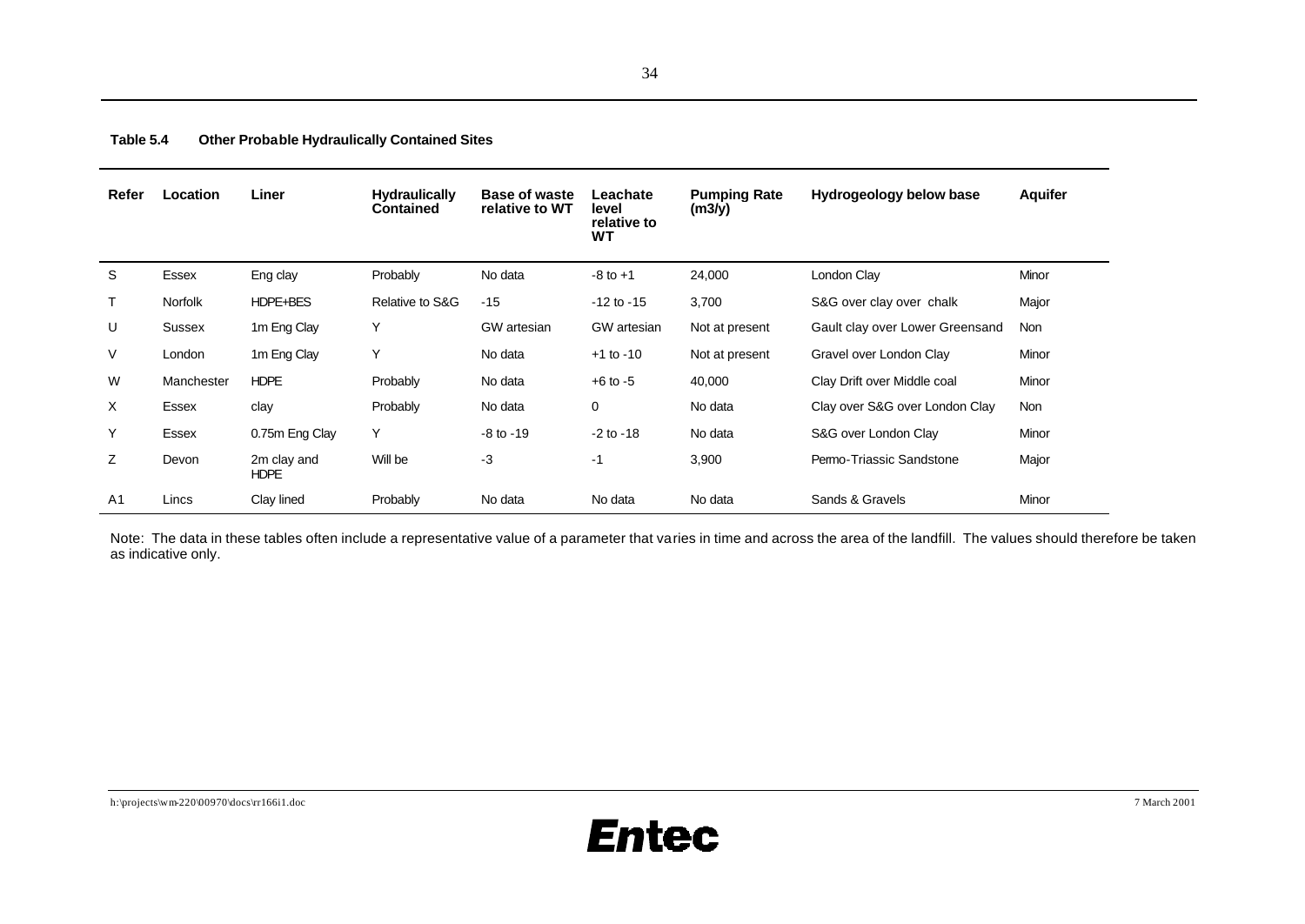**Table 5.4 Other Probable Hydraulically Contained Sites**

| Refer | Location | Liner | Hydraulically Contained | Base of waste relative to WT | Leachate level relative to WT | Pumping Rate (m3/y) | Hydrogeology below base | Aquifer |
|---|---|---|---|---|---|---|---|---|
| S | Essex | Eng clay | Probably | No data | -8 to +1 | 24,000 | London Clay | Minor |
| T | Norfolk | HDPE+BES | Relative to S&G | -15 | -12 to -15 | 3,700 | S&G over clay over chalk | Major |
| U | Sussex | 1m Eng Clay | Y | GW artesian | GW artesian | Not at present | Gault clay over Lower Greensand | Non |
| V | London | 1m Eng Clay | Y | No data | +1 to -10 | Not at present | Gravel over London Clay | Minor |
| W | Manchester | HDPE | Probably | No data | +6 to -5 | 40,000 | Clay Drift over Middle coal | Minor |
| X | Essex | clay | Probably | No data | 0 | No data | Clay over S&G over London Clay | Non |
| Y | Essex | 0.75m Eng Clay | Y | -8 to -19 | -2 to -18 | No data | S&G over London Clay | Minor |
| Z | Devon | 2m clay and HDPE | Will be | -3 | -1 | 3,900 | Permo-Triassic Sandstone | Major |
| A1 | Lincs | Clay lined | Probably | No data | No data | No data | Sands & Gravels | Minor |

Note: The data in these tables often include a representative value of a parameter that varies in time and across the area of the landfill. The values should therefore be taken as indicative only.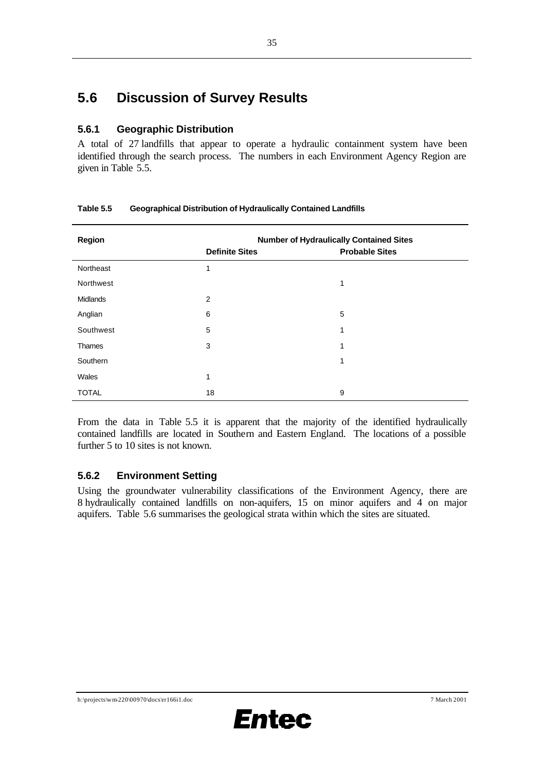## 5.6 Discussion of Survey Results

### 5.6.1 Geographic Distribution

A total of 27 landfills that appear to operate a hydraulic containment system have been identified through the search process. The numbers in each Environment Agency Region are given in Table 5.5.

**Table 5.5 Geographical Distribution of Hydraulically Contained Landfills**

| Region | Number of Hydraulically Contained Sites | |
|---|---|---|
| | **Definite Sites** | **Probable Sites** |
| Northeast | 1 | |
| Northwest | | 1 |
| Midlands | 2 | |
| Anglian | 6 | 5 |
| Southwest | 5 | 1 |
| Thames | 3 | 1 |
| Southern | | 1 |
| Wales | 1 | |
| TOTAL | 18 | 9 |

From the data in Table 5.5 it is apparent that the majority of the identified hydraulically contained landfills are located in Southern and Eastern England. The locations of a possible further 5 to 10 sites is not known.

### 5.6.2 Environment Setting

Using the groundwater vulnerability classifications of the Environment Agency, there are 8 hydraulically contained landfills on non-aquifers, 15 on minor aquifers and 4 on major aquifers. Table 5.6 summarises the geological strata within which the sites are situated.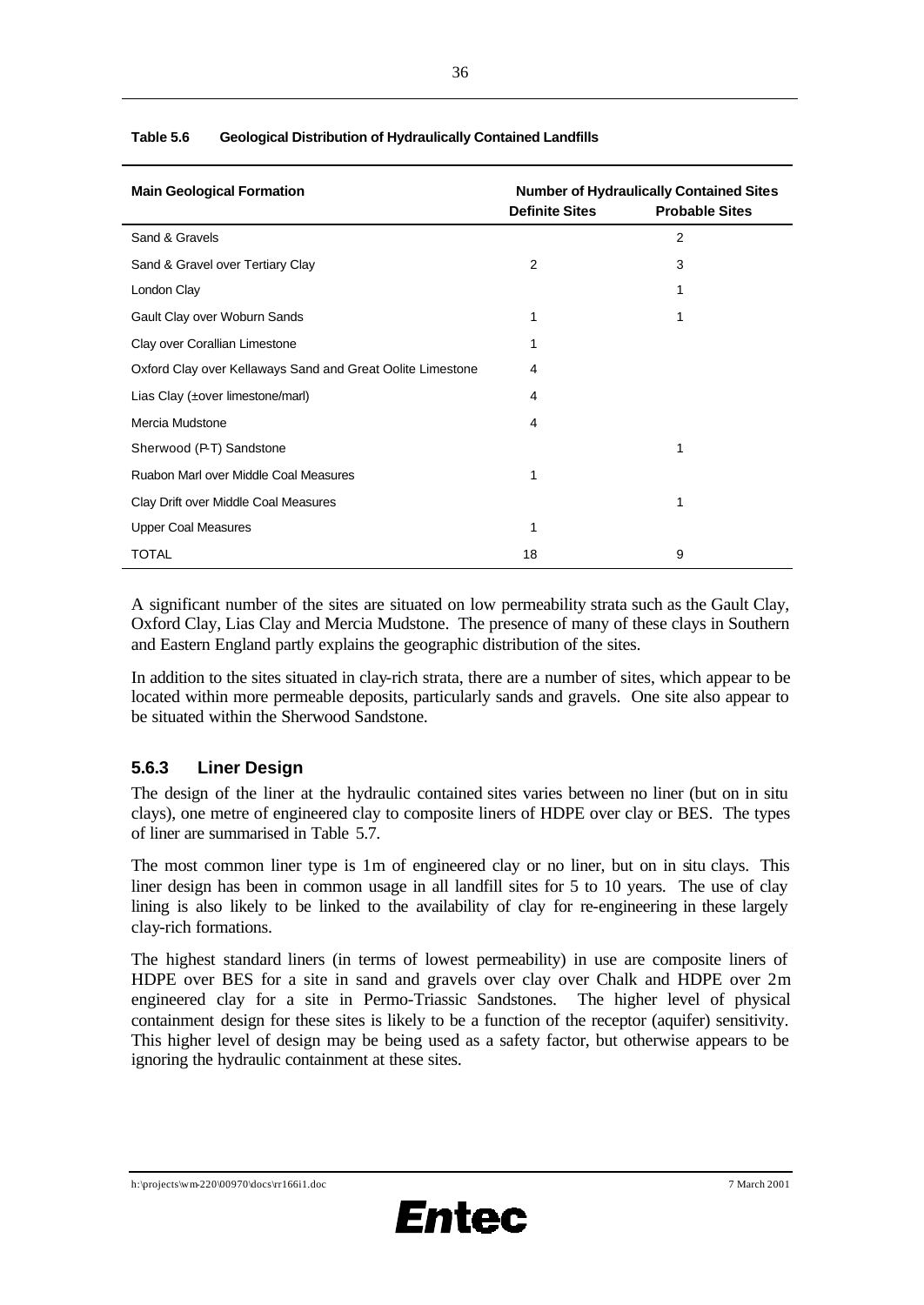**Table 5.6 Geological Distribution of Hydraulically Contained Landfills**

| Main Geological Formation | Number of Hydraulically Contained Sites | |
|---|---|---|
| | Definite Sites | Probable Sites |
| Sand & Gravels | | 2 |
| Sand & Gravel over Tertiary Clay | 2 | 3 |
| London Clay | | 1 |
| Gault Clay over Woburn Sands | 1 | 1 |
| Clay over Corallian Limestone | 1 | |
| Oxford Clay over Kellaways Sand and Great Oolite Limestone | 4 | |
| Lias Clay (±over limestone/marl) | 4 | |
| Mercia Mudstone | 4 | |
| Sherwood (P-T) Sandstone | | 1 |
| Ruabon Marl over Middle Coal Measures | 1 | |
| Clay Drift over Middle Coal Measures | | 1 |
| Upper Coal Measures | 1 | |
| TOTAL | 18 | 9 |

A significant number of the sites are situated on low permeability strata such as the Gault Clay, Oxford Clay, Lias Clay and Mercia Mudstone. The presence of many of these clays in Southern and Eastern England partly explains the geographic distribution of the sites.

In addition to the sites situated in clay-rich strata, there are a number of sites, which appear to be located within more permeable deposits, particularly sands and gravels. One site also appear to be situated within the Sherwood Sandstone.

### 5.6.3 Liner Design

The design of the liner at the hydraulic contained sites varies between no liner (but on in situ clays), one metre of engineered clay to composite liners of HDPE over clay or BES. The types of liner are summarised in Table 5.7.

The most common liner type is 1m of engineered clay or no liner, but on in situ clays. This liner design has been in common usage in all landfill sites for 5 to 10 years. The use of clay lining is also likely to be linked to the availability of clay for re-engineering in these largely clay-rich formations.

The highest standard liners (in terms of lowest permeability) in use are composite liners of HDPE over BES for a site in sand and gravels over clay over Chalk and HDPE over 2m engineered clay for a site in Permo-Triassic Sandstones. The higher level of physical containment design for these sites is likely to be a function of the receptor (aquifer) sensitivity. This higher level of design may be being used as a safety factor, but otherwise appears to be ignoring the hydraulic containment at these sites.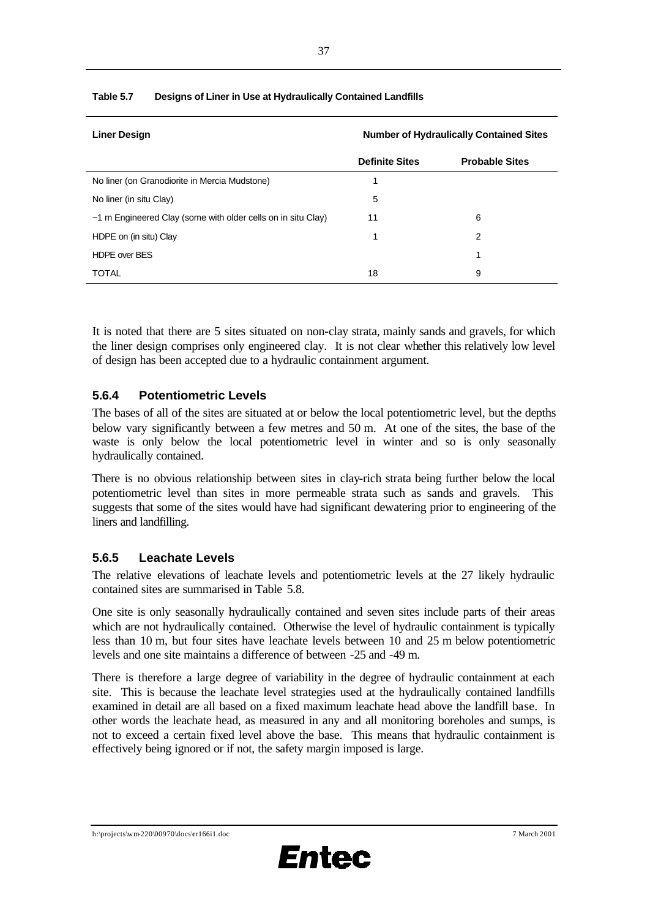**Table 5.7 Designs of Liner in Use at Hydraulically Contained Landfills**

| Liner Design | Number of Hydraulically Contained Sites | |
|---|---|---|
| | **Definite Sites** | **Probable Sites** |
| No liner (on Granodiorite in Mercia Mudstone) | 1 | |
| No liner (in situ Clay) | 5 | |
| ~1 m Engineered Clay (some with older cells on in situ Clay) | 11 | 6 |
| HDPE on (in situ) Clay | 1 | 2 |
| HDPE over BES | | 1 |
| TOTAL | 18 | 9 |

It is noted that there are 5 sites situated on non-clay strata, mainly sands and gravels, for which the liner design comprises only engineered clay. It is not clear whether this relatively low level of design has been accepted due to a hydraulic containment argument.

### 5.6.4 Potentiometric Levels

The bases of all of the sites are situated at or below the local potentiometric level, but the depths below vary significantly between a few metres and 50 m. At one of the sites, the base of the waste is only below the local potentiometric level in winter and so is only seasonally hydraulically contained.

There is no obvious relationship between sites in clay-rich strata being further below the local potentiometric level than sites in more permeable strata such as sands and gravels. This suggests that some of the sites would have had significant dewatering prior to engineering of the liners and landfilling.

### 5.6.5 Leachate Levels

The relative elevations of leachate levels and potentiometric levels at the 27 likely hydraulic contained sites are summarised in Table 5.8.

One site is only seasonally hydraulically contained and seven sites include parts of their areas which are not hydraulically contained. Otherwise the level of hydraulic containment is typically less than 10 m, but four sites have leachate levels between 10 and 25 m below potentiometric levels and one site maintains a difference of between -25 and -49 m.

There is therefore a large degree of variability in the degree of hydraulic containment at each site. This is because the leachate level strategies used at the hydraulically contained landfills examined in detail are all based on a fixed maximum leachate head above the landfill base. In other words the leachate head, as measured in any and all monitoring boreholes and sumps, is not to exceed a certain fixed level above the base. This means that hydraulic containment is effectively being ignored or if not, the safety margin imposed is large.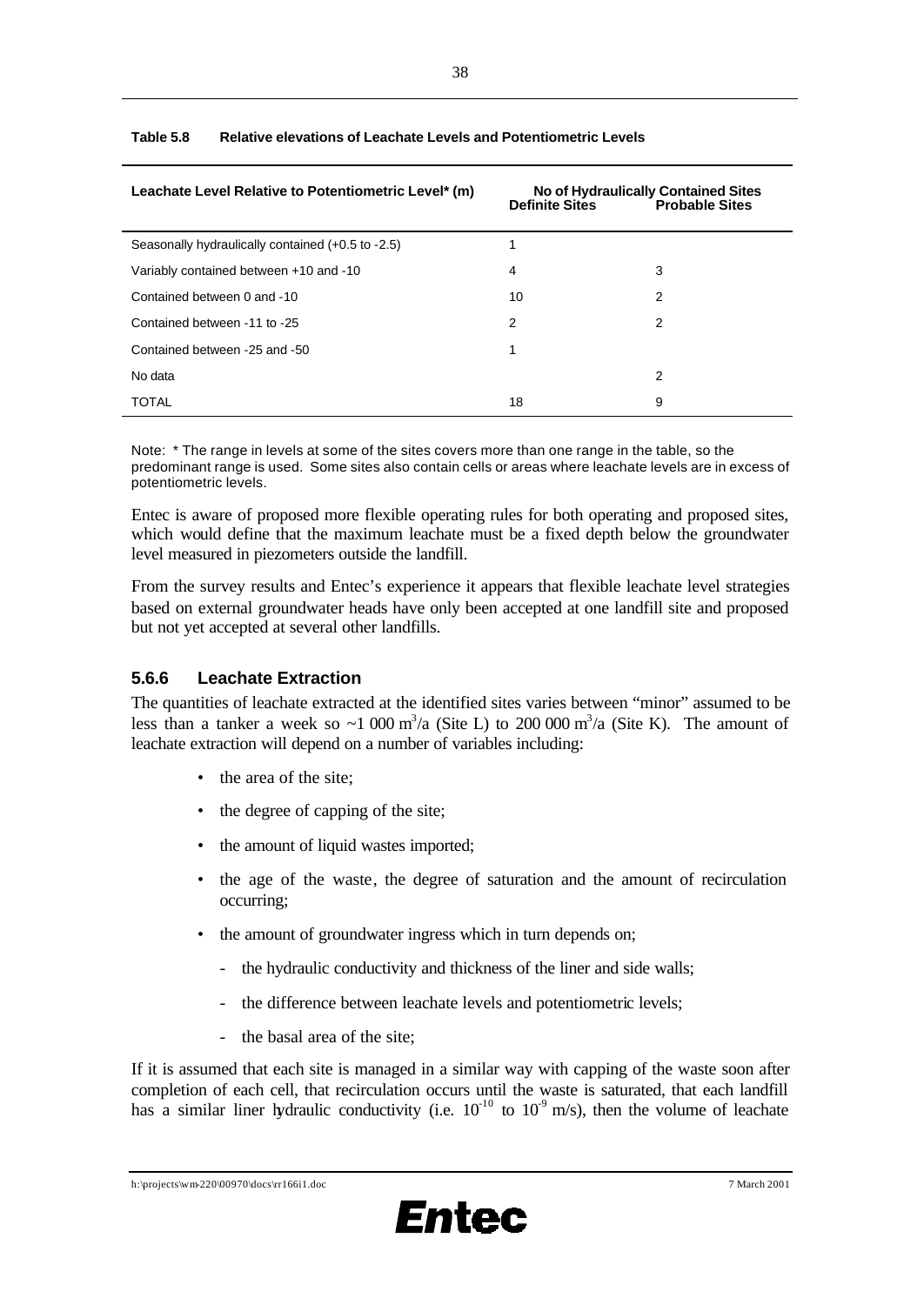**Table 5.8 Relative elevations of Leachate Levels and Potentiometric Levels**

| Leachate Level Relative to Potentiometric Level* (m) | No of Hydraulically Contained Sites Definite Sites | Probable Sites |
|---|---|---|
| Seasonally hydraulically contained (+0.5 to -2.5) | 1 | |
| Variably contained between +10 and -10 | 4 | 3 |
| Contained between 0 and -10 | 10 | 2 |
| Contained between -11 to -25 | 2 | 2 |
| Contained between -25 and -50 | 1 | |
| No data | | 2 |
| TOTAL | 18 | 9 |

Note: * The range in levels at some of the sites covers more than one range in the table, so the predominant range is used. Some sites also contain cells or areas where leachate levels are in excess of potentiometric levels.

Entec is aware of proposed more flexible operating rules for both operating and proposed sites, which would define that the maximum leachate must be a fixed depth below the groundwater level measured in piezometers outside the landfill.

From the survey results and Entec's experience it appears that flexible leachate level strategies based on external groundwater heads have only been accepted at one landfill site and proposed but not yet accepted at several other landfills.

### 5.6.6 Leachate Extraction

The quantities of leachate extracted at the identified sites varies between "minor" assumed to be less than a tanker a week so ~1 000 $m^3$/a (Site L) to 200 000 $m^3$/a (Site K). The amount of leachate extraction will depend on a number of variables including:

- the area of the site;
- the degree of capping of the site;
- the amount of liquid wastes imported;
- the age of the waste, the degree of saturation and the amount of recirculation occurring;
- the amount of groundwater ingress which in turn depends on;
  - the hydraulic conductivity and thickness of the liner and side walls;
  - the difference between leachate levels and potentiometric levels;
  - the basal area of the site;

If it is assumed that each site is managed in a similar way with capping of the waste soon after completion of each cell, that recirculation occurs until the waste is saturated, that each landfill has a similar liner hydraulic conductivity (i.e. $10^{-10}$ to $10^{-9}$ m/s), then the volume of leachate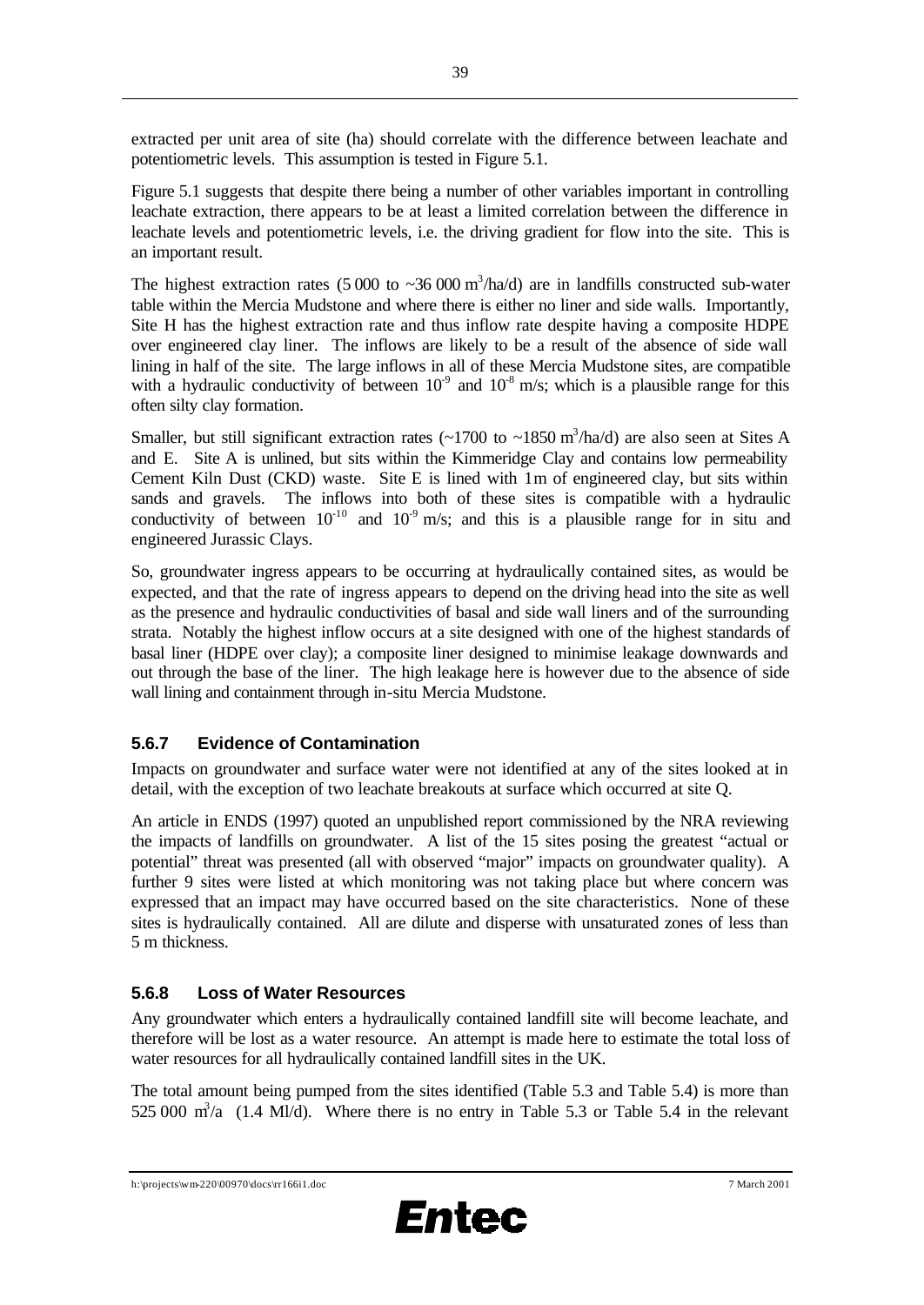extracted per unit area of site (ha) should correlate with the difference between leachate and potentiometric levels. This assumption is tested in Figure 5.1.

Figure 5.1 suggests that despite there being a number of other variables important in controlling leachate extraction, there appears to be at least a limited correlation between the difference in leachate levels and potentiometric levels, i.e. the driving gradient for flow into the site. This is an important result.

The highest extraction rates (5 000 to ~36 000 $m^3$/ha/d) are in landfills constructed sub-water table within the Mercia Mudstone and where there is either no liner and side walls. Importantly, Site H has the highest extraction rate and thus inflow rate despite having a composite HDPE over engineered clay liner. The inflows are likely to be a result of the absence of side wall lining in half of the site. The large inflows in all of these Mercia Mudstone sites, are compatible with a hydraulic conductivity of between $10^{-9}$ and $10^{-8}$ m/s; which is a plausible range for this often silty clay formation.

Smaller, but still significant extraction rates (~1700 to ~1850 $m^3$/ha/d) are also seen at Sites A and E. Site A is unlined, but sits within the Kimmeridge Clay and contains low permeability Cement Kiln Dust (CKD) waste. Site E is lined with 1m of engineered clay, but sits within sands and gravels. The inflows into both of these sites is compatible with a hydraulic conductivity of between $10^{-10}$ and $10^{-9}$ m/s; and this is a plausible range for in situ and engineered Jurassic Clays.

So, groundwater ingress appears to be occurring at hydraulically contained sites, as would be expected, and that the rate of ingress appears to depend on the driving head into the site as well as the presence and hydraulic conductivities of basal and side wall liners and of the surrounding strata. Notably the highest inflow occurs at a site designed with one of the highest standards of basal liner (HDPE over clay); a composite liner designed to minimise leakage downwards and out through the base of the liner. The high leakage here is however due to the absence of side wall lining and containment through in-situ Mercia Mudstone.

### 5.6.7 Evidence of Contamination

Impacts on groundwater and surface water were not identified at any of the sites looked at in detail, with the exception of two leachate breakouts at surface which occurred at site Q.

An article in ENDS (1997) quoted an unpublished report commissioned by the NRA reviewing the impacts of landfills on groundwater. A list of the 15 sites posing the greatest "actual or potential" threat was presented (all with observed "major" impacts on groundwater quality). A further 9 sites were listed at which monitoring was not taking place but where concern was expressed that an impact may have occurred based on the site characteristics. None of these sites is hydraulically contained. All are dilute and disperse with unsaturated zones of less than 5 m thickness.

### 5.6.8 Loss of Water Resources

Any groundwater which enters a hydraulically contained landfill site will become leachate, and therefore will be lost as a water resource. An attempt is made here to estimate the total loss of water resources for all hydraulically contained landfill sites in the UK.

The total amount being pumped from the sites identified (Table 5.3 and Table 5.4) is more than 525 000 $m^3$/a (1.4 Ml/d). Where there is no entry in Table 5.3 or Table 5.4 in the relevant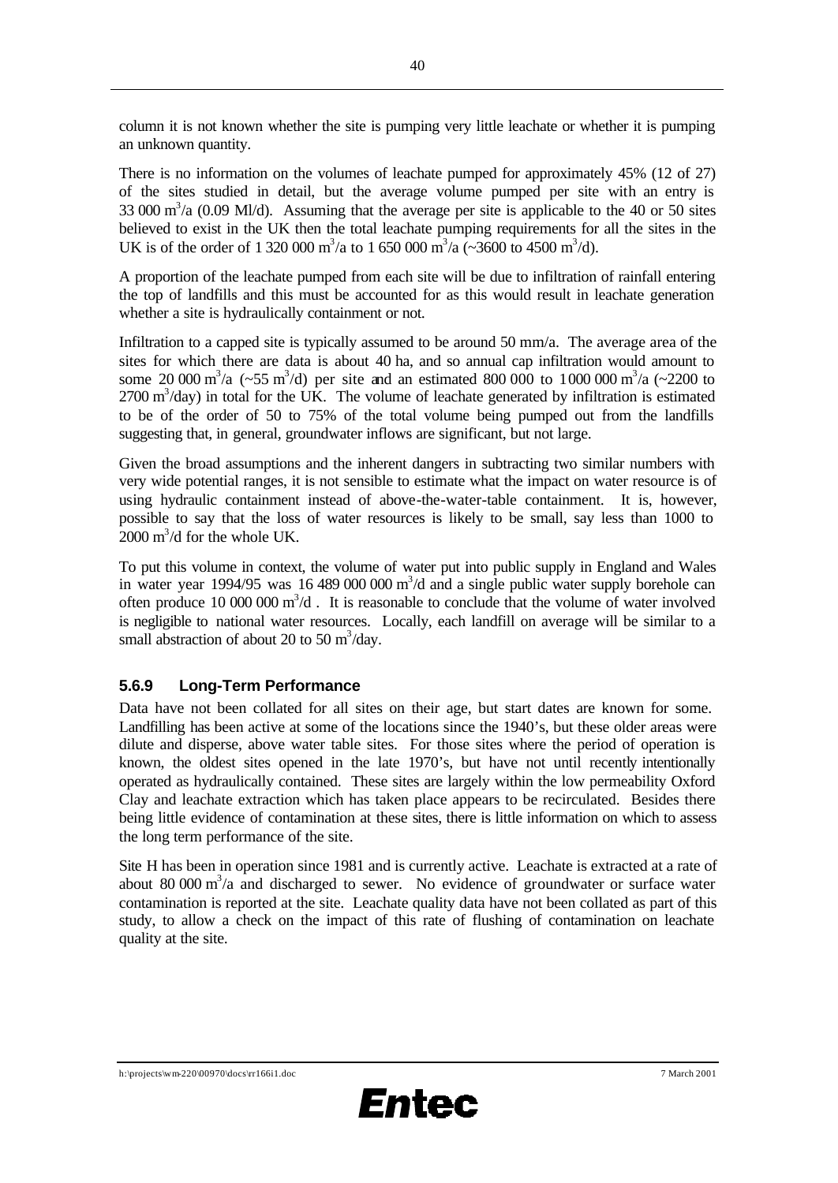column it is not known whether the site is pumping very little leachate or whether it is pumping an unknown quantity.

There is no information on the volumes of leachate pumped for approximately 45% (12 of 27) of the sites studied in detail, but the average volume pumped per site with an entry is 33 000 $m^3$/a (0.09 Ml/d). Assuming that the average per site is applicable to the 40 or 50 sites believed to exist in the UK then the total leachate pumping requirements for all the sites in the UK is of the order of 1 320 000 $m^3$/a to 1 650 000 $m^3$/a (~3600 to 4500 $m^3$/d).

A proportion of the leachate pumped from each site will be due to infiltration of rainfall entering the top of landfills and this must be accounted for as this would result in leachate generation whether a site is hydraulically containment or not.

Infiltration to a capped site is typically assumed to be around 50 mm/a. The average area of the sites for which there are data is about 40 ha, and so annual cap infiltration would amount to some 20 000 $m^3$/a (~55 $m^3$/d) per site and an estimated 800 000 to 1000 000 $m^3$/a (~2200 to 2700 $m^3$/day) in total for the UK. The volume of leachate generated by infiltration is estimated to be of the order of 50 to 75% of the total volume being pumped out from the landfills suggesting that, in general, groundwater inflows are significant, but not large.

Given the broad assumptions and the inherent dangers in subtracting two similar numbers with very wide potential ranges, it is not sensible to estimate what the impact on water resource is of using hydraulic containment instead of above-the-water-table containment. It is, however, possible to say that the loss of water resources is likely to be small, say less than 1000 to 2000 $m^3$/d for the whole UK.

To put this volume in context, the volume of water put into public supply in England and Wales in water year 1994/95 was 16 489 000 000 $m^3$/d and a single public water supply borehole can often produce 10 000 000 $m^3$/d . It is reasonable to conclude that the volume of water involved is negligible to national water resources. Locally, each landfill on average will be similar to a small abstraction of about 20 to 50 $m^3$/day.

### 5.6.9 Long-Term Performance

Data have not been collated for all sites on their age, but start dates are known for some. Landfilling has been active at some of the locations since the 1940's, but these older areas were dilute and disperse, above water table sites. For those sites where the period of operation is known, the oldest sites opened in the late 1970's, but have not until recently intentionally operated as hydraulically contained. These sites are largely within the low permeability Oxford Clay and leachate extraction which has taken place appears to be recirculated. Besides there being little evidence of contamination at these sites, there is little information on which to assess the long term performance of the site.

Site H has been in operation since 1981 and is currently active. Leachate is extracted at a rate of about 80 000 $m^3$/a and discharged to sewer. No evidence of groundwater or surface water contamination is reported at the site. Leachate quality data have not been collated as part of this study, to allow a check on the impact of this rate of flushing of contamination on leachate quality at the site.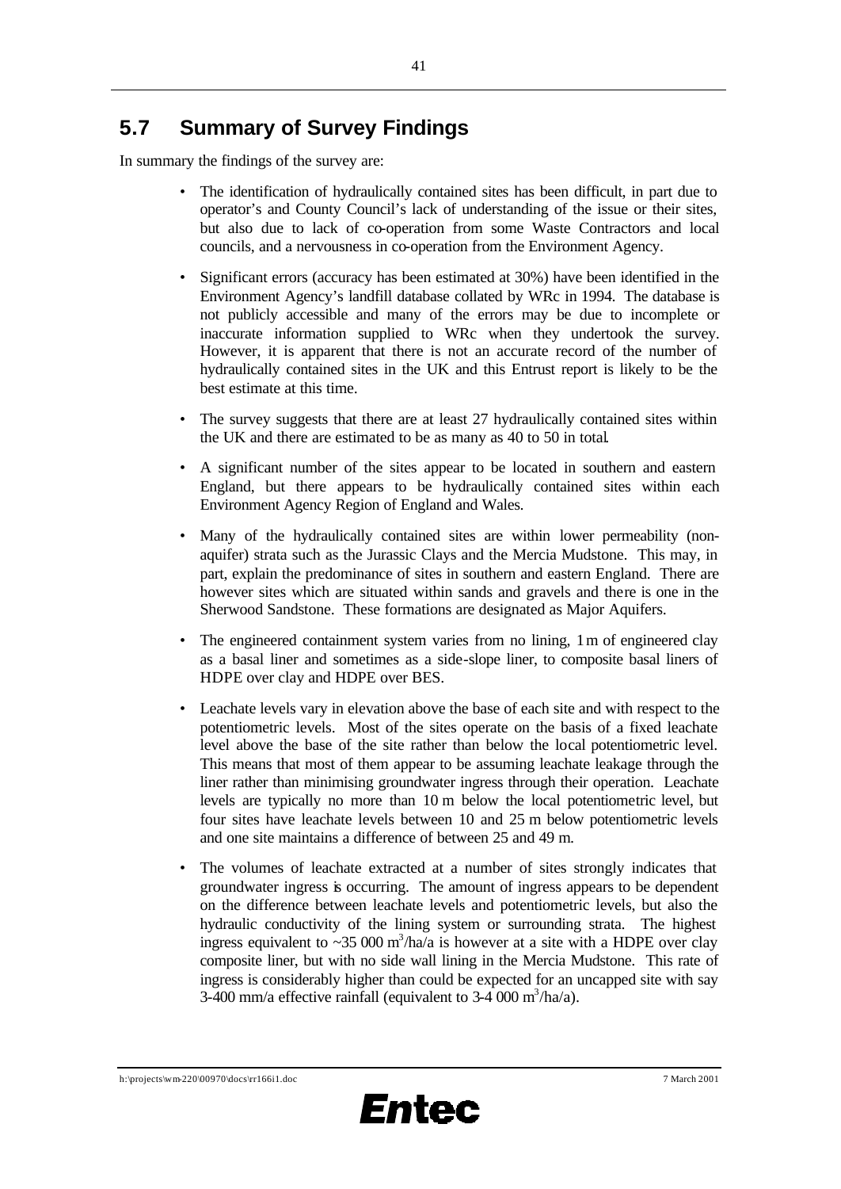## 5.7 Summary of Survey Findings

In summary the findings of the survey are:

- The identification of hydraulically contained sites has been difficult, in part due to operator's and County Council's lack of understanding of the issue or their sites, but also due to lack of co-operation from some Waste Contractors and local councils, and a nervousness in co-operation from the Environment Agency.
- Significant errors (accuracy has been estimated at 30%) have been identified in the Environment Agency's landfill database collated by WRc in 1994. The database is not publicly accessible and many of the errors may be due to incomplete or inaccurate information supplied to WRc when they undertook the survey. However, it is apparent that there is not an accurate record of the number of hydraulically contained sites in the UK and this Entrust report is likely to be the best estimate at this time.
- The survey suggests that there are at least 27 hydraulically contained sites within the UK and there are estimated to be as many as 40 to 50 in total.
- A significant number of the sites appear to be located in southern and eastern England, but there appears to be hydraulically contained sites within each Environment Agency Region of England and Wales.
- Many of the hydraulically contained sites are within lower permeability (non-aquifer) strata such as the Jurassic Clays and the Mercia Mudstone. This may, in part, explain the predominance of sites in southern and eastern England. There are however sites which are situated within sands and gravels and there is one in the Sherwood Sandstone. These formations are designated as Major Aquifers.
- The engineered containment system varies from no lining, 1 m of engineered clay as a basal liner and sometimes as a side-slope liner, to composite basal liners of HDPE over clay and HDPE over BES.
- Leachate levels vary in elevation above the base of each site and with respect to the potentiometric levels. Most of the sites operate on the basis of a fixed leachate level above the base of the site rather than below the local potentiometric level. This means that most of them appear to be assuming leachate leakage through the liner rather than minimising groundwater ingress through their operation. Leachate levels are typically no more than 10 m below the local potentiometric level, but four sites have leachate levels between 10 and 25 m below potentiometric levels and one site maintains a difference of between 25 and 49 m.
- The volumes of leachate extracted at a number of sites strongly indicates that groundwater ingress is occurring. The amount of ingress appears to be dependent on the difference between leachate levels and potentiometric levels, but also the hydraulic conductivity of the lining system or surrounding strata. The highest ingress equivalent to ~35 000 $m^3$/ha/a is however at a site with a HDPE over clay composite liner, but with no side wall lining in the Mercia Mudstone. This rate of ingress is considerably higher than could be expected for an uncapped site with say 3-400 mm/a effective rainfall (equivalent to 3-4 000 $m^3$/ha/a).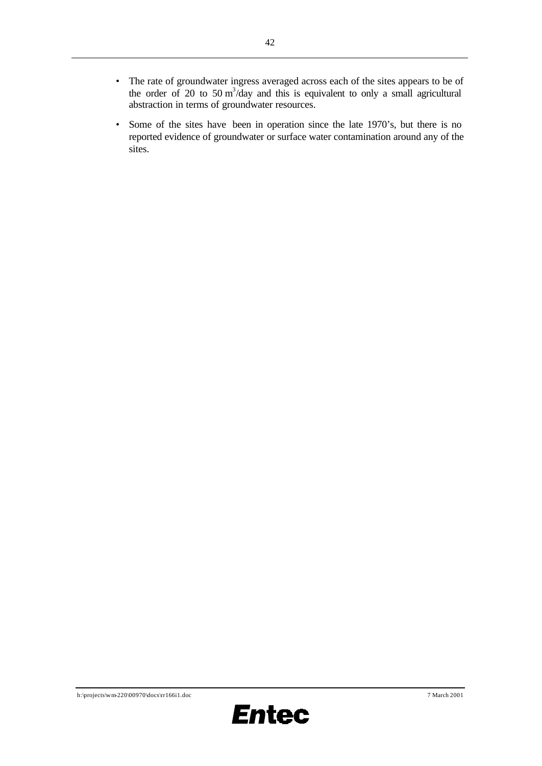- The rate of groundwater ingress averaged across each of the sites appears to be of the order of 20 to 50 $m^3$/day and this is equivalent to only a small agricultural abstraction in terms of groundwater resources.

- Some of the sites have been in operation since the late 1970's, but there is no reported evidence of groundwater or surface water contamination around any of the sites.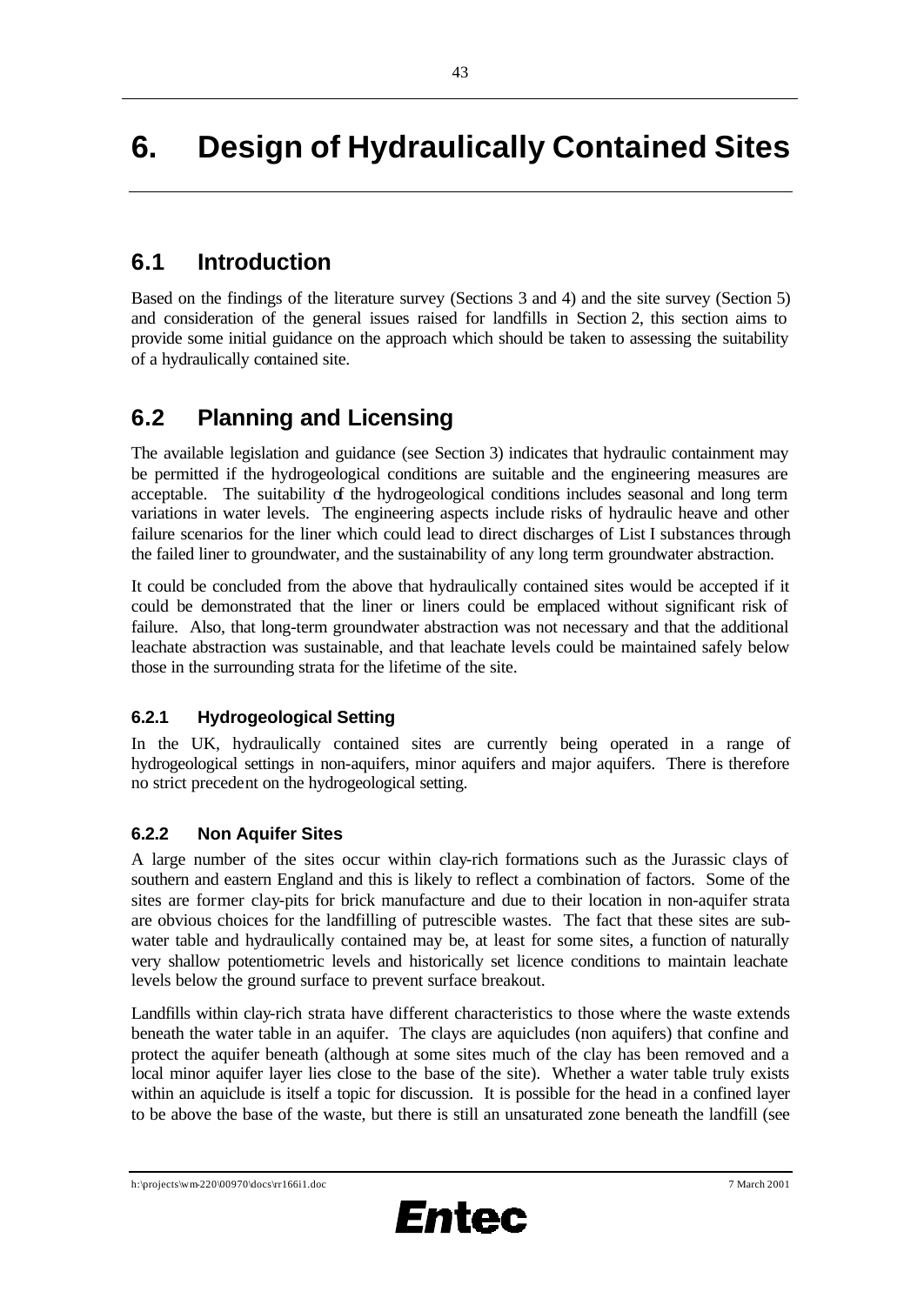# 6. Design of Hydraulically Contained Sites

## 6.1 Introduction

Based on the findings of the literature survey (Sections 3 and 4) and the site survey (Section 5) and consideration of the general issues raised for landfills in Section 2, this section aims to provide some initial guidance on the approach which should be taken to assessing the suitability of a hydraulically contained site.

## 6.2 Planning and Licensing

The available legislation and guidance (see Section 3) indicates that hydraulic containment may be permitted if the hydrogeological conditions are suitable and the engineering measures are acceptable. The suitability of the hydrogeological conditions includes seasonal and long term variations in water levels. The engineering aspects include risks of hydraulic heave and other failure scenarios for the liner which could lead to direct discharges of List I substances through the failed liner to groundwater, and the sustainability of any long term groundwater abstraction.

It could be concluded from the above that hydraulically contained sites would be accepted if it could be demonstrated that the liner or liners could be emplaced without significant risk of failure. Also, that long-term groundwater abstraction was not necessary and that the additional leachate abstraction was sustainable, and that leachate levels could be maintained safely below those in the surrounding strata for the lifetime of the site.

### 6.2.1 Hydrogeological Setting

In the UK, hydraulically contained sites are currently being operated in a range of hydrogeological settings in non-aquifers, minor aquifers and major aquifers. There is therefore no strict precedent on the hydrogeological setting.

### 6.2.2 Non Aquifer Sites

A large number of the sites occur within clay-rich formations such as the Jurassic clays of southern and eastern England and this is likely to reflect a combination of factors. Some of the sites are former clay-pits for brick manufacture and due to their location in non-aquifer strata are obvious choices for the landfilling of putrescible wastes. The fact that these sites are sub-water table and hydraulically contained may be, at least for some sites, a function of naturally very shallow potentiometric levels and historically set licence conditions to maintain leachate levels below the ground surface to prevent surface breakout.

Landfills within clay-rich strata have different characteristics to those where the waste extends beneath the water table in an aquifer. The clays are aquicludes (non aquifers) that confine and protect the aquifer beneath (although at some sites much of the clay has been removed and a local minor aquifer layer lies close to the base of the site). Whether a water table truly exists within an aquiclude is itself a topic for discussion. It is possible for the head in a confined layer to be above the base of the waste, but there is still an unsaturated zone beneath the landfill (see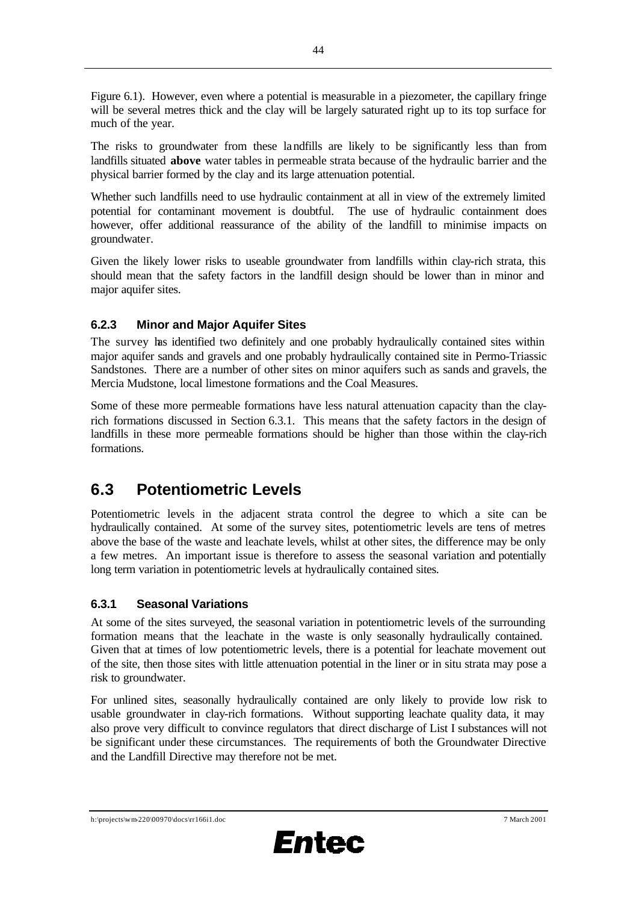Figure 6.1). However, even where a potential is measurable in a piezometer, the capillary fringe will be several metres thick and the clay will be largely saturated right up to its top surface for much of the year.

The risks to groundwater from these landfills are likely to be significantly less than from landfills situated **above** water tables in permeable strata because of the hydraulic barrier and the physical barrier formed by the clay and its large attenuation potential.

Whether such landfills need to use hydraulic containment at all in view of the extremely limited potential for contaminant movement is doubtful. The use of hydraulic containment does however, offer additional reassurance of the ability of the landfill to minimise impacts on groundwater.

Given the likely lower risks to useable groundwater from landfills within clay-rich strata, this should mean that the safety factors in the landfill design should be lower than in minor and major aquifer sites.

### 6.2.3 Minor and Major Aquifer Sites

The survey has identified two definitely and one probably hydraulically contained sites within major aquifer sands and gravels and one probably hydraulically contained site in Permo-Triassic Sandstones. There are a number of other sites on minor aquifers such as sands and gravels, the Mercia Mudstone, local limestone formations and the Coal Measures.

Some of these more permeable formations have less natural attenuation capacity than the clay-rich formations discussed in Section 6.3.1. This means that the safety factors in the design of landfills in these more permeable formations should be higher than those within the clay-rich formations.

## 6.3 Potentiometric Levels

Potentiometric levels in the adjacent strata control the degree to which a site can be hydraulically contained. At some of the survey sites, potentiometric levels are tens of metres above the base of the waste and leachate levels, whilst at other sites, the difference may be only a few metres. An important issue is therefore to assess the seasonal variation and potentially long term variation in potentiometric levels at hydraulically contained sites.

### 6.3.1 Seasonal Variations

At some of the sites surveyed, the seasonal variation in potentiometric levels of the surrounding formation means that the leachate in the waste is only seasonally hydraulically contained. Given that at times of low potentiometric levels, there is a potential for leachate movement out of the site, then those sites with little attenuation potential in the liner or in situ strata may pose a risk to groundwater.

For unlined sites, seasonally hydraulically contained are only likely to provide low risk to usable groundwater in clay-rich formations. Without supporting leachate quality data, it may also prove very difficult to convince regulators that direct discharge of List I substances will not be significant under these circumstances. The requirements of both the Groundwater Directive and the Landfill Directive may therefore not be met.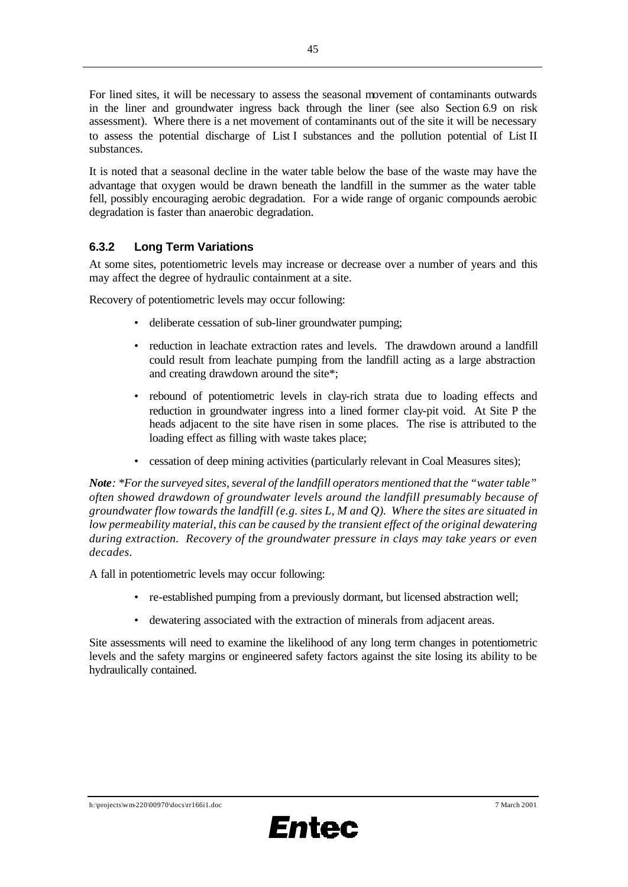For lined sites, it will be necessary to assess the seasonal movement of contaminants outwards in the liner and groundwater ingress back through the liner (see also Section 6.9 on risk assessment). Where there is a net movement of contaminants out of the site it will be necessary to assess the potential discharge of List I substances and the pollution potential of List II substances.

It is noted that a seasonal decline in the water table below the base of the waste may have the advantage that oxygen would be drawn beneath the landfill in the summer as the water table fell, possibly encouraging aerobic degradation. For a wide range of organic compounds aerobic degradation is faster than anaerobic degradation.

### 6.3.2 Long Term Variations

At some sites, potentiometric levels may increase or decrease over a number of years and this may affect the degree of hydraulic containment at a site.

Recovery of potentiometric levels may occur following:

- deliberate cessation of sub-liner groundwater pumping;
- reduction in leachate extraction rates and levels. The drawdown around a landfill could result from leachate pumping from the landfill acting as a large abstraction and creating drawdown around the site*;
- rebound of potentiometric levels in clay-rich strata due to loading effects and reduction in groundwater ingress into a lined former clay-pit void. At Site P the heads adjacent to the site have risen in some places. The rise is attributed to the loading effect as filling with waste takes place;
- cessation of deep mining activities (particularly relevant in Coal Measures sites);

***Note**: \*For the surveyed sites, several of the landfill operators mentioned that the "water table" often showed drawdown of groundwater levels around the landfill presumably because of groundwater flow towards the landfill (e.g. sites L, M and Q). Where the sites are situated in low permeability material, this can be caused by the transient effect of the original dewatering during extraction. Recovery of the groundwater pressure in clays may take years or even decades.*

A fall in potentiometric levels may occur following:

- re-established pumping from a previously dormant, but licensed abstraction well;
- dewatering associated with the extraction of minerals from adjacent areas.

Site assessments will need to examine the likelihood of any long term changes in potentiometric levels and the safety margins or engineered safety factors against the site losing its ability to be hydraulically contained.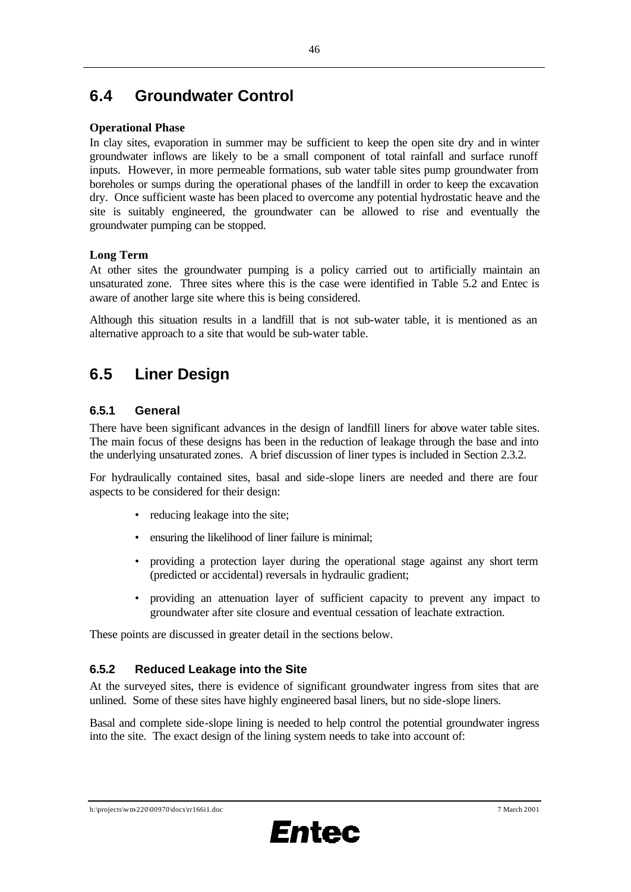## 6.4 Groundwater Control

**Operational Phase**

In clay sites, evaporation in summer may be sufficient to keep the open site dry and in winter groundwater inflows are likely to be a small component of total rainfall and surface runoff inputs. However, in more permeable formations, sub water table sites pump groundwater from boreholes or sumps during the operational phases of the landfill in order to keep the excavation dry. Once sufficient waste has been placed to overcome any potential hydrostatic heave and the site is suitably engineered, the groundwater can be allowed to rise and eventually the groundwater pumping can be stopped.

**Long Term**

At other sites the groundwater pumping is a policy carried out to artificially maintain an unsaturated zone. Three sites where this is the case were identified in Table 5.2 and Entec is aware of another large site where this is being considered.

Although this situation results in a landfill that is not sub-water table, it is mentioned as an alternative approach to a site that would be sub-water table.

## 6.5 Liner Design

### 6.5.1 General

There have been significant advances in the design of landfill liners for above water table sites. The main focus of these designs has been in the reduction of leakage through the base and into the underlying unsaturated zones. A brief discussion of liner types is included in Section 2.3.2.

For hydraulically contained sites, basal and side-slope liners are needed and there are four aspects to be considered for their design:

- reducing leakage into the site;
- ensuring the likelihood of liner failure is minimal;
- providing a protection layer during the operational stage against any short term (predicted or accidental) reversals in hydraulic gradient;
- providing an attenuation layer of sufficient capacity to prevent any impact to groundwater after site closure and eventual cessation of leachate extraction.

These points are discussed in greater detail in the sections below.

### 6.5.2 Reduced Leakage into the Site

At the surveyed sites, there is evidence of significant groundwater ingress from sites that are unlined. Some of these sites have highly engineered basal liners, but no side-slope liners.

Basal and complete side-slope lining is needed to help control the potential groundwater ingress into the site. The exact design of the lining system needs to take into account of: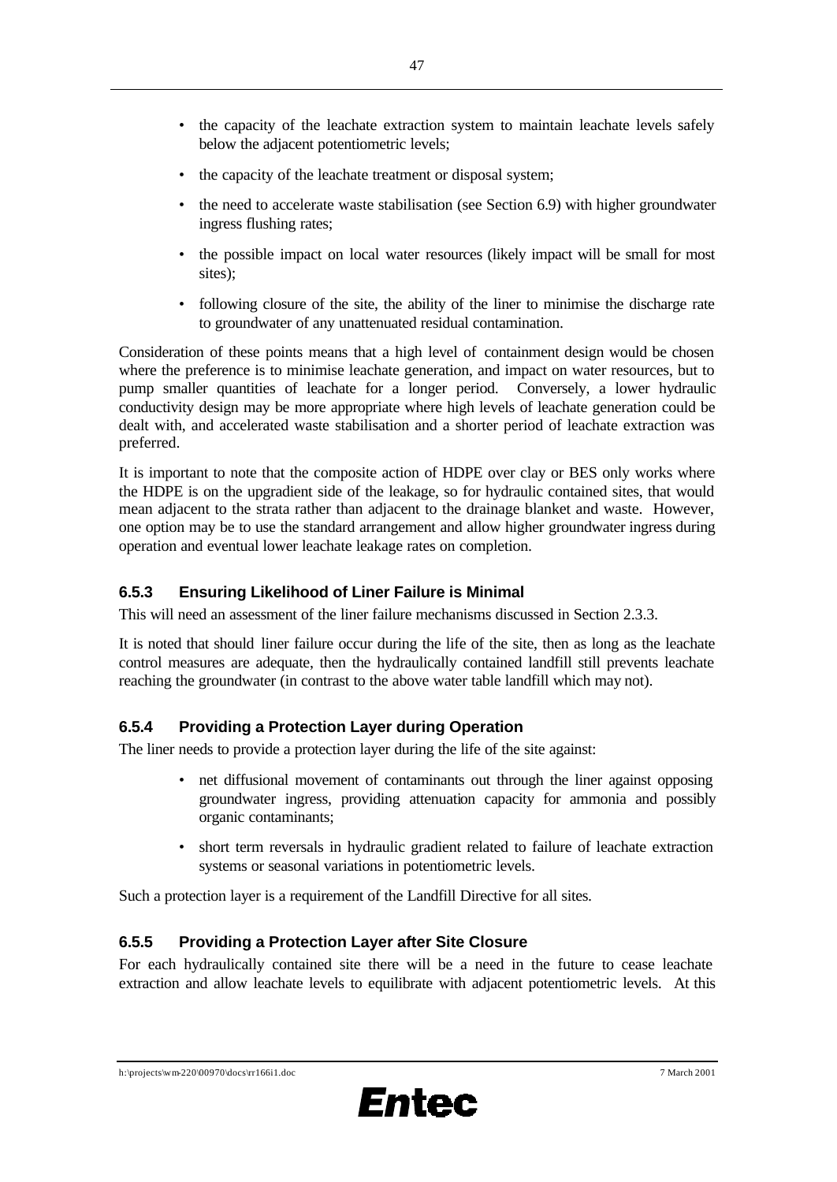- the capacity of the leachate extraction system to maintain leachate levels safely below the adjacent potentiometric levels;
- the capacity of the leachate treatment or disposal system;
- the need to accelerate waste stabilisation (see Section 6.9) with higher groundwater ingress flushing rates;
- the possible impact on local water resources (likely impact will be small for most sites);
- following closure of the site, the ability of the liner to minimise the discharge rate to groundwater of any unattenuated residual contamination.

Consideration of these points means that a high level of containment design would be chosen where the preference is to minimise leachate generation, and impact on water resources, but to pump smaller quantities of leachate for a longer period. Conversely, a lower hydraulic conductivity design may be more appropriate where high levels of leachate generation could be dealt with, and accelerated waste stabilisation and a shorter period of leachate extraction was preferred.

It is important to note that the composite action of HDPE over clay or BES only works where the HDPE is on the upgradient side of the leakage, so for hydraulic contained sites, that would mean adjacent to the strata rather than adjacent to the drainage blanket and waste. However, one option may be to use the standard arrangement and allow higher groundwater ingress during operation and eventual lower leachate leakage rates on completion.

### 6.5.3 Ensuring Likelihood of Liner Failure is Minimal

This will need an assessment of the liner failure mechanisms discussed in Section 2.3.3.

It is noted that should liner failure occur during the life of the site, then as long as the leachate control measures are adequate, then the hydraulically contained landfill still prevents leachate reaching the groundwater (in contrast to the above water table landfill which may not).

### 6.5.4 Providing a Protection Layer during Operation

The liner needs to provide a protection layer during the life of the site against:

- net diffusional movement of contaminants out through the liner against opposing groundwater ingress, providing attenuation capacity for ammonia and possibly organic contaminants;
- short term reversals in hydraulic gradient related to failure of leachate extraction systems or seasonal variations in potentiometric levels.

Such a protection layer is a requirement of the Landfill Directive for all sites.

### 6.5.5 Providing a Protection Layer after Site Closure

For each hydraulically contained site there will be a need in the future to cease leachate extraction and allow leachate levels to equilibrate with adjacent potentiometric levels. At this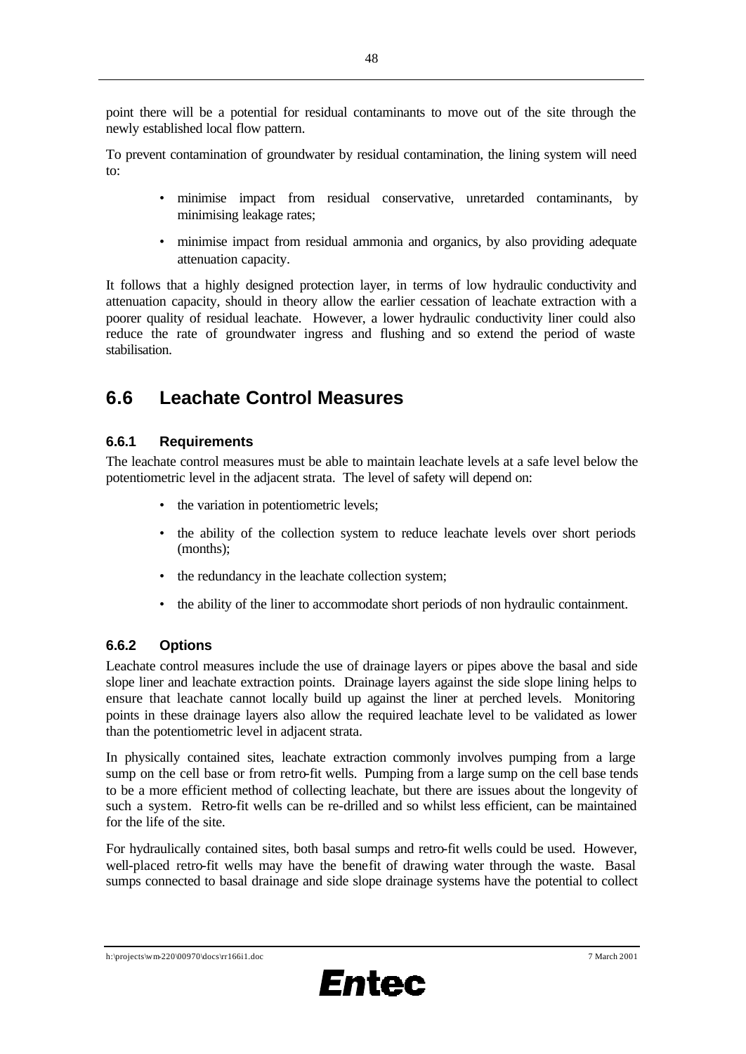point there will be a potential for residual contaminants to move out of the site through the newly established local flow pattern.

To prevent contamination of groundwater by residual contamination, the lining system will need to:

- minimise impact from residual conservative, unretarded contaminants, by minimising leakage rates;
- minimise impact from residual ammonia and organics, by also providing adequate attenuation capacity.

It follows that a highly designed protection layer, in terms of low hydraulic conductivity and attenuation capacity, should in theory allow the earlier cessation of leachate extraction with a poorer quality of residual leachate. However, a lower hydraulic conductivity liner could also reduce the rate of groundwater ingress and flushing and so extend the period of waste stabilisation.

## 6.6 Leachate Control Measures

### 6.6.1 Requirements

The leachate control measures must be able to maintain leachate levels at a safe level below the potentiometric level in the adjacent strata. The level of safety will depend on:

- the variation in potentiometric levels;
- the ability of the collection system to reduce leachate levels over short periods (months);
- the redundancy in the leachate collection system;
- the ability of the liner to accommodate short periods of non hydraulic containment.

### 6.6.2 Options

Leachate control measures include the use of drainage layers or pipes above the basal and side slope liner and leachate extraction points. Drainage layers against the side slope lining helps to ensure that leachate cannot locally build up against the liner at perched levels. Monitoring points in these drainage layers also allow the required leachate level to be validated as lower than the potentiometric level in adjacent strata.

In physically contained sites, leachate extraction commonly involves pumping from a large sump on the cell base or from retro-fit wells. Pumping from a large sump on the cell base tends to be a more efficient method of collecting leachate, but there are issues about the longevity of such a system. Retro-fit wells can be re-drilled and so whilst less efficient, can be maintained for the life of the site.

For hydraulically contained sites, both basal sumps and retro-fit wells could be used. However, well-placed retro-fit wells may have the benefit of drawing water through the waste. Basal sumps connected to basal drainage and side slope drainage systems have the potential to collect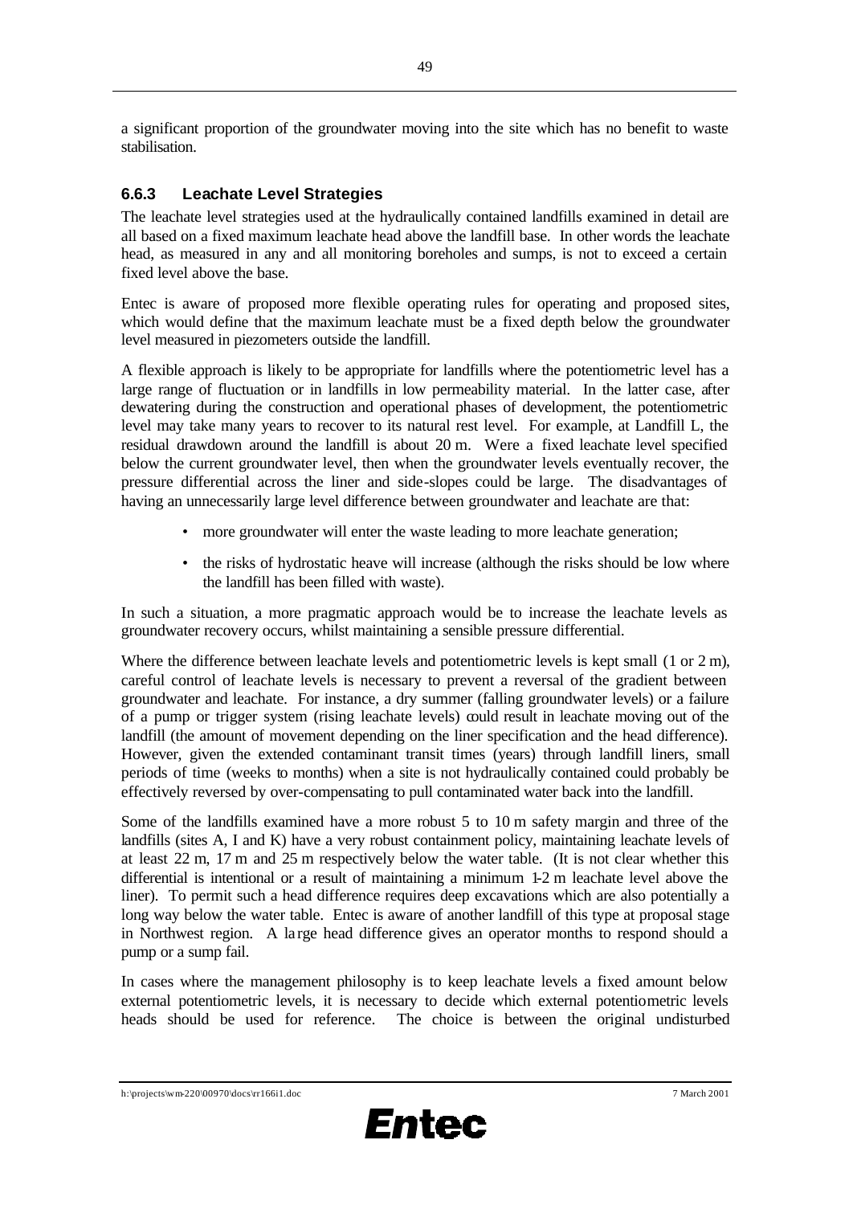a significant proportion of the groundwater moving into the site which has no benefit to waste stabilisation.

### 6.6.3 Leachate Level Strategies

The leachate level strategies used at the hydraulically contained landfills examined in detail are all based on a fixed maximum leachate head above the landfill base. In other words the leachate head, as measured in any and all monitoring boreholes and sumps, is not to exceed a certain fixed level above the base.

Entec is aware of proposed more flexible operating rules for operating and proposed sites, which would define that the maximum leachate must be a fixed depth below the groundwater level measured in piezometers outside the landfill.

A flexible approach is likely to be appropriate for landfills where the potentiometric level has a large range of fluctuation or in landfills in low permeability material. In the latter case, after dewatering during the construction and operational phases of development, the potentiometric level may take many years to recover to its natural rest level. For example, at Landfill L, the residual drawdown around the landfill is about 20 m. Were a fixed leachate level specified below the current groundwater level, then when the groundwater levels eventually recover, the pressure differential across the liner and side-slopes could be large. The disadvantages of having an unnecessarily large level difference between groundwater and leachate are that:

- more groundwater will enter the waste leading to more leachate generation;
- the risks of hydrostatic heave will increase (although the risks should be low where the landfill has been filled with waste).

In such a situation, a more pragmatic approach would be to increase the leachate levels as groundwater recovery occurs, whilst maintaining a sensible pressure differential.

Where the difference between leachate levels and potentiometric levels is kept small (1 or 2 m), careful control of leachate levels is necessary to prevent a reversal of the gradient between groundwater and leachate. For instance, a dry summer (falling groundwater levels) or a failure of a pump or trigger system (rising leachate levels) could result in leachate moving out of the landfill (the amount of movement depending on the liner specification and the head difference). However, given the extended contaminant transit times (years) through landfill liners, small periods of time (weeks to months) when a site is not hydraulically contained could probably be effectively reversed by over-compensating to pull contaminated water back into the landfill.

Some of the landfills examined have a more robust 5 to 10 m safety margin and three of the landfills (sites A, I and K) have a very robust containment policy, maintaining leachate levels of at least 22 m, 17 m and 25 m respectively below the water table. (It is not clear whether this differential is intentional or a result of maintaining a minimum 1-2 m leachate level above the liner). To permit such a head difference requires deep excavations which are also potentially a long way below the water table. Entec is aware of another landfill of this type at proposal stage in Northwest region. A large head difference gives an operator months to respond should a pump or a sump fail.

In cases where the management philosophy is to keep leachate levels a fixed amount below external potentiometric levels, it is necessary to decide which external potentiometric levels heads should be used for reference. The choice is between the original undisturbed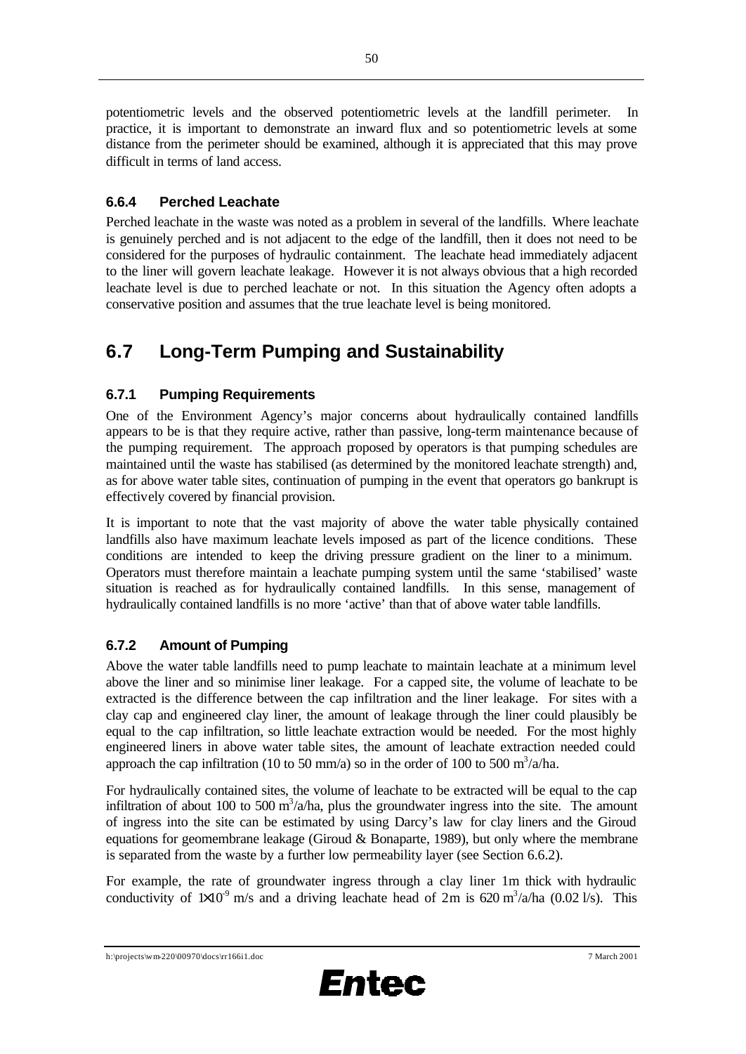potentiometric levels and the observed potentiometric levels at the landfill perimeter. In practice, it is important to demonstrate an inward flux and so potentiometric levels at some distance from the perimeter should be examined, although it is appreciated that this may prove difficult in terms of land access.

### 6.6.4 Perched Leachate

Perched leachate in the waste was noted as a problem in several of the landfills. Where leachate is genuinely perched and is not adjacent to the edge of the landfill, then it does not need to be considered for the purposes of hydraulic containment. The leachate head immediately adjacent to the liner will govern leachate leakage. However it is not always obvious that a high recorded leachate level is due to perched leachate or not. In this situation the Agency often adopts a conservative position and assumes that the true leachate level is being monitored.

## 6.7 Long-Term Pumping and Sustainability

### 6.7.1 Pumping Requirements

One of the Environment Agency's major concerns about hydraulically contained landfills appears to be is that they require active, rather than passive, long-term maintenance because of the pumping requirement. The approach proposed by operators is that pumping schedules are maintained until the waste has stabilised (as determined by the monitored leachate strength) and, as for above water table sites, continuation of pumping in the event that operators go bankrupt is effectively covered by financial provision.

It is important to note that the vast majority of above the water table physically contained landfills also have maximum leachate levels imposed as part of the licence conditions. These conditions are intended to keep the driving pressure gradient on the liner to a minimum. Operators must therefore maintain a leachate pumping system until the same 'stabilised' waste situation is reached as for hydraulically contained landfills. In this sense, management of hydraulically contained landfills is no more 'active' than that of above water table landfills.

### 6.7.2 Amount of Pumping

Above the water table landfills need to pump leachate to maintain leachate at a minimum level above the liner and so minimise liner leakage. For a capped site, the volume of leachate to be extracted is the difference between the cap infiltration and the liner leakage. For sites with a clay cap and engineered clay liner, the amount of leakage through the liner could plausibly be equal to the cap infiltration, so little leachate extraction would be needed. For the most highly engineered liners in above water table sites, the amount of leachate extraction needed could approach the cap infiltration (10 to 50 mm/a) so in the order of 100 to 500 $m^3$/a/ha.

For hydraulically contained sites, the volume of leachate to be extracted will be equal to the cap infiltration of about 100 to 500 $m^3$/a/ha, plus the groundwater ingress into the site. The amount of ingress into the site can be estimated by using Darcy's law for clay liners and the Giroud equations for geomembrane leakage (Giroud & Bonaparte, 1989), but only where the membrane is separated from the waste by a further low permeability layer (see Section 6.6.2).

For example, the rate of groundwater ingress through a clay liner 1m thick with hydraulic conductivity of $1\times10^{-9}$ m/s and a driving leachate head of 2m is 620 $m^3$/a/ha (0.02 l/s). This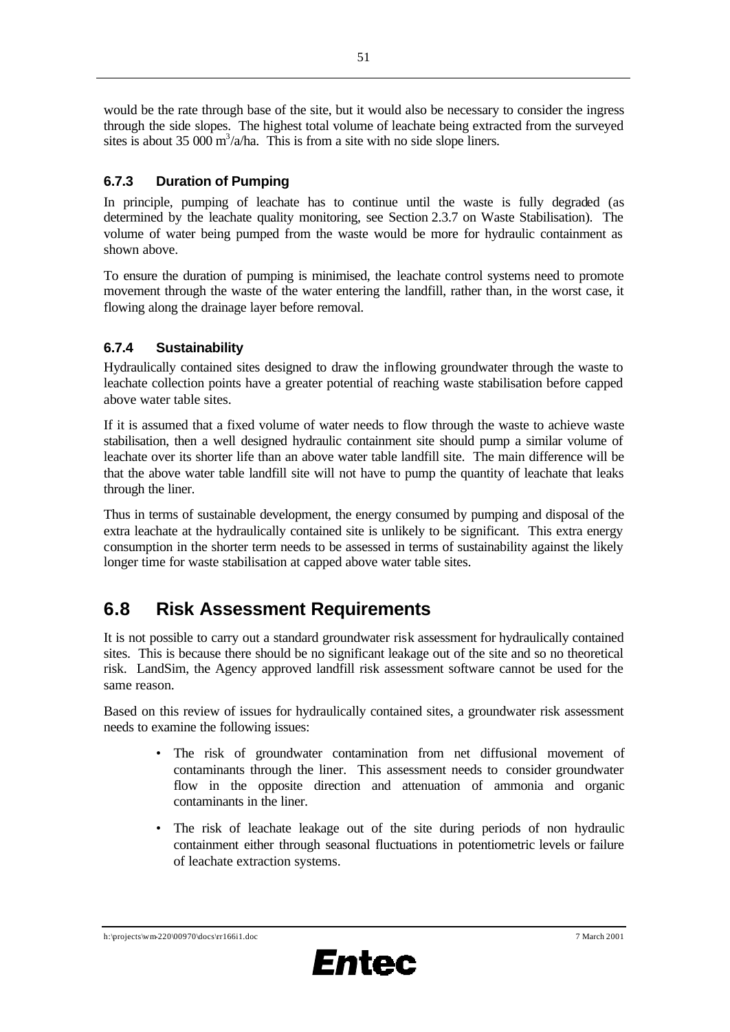would be the rate through base of the site, but it would also be necessary to consider the ingress through the side slopes. The highest total volume of leachate being extracted from the surveyed sites is about 35 000 $m^3$/a/ha. This is from a site with no side slope liners.

### 6.7.3 Duration of Pumping

In principle, pumping of leachate has to continue until the waste is fully degraded (as determined by the leachate quality monitoring, see Section 2.3.7 on Waste Stabilisation). The volume of water being pumped from the waste would be more for hydraulic containment as shown above.

To ensure the duration of pumping is minimised, the leachate control systems need to promote movement through the waste of the water entering the landfill, rather than, in the worst case, it flowing along the drainage layer before removal.

### 6.7.4 Sustainability

Hydraulically contained sites designed to draw the inflowing groundwater through the waste to leachate collection points have a greater potential of reaching waste stabilisation before capped above water table sites.

If it is assumed that a fixed volume of water needs to flow through the waste to achieve waste stabilisation, then a well designed hydraulic containment site should pump a similar volume of leachate over its shorter life than an above water table landfill site. The main difference will be that the above water table landfill site will not have to pump the quantity of leachate that leaks through the liner.

Thus in terms of sustainable development, the energy consumed by pumping and disposal of the extra leachate at the hydraulically contained site is unlikely to be significant. This extra energy consumption in the shorter term needs to be assessed in terms of sustainability against the likely longer time for waste stabilisation at capped above water table sites.

## 6.8 Risk Assessment Requirements

It is not possible to carry out a standard groundwater risk assessment for hydraulically contained sites. This is because there should be no significant leakage out of the site and so no theoretical risk. LandSim, the Agency approved landfill risk assessment software cannot be used for the same reason.

Based on this review of issues for hydraulically contained sites, a groundwater risk assessment needs to examine the following issues:

- The risk of groundwater contamination from net diffusional movement of contaminants through the liner. This assessment needs to consider groundwater flow in the opposite direction and attenuation of ammonia and organic contaminants in the liner.
- The risk of leachate leakage out of the site during periods of non hydraulic containment either through seasonal fluctuations in potentiometric levels or failure of leachate extraction systems.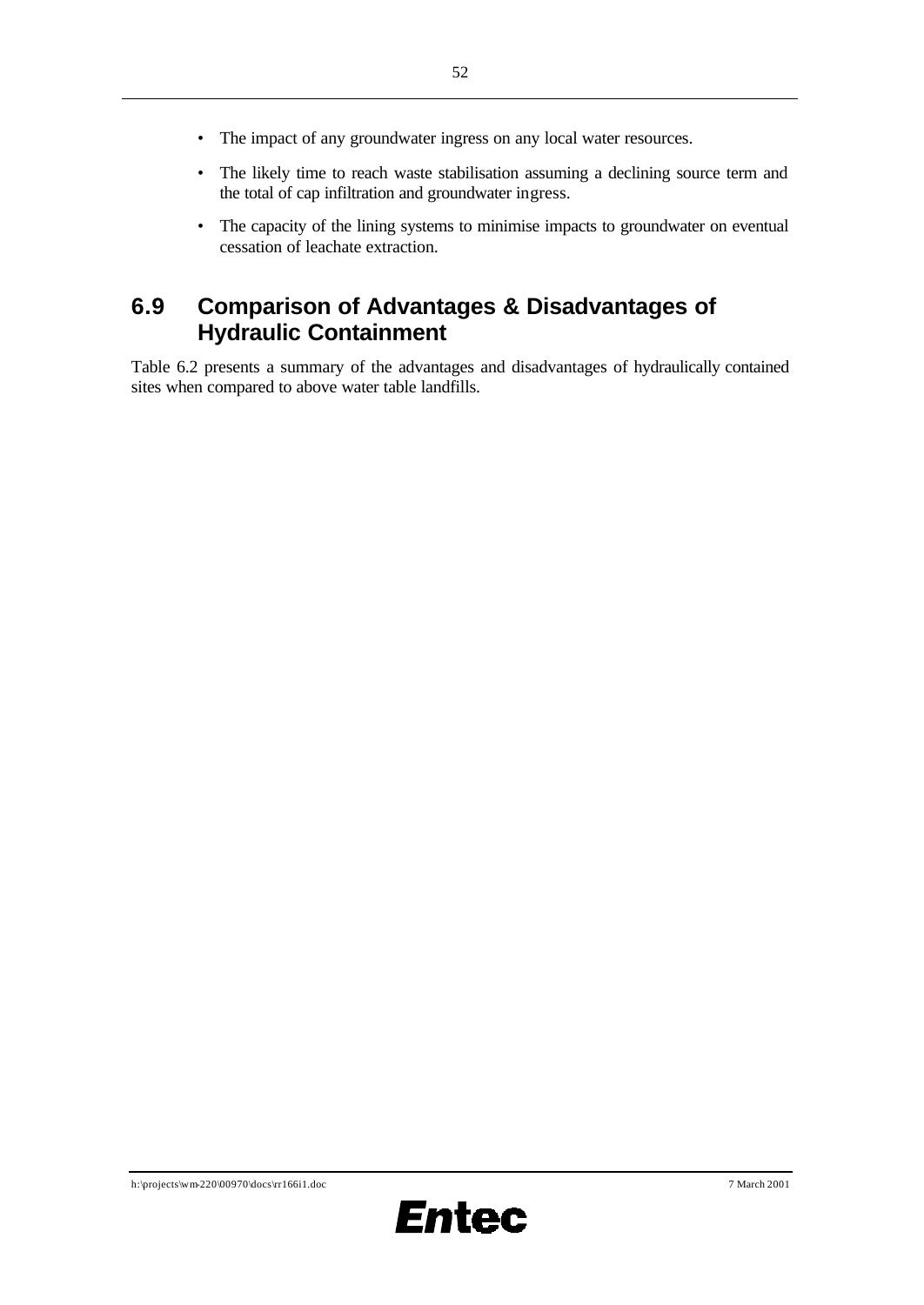- The impact of any groundwater ingress on any local water resources.
- The likely time to reach waste stabilisation assuming a declining source term and the total of cap infiltration and groundwater ingress.
- The capacity of the lining systems to minimise impacts to groundwater on eventual cessation of leachate extraction.

## 6.9 Comparison of Advantages & Disadvantages of Hydraulic Containment

Table 6.2 presents a summary of the advantages and disadvantages of hydraulically contained sites when compared to above water table landfills.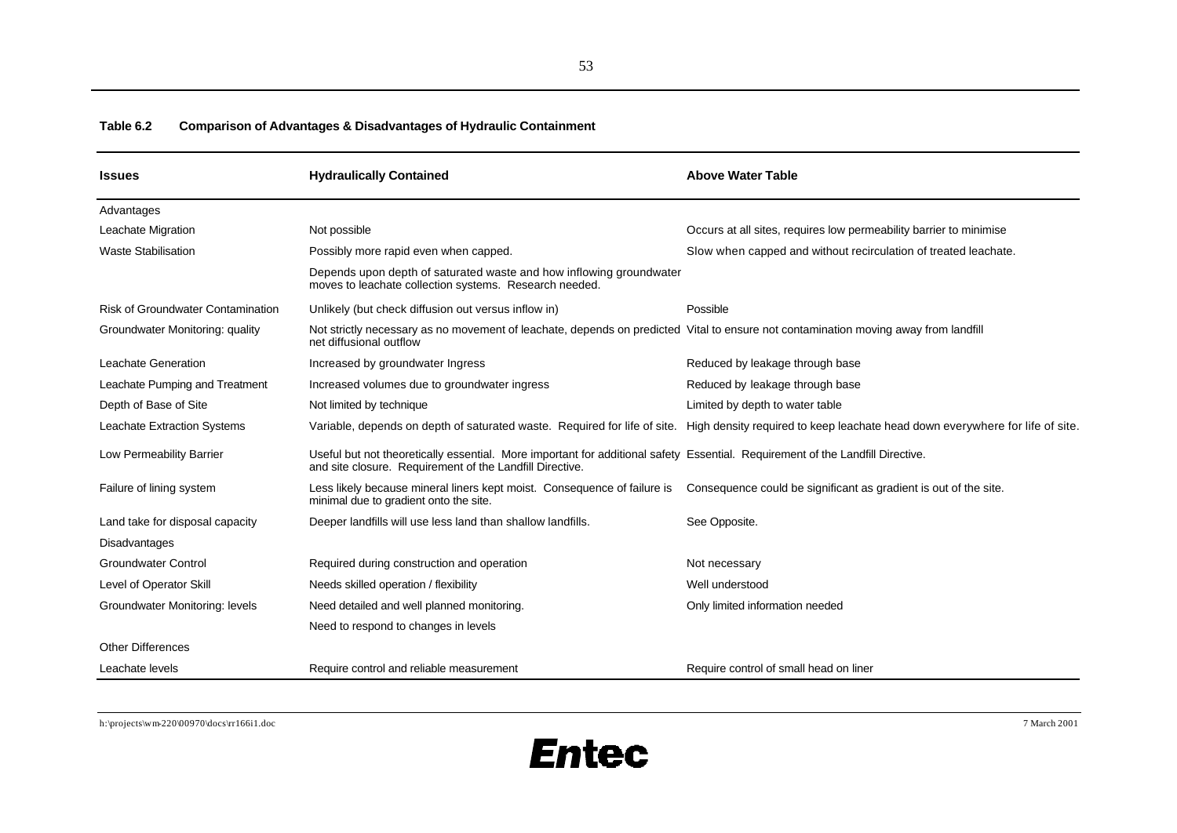**Table 6.2 Comparison of Advantages & Disadvantages of Hydraulic Containment**

| Issues | Hydraulically Contained | Above Water Table |
|---|---|---|
| Advantages | | |
| Leachate Migration | Not possible | Occurs at all sites, requires low permeability barrier to minimise |
| Waste Stabilisation | Possibly more rapid even when capped. | Slow when capped and without recirculation of treated leachate. |
| | Depends upon depth of saturated waste and how inflowing groundwater moves to leachate collection systems. Research needed. | |
| Risk of Groundwater Contamination | Unlikely (but check diffusion out versus inflow in) | Possible |
| Groundwater Monitoring: quality | Not strictly necessary as no movement of leachate, depends on predicted net diffusional outflow | Vital to ensure not contamination moving away from landfill |
| Leachate Generation | Increased by groundwater Ingress | Reduced by leakage through base |
| Leachate Pumping and Treatment | Increased volumes due to groundwater ingress | Reduced by leakage through base |
| Depth of Base of Site | Not limited by technique | Limited by depth to water table |
| Leachate Extraction Systems | Variable, depends on depth of saturated waste. Required for life of site. | High density required to keep leachate head down everywhere for life of site. |
| Low Permeability Barrier | Useful but not theoretically essential. More important for additional safety and site closure. Requirement of the Landfill Directive. | Essential. Requirement of the Landfill Directive. |
| Failure of lining system | Less likely because mineral liners kept moist. Consequence of failure is minimal due to gradient onto the site. | Consequence could be significant as gradient is out of the site. |
| Land take for disposal capacity | Deeper landfills will use less land than shallow landfills. | See Opposite. |
| Disadvantages | | |
| Groundwater Control | Required during construction and operation | Not necessary |
| Level of Operator Skill | Needs skilled operation / flexibility | Well understood |
| Groundwater Monitoring: levels | Need detailed and well planned monitoring. | Only limited information needed |
| | Need to respond to changes in levels | |
| Other Differences | | |
| Leachate levels | Require control and reliable measurement | Require control of small head on liner |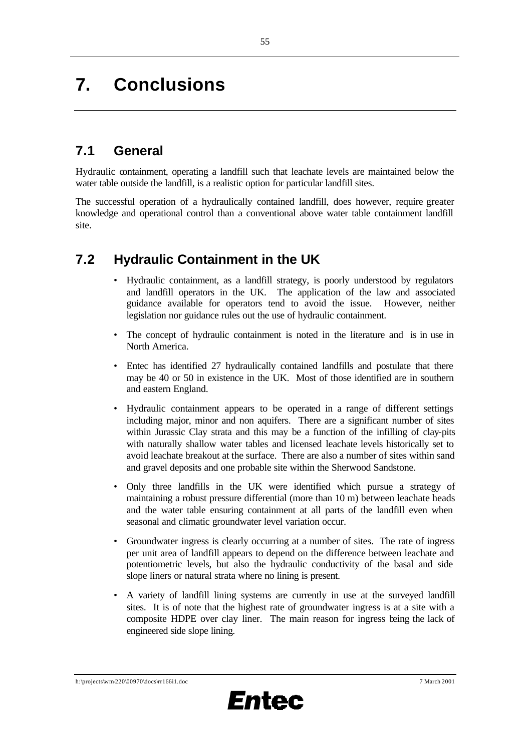# 7. Conclusions

## 7.1 General

Hydraulic containment, operating a landfill such that leachate levels are maintained below the water table outside the landfill, is a realistic option for particular landfill sites.

The successful operation of a hydraulically contained landfill, does however, require greater knowledge and operational control than a conventional above water table containment landfill site.

## 7.2 Hydraulic Containment in the UK

- Hydraulic containment, as a landfill strategy, is poorly understood by regulators and landfill operators in the UK. The application of the law and associated guidance available for operators tend to avoid the issue. However, neither legislation nor guidance rules out the use of hydraulic containment.
- The concept of hydraulic containment is noted in the literature and is in use in North America.
- Entec has identified 27 hydraulically contained landfills and postulate that there may be 40 or 50 in existence in the UK. Most of those identified are in southern and eastern England.
- Hydraulic containment appears to be operated in a range of different settings including major, minor and non aquifers. There are a significant number of sites within Jurassic Clay strata and this may be a function of the infilling of clay-pits with naturally shallow water tables and licensed leachate levels historically set to avoid leachate breakout at the surface. There are also a number of sites within sand and gravel deposits and one probable site within the Sherwood Sandstone.
- Only three landfills in the UK were identified which pursue a strategy of maintaining a robust pressure differential (more than 10 m) between leachate heads and the water table ensuring containment at all parts of the landfill even when seasonal and climatic groundwater level variation occur.
- Groundwater ingress is clearly occurring at a number of sites. The rate of ingress per unit area of landfill appears to depend on the difference between leachate and potentiometric levels, but also the hydraulic conductivity of the basal and side slope liners or natural strata where no lining is present.
- A variety of landfill lining systems are currently in use at the surveyed landfill sites. It is of note that the highest rate of groundwater ingress is at a site with a composite HDPE over clay liner. The main reason for ingress being the lack of engineered side slope lining.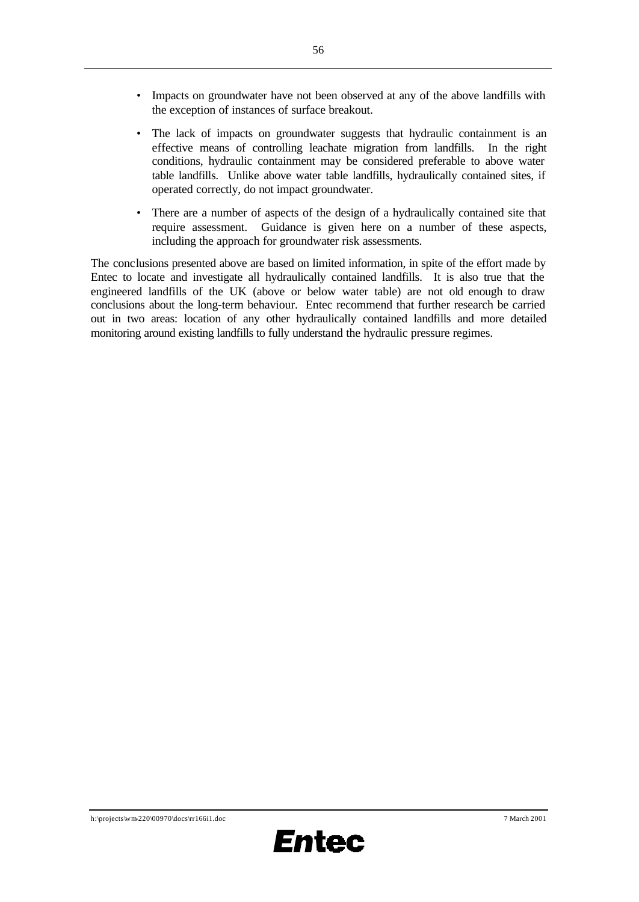- Impacts on groundwater have not been observed at any of the above landfills with the exception of instances of surface breakout.
- The lack of impacts on groundwater suggests that hydraulic containment is an effective means of controlling leachate migration from landfills. In the right conditions, hydraulic containment may be considered preferable to above water table landfills. Unlike above water table landfills, hydraulically contained sites, if operated correctly, do not impact groundwater.
- There are a number of aspects of the design of a hydraulically contained site that require assessment. Guidance is given here on a number of these aspects, including the approach for groundwater risk assessments.

The conclusions presented above are based on limited information, in spite of the effort made by Entec to locate and investigate all hydraulically contained landfills. It is also true that the engineered landfills of the UK (above or below water table) are not old enough to draw conclusions about the long-term behaviour. Entec recommend that further research be carried out in two areas: location of any other hydraulically contained landfills and more detailed monitoring around existing landfills to fully understand the hydraulic pressure regimes.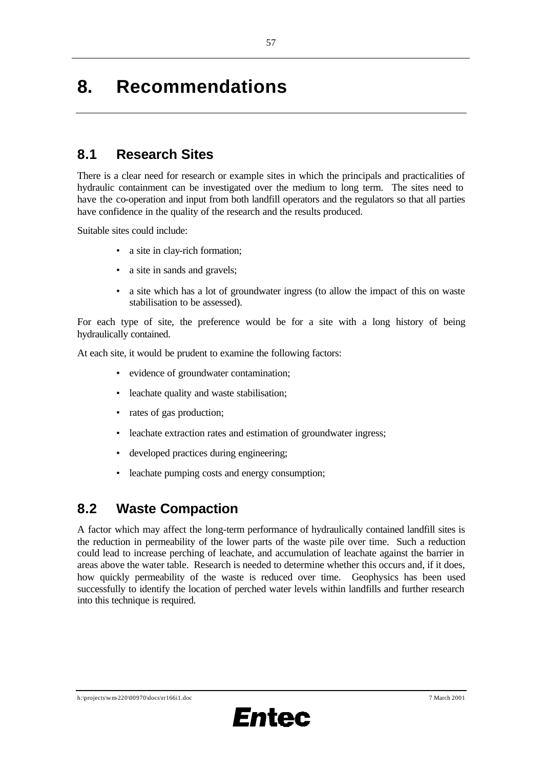# 8. Recommendations

## 8.1 Research Sites

There is a clear need for research or example sites in which the principals and practicalities of hydraulic containment can be investigated over the medium to long term. The sites need to have the co-operation and input from both landfill operators and the regulators so that all parties have confidence in the quality of the research and the results produced.

Suitable sites could include:

- a site in clay-rich formation;
- a site in sands and gravels;
- a site which has a lot of groundwater ingress (to allow the impact of this on waste stabilisation to be assessed).

For each type of site, the preference would be for a site with a long history of being hydraulically contained.

At each site, it would be prudent to examine the following factors:

- evidence of groundwater contamination;
- leachate quality and waste stabilisation;
- rates of gas production;
- leachate extraction rates and estimation of groundwater ingress;
- developed practices during engineering;
- leachate pumping costs and energy consumption;

## 8.2 Waste Compaction

A factor which may affect the long-term performance of hydraulically contained landfill sites is the reduction in permeability of the lower parts of the waste pile over time. Such a reduction could lead to increase perching of leachate, and accumulation of leachate against the barrier in areas above the water table. Research is needed to determine whether this occurs and, if it does, how quickly permeability of the waste is reduced over time. Geophysics has been used successfully to identify the location of perched water levels within landfills and further research into this technique is required.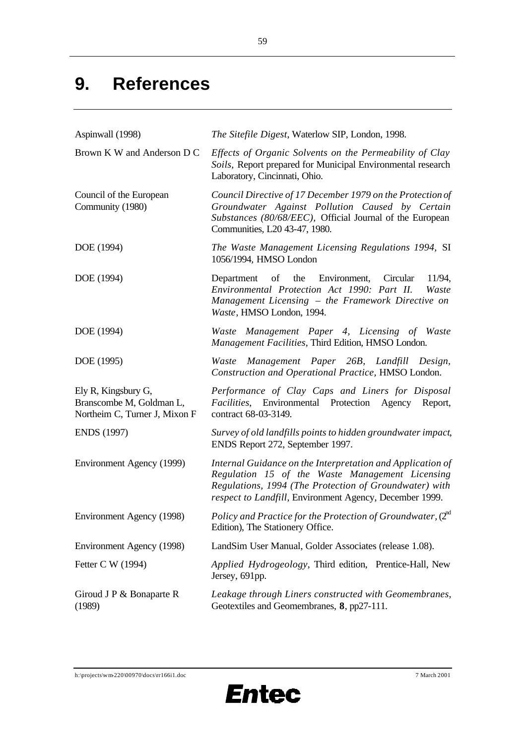# 9. References

| | |
|---|---|
| Aspinwall (1998) | *The Sitefile Digest*, Waterlow SIP, London, 1998. |
| Brown K W and Anderson D C | *Effects of Organic Solvents on the Permeability of Clay Soils,* Report prepared for Municipal Environmental research Laboratory, Cincinnati, Ohio. |
| Council of the European Community (1980) | *Council Directive of 17 December 1979 on the Protection of Groundwater Against Pollution Caused by Certain Substances (80/68/EEC),* Official Journal of the European Communities, L20 43-47, 1980. |
| DOE (1994) | *The Waste Management Licensing Regulations 1994,* SI 1056/1994, HMSO London |
| DOE (1994) | Department of the Environment, Circular 11/94, *Environmental Protection Act 1990: Part II. Waste Management Licensing – the Framework Directive on Waste*, HMSO London, 1994. |
| DOE (1994) | *Waste Management Paper 4, Licensing of Waste Management Facilities*, Third Edition, HMSO London. |
| DOE (1995) | *Waste Management Paper 26B, Landfill Design, Construction and Operational Practice,* HMSO London. |
| Ely R, Kingsbury G, Branscombe M, Goldman L, Northeim C, Turner J, Mixon F | *Performance of Clay Caps and Liners for Disposal Facilities*, Environmental Protection Agency Report, contract 68-03-3149. |
| ENDS (1997) | *Survey of old landfills points to hidden groundwater impact*, ENDS Report 272, September 1997. |
| Environment Agency (1999) | *Internal Guidance on the Interpretation and Application of Regulation 15 of the Waste Management Licensing Regulations, 1994 (The Protection of Groundwater) with respect to Landfill*, Environment Agency, December 1999. |
| Environment Agency (1998) | *Policy and Practice for the Protection of Groundwater*, (2nd Edition), The Stationery Office. |
| Environment Agency (1998) | LandSim User Manual, Golder Associates (release 1.08). |
| Fetter C W (1994) | *Applied Hydrogeology*, Third edition, Prentice-Hall, New Jersey, 691pp. |
| Giroud J P & Bonaparte R (1989) | *Leakage through Liners constructed with Geomembranes*, Geotextiles and Geomembranes, **8**, pp27-111. |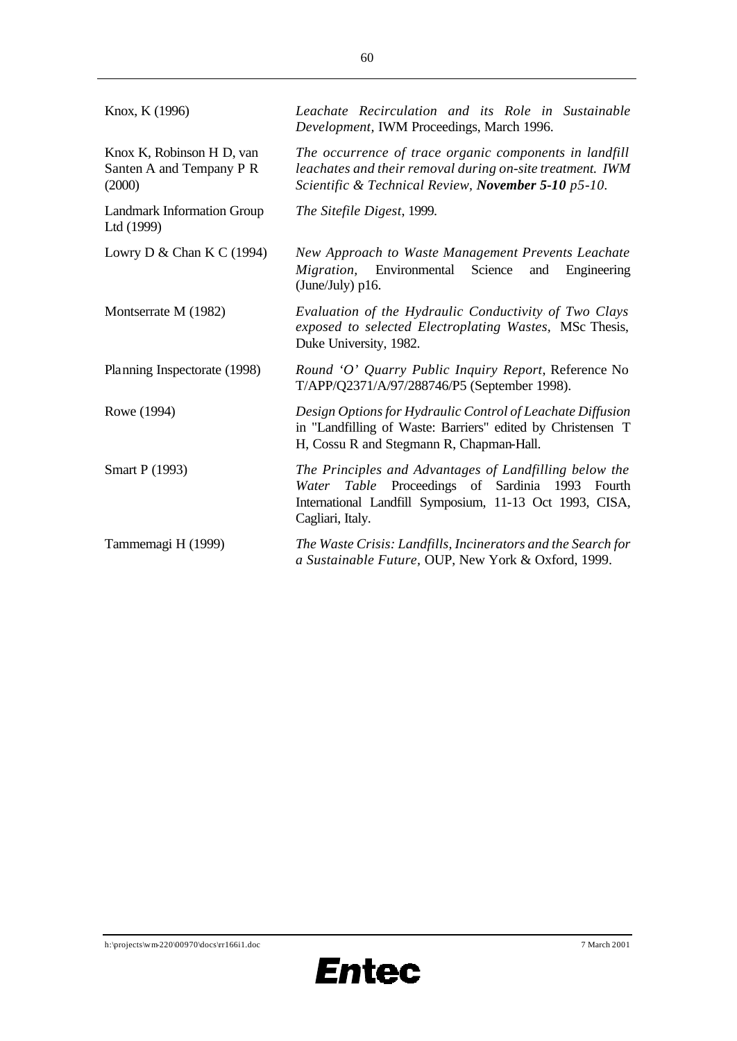| | |
|---|---|
| Knox, K (1996) | *Leachate Recirculation and its Role in Sustainable Development*, IWM Proceedings, March 1996. |
| Knox K, Robinson H D, van Santen A and Tempany P R (2000) | *The occurrence of trace organic components in landfill leachates and their removal during on-site treatment. IWM Scientific & Technical Review, **November 5-10** p5-10.* |
| Landmark Information Group Ltd (1999) | *The Sitefile Digest*, 1999. |
| Lowry D & Chan K C (1994) | *New Approach to Waste Management Prevents Leachate Migration*, Environmental Science and Engineering (June/July) p16. |
| Montserrate M (1982) | *Evaluation of the Hydraulic Conductivity of Two Clays exposed to selected Electroplating Wastes*, MSc Thesis, Duke University, 1982. |
| Planning Inspectorate (1998) | *Round 'O' Quarry Public Inquiry Report*, Reference No T/APP/Q2371/A/97/288746/P5 (September 1998). |
| Rowe (1994) | *Design Options for Hydraulic Control of Leachate Diffusion* in "Landfilling of Waste: Barriers" edited by Christensen T H, Cossu R and Stegmann R, Chapman-Hall. |
| Smart P (1993) | *The Principles and Advantages of Landfilling below the Water Table* Proceedings of Sardinia 1993 Fourth International Landfill Symposium, 11-13 Oct 1993, CISA, Cagliari, Italy. |
| Tammemagi H (1999) | *The Waste Crisis: Landfills, Incinerators and the Search for a Sustainable Future*, OUP, New York & Oxford, 1999. |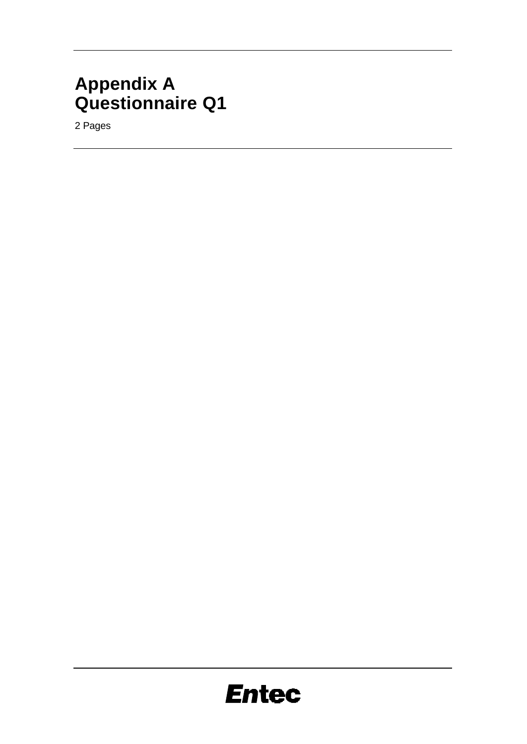# Appendix A
# Questionnaire Q1

2 Pages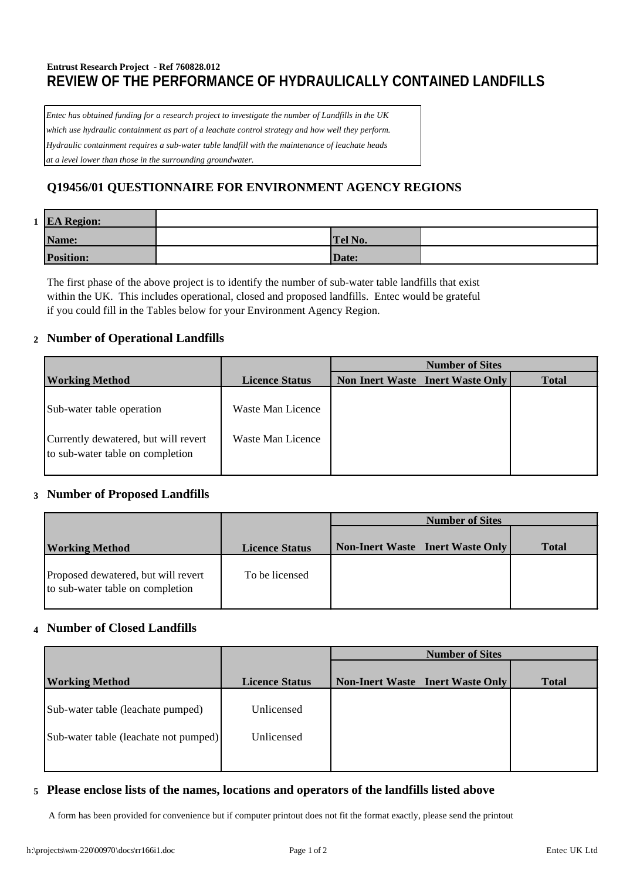**Entrust Research Project - Ref 760828.012**

# REVIEW OF THE PERFORMANCE OF HYDRAULICALLY CONTAINED LANDFILLS

*Entec has obtained funding for a research project to investigate the number of Landfills in the UK which use hydraulic containment as part of a leachate control strategy and how well they perform. Hydraulic containment requires a sub-water table landfill with the maintenance of leachate heads at a level lower than those in the surrounding groundwater.*

## Q19456/01 QUESTIONNAIRE FOR ENVIRONMENT AGENCY REGIONS

**1**

| **EA Region:** | | | |
|---|---|---|---|
| **Name:** | | **Tel No.** | |
| **Position:** | | **Date:** | |

The first phase of the above project is to identify the number of sub-water table landfills that exist within the UK. This includes operational, closed and proposed landfills. Entec would be grateful if you could fill in the Tables below for your Environment Agency Region.

### 2 Number of Operational Landfills

| | | Number of Sites | | |
|---|---|---|---|---|
| **Working Method** | **Licence Status** | **Non Inert Waste** | **Inert Waste Only** | **Total** |
| Sub-water table operation | Waste Man Licence | | | |
| Currently dewatered, but will revert to sub-water table on completion | Waste Man Licence | | | |

### 3 Number of Proposed Landfills

| | | Number of Sites | | |
|---|---|---|---|---|
| **Working Method** | **Licence Status** | **Non-Inert Waste** | **Inert Waste Only** | **Total** |
| Proposed dewatered, but will revert to sub-water table on completion | To be licensed | | | |

### 4 Number of Closed Landfills

| | | Number of Sites | | |
|---|---|---|---|---|
| **Working Method** | **Licence Status** | **Non-Inert Waste** | **Inert Waste Only** | **Total** |
| Sub-water table (leachate pumped) | Unlicensed | | | |
| Sub-water table (leachate not pumped) | Unlicensed | | | |

### 5 Please enclose lists of the names, locations and operators of the landfills listed above

A form has been provided for convenience but if computer printout does not fit the format exactly, please send the printout

h:\projects\wm-220\00970\docs\rr166i1.doc Entec UK Ltd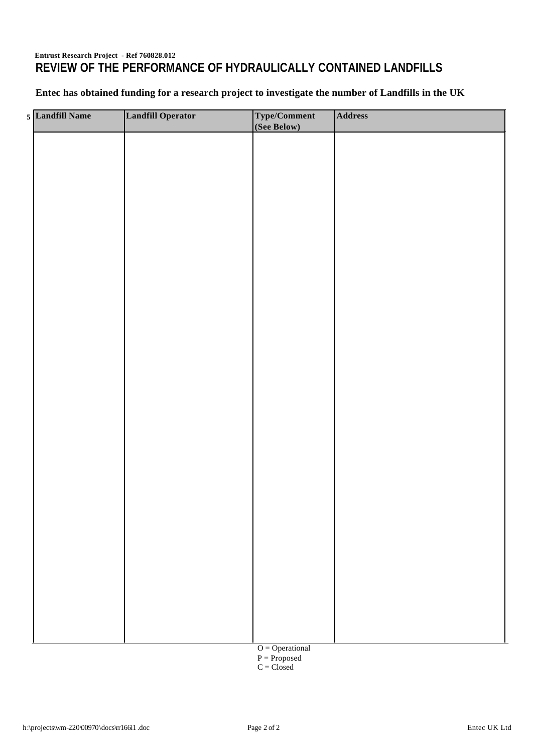**Entrust Research Project - Ref 760828.012**

# REVIEW OF THE PERFORMANCE OF HYDRAULICALLY CONTAINED LANDFILLS

**Entec has obtained funding for a research project to investigate the number of Landfills in the UK**

5

| Landfill Name | Landfill Operator | Type/Comment (See Below) | Address |
|---|---|---|---|
| | | | |

O = Operational
P = Proposed
C = Closed

h:\projects\wm-220\00970\docs\rr166i1.doc Entec UK Ltd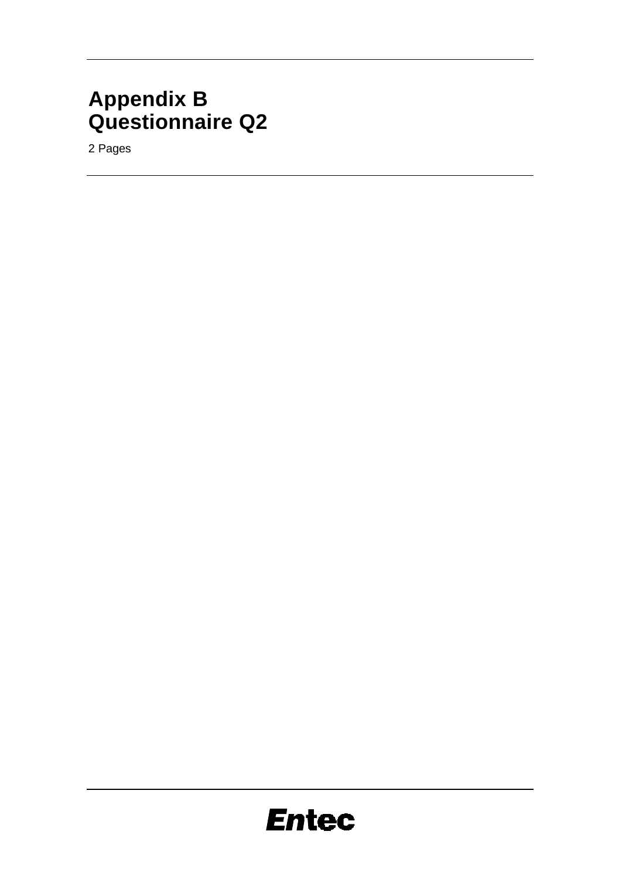# Appendix B
# Questionnaire Q2

2 Pages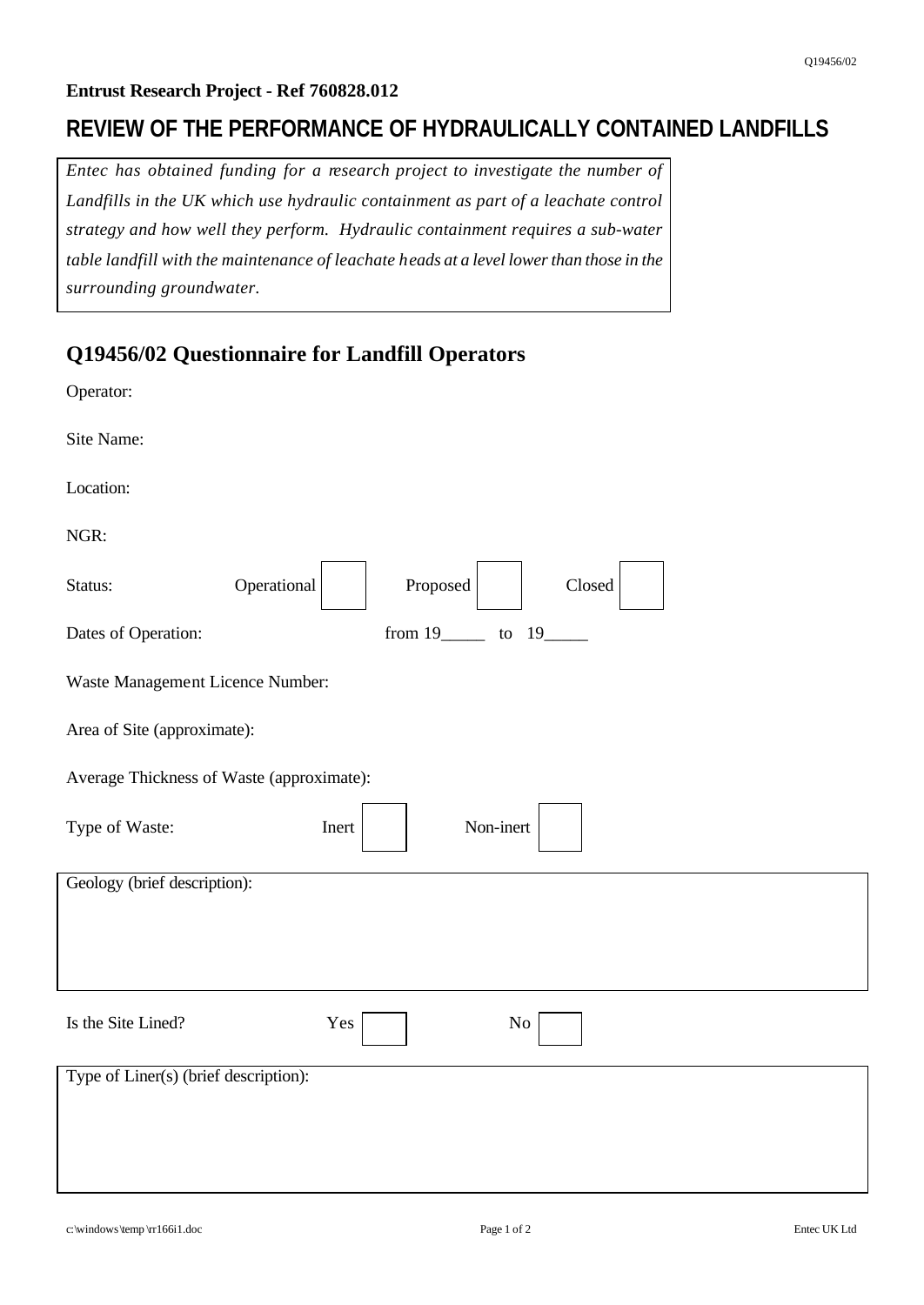**Entrust Research Project - Ref 760828.012**

# REVIEW OF THE PERFORMANCE OF HYDRAULICALLY CONTAINED LANDFILLS

*Entec has obtained funding for a research project to investigate the number of Landfills in the UK which use hydraulic containment as part of a leachate control strategy and how well they perform. Hydraulic containment requires a sub-water table landfill with the maintenance of leachate heads at a level lower than those in the surrounding groundwater.*

## Q19456/02 Questionnaire for Landfill Operators

Operator:

Site Name:

Location:

NGR:

Status: Operational ☐ Proposed ☐ Closed ☐

Dates of Operation: from 19_____ to 19_____

Waste Management Licence Number:

Area of Site (approximate):

Average Thickness of Waste (approximate):

Type of Waste: Inert ☐ Non-inert ☐

Geology (brief description):

Is the Site Lined? Yes ☐ No ☐

Type of Liner(s) (brief description):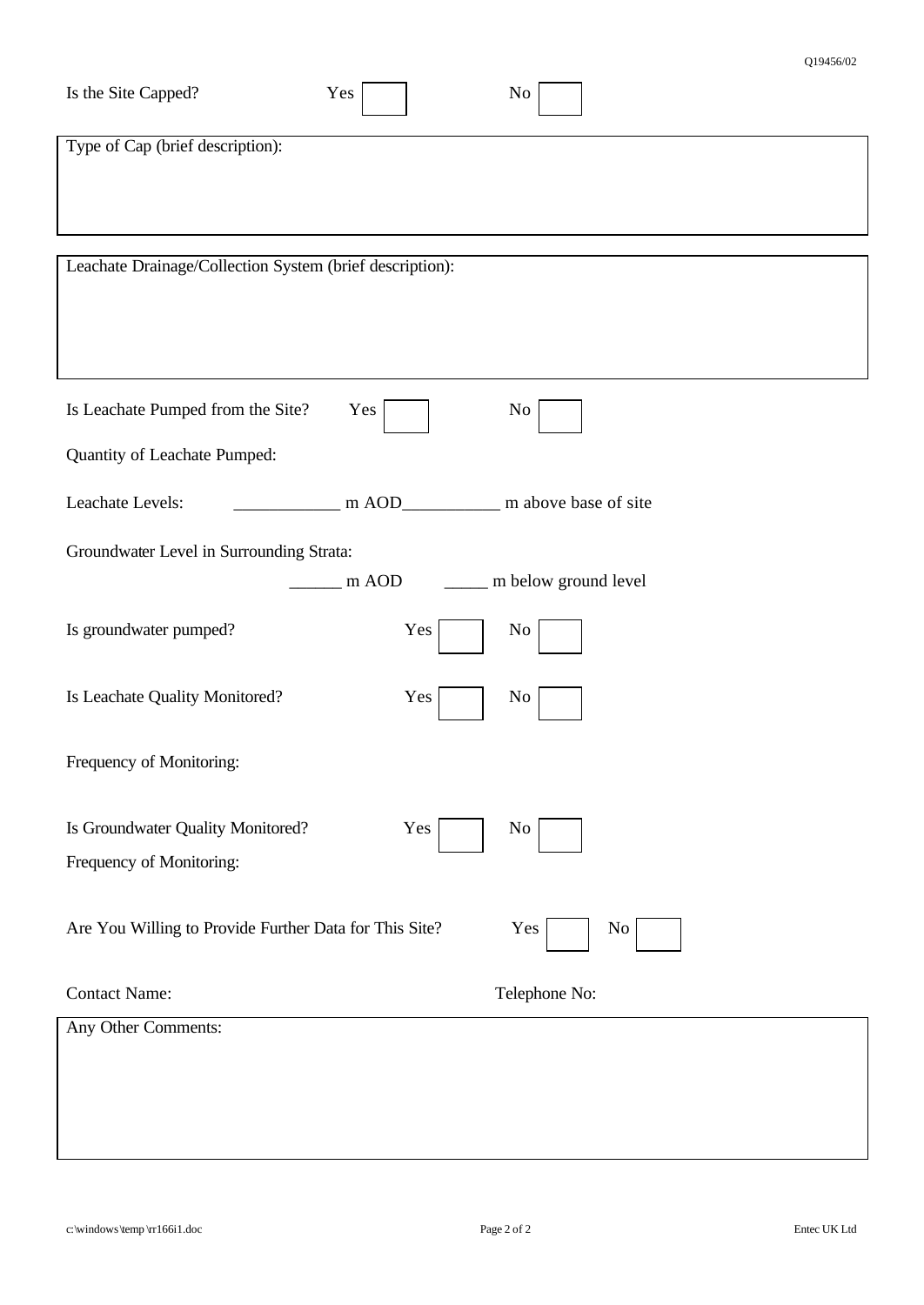Is the Site Capped? Yes ☐ No ☐

Type of Cap (brief description):

Leachate Drainage/Collection System (brief description):

Is Leachate Pumped from the Site? Yes ☐ No ☐

Quantity of Leachate Pumped:

Leachate Levels: ____________ m AOD___________ m above base of site

Groundwater Level in Surrounding Strata:

______ m AOD _____ m below ground level

Is groundwater pumped? Yes ☐ No ☐

Is Leachate Quality Monitored? Yes ☐ No ☐

Frequency of Monitoring:

Is Groundwater Quality Monitored? Yes ☐ No ☐

Frequency of Monitoring:

Are You Willing to Provide Further Data for This Site? Yes ☐ No ☐

Contact Name: Telephone No:

Any Other Comments: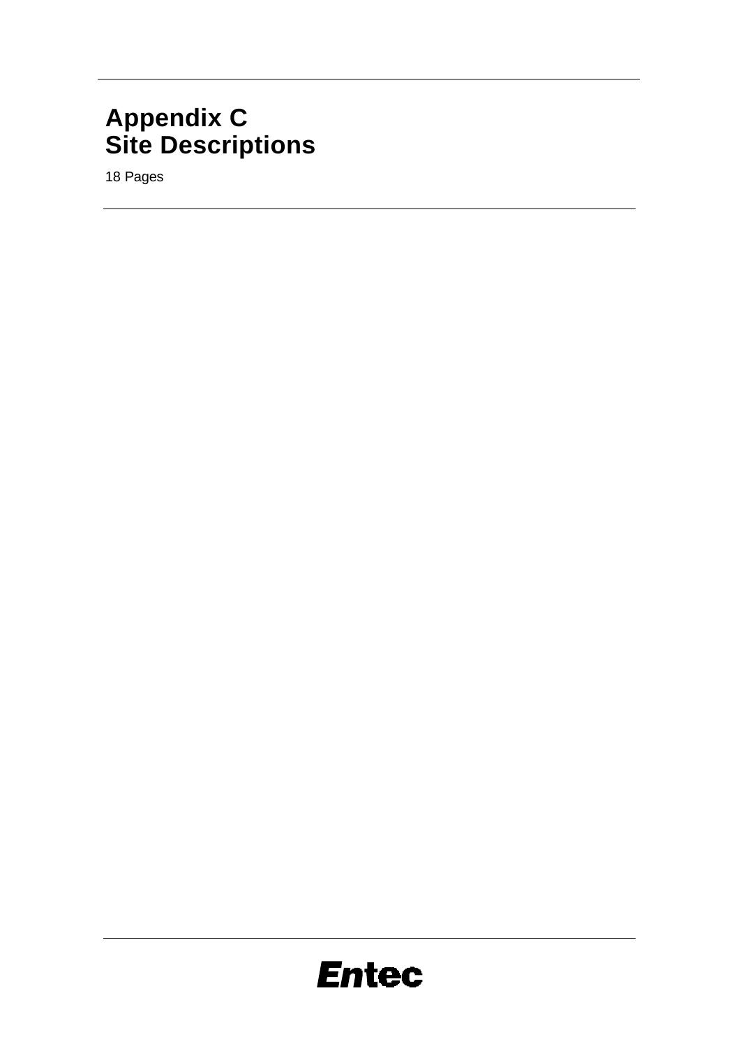# Appendix C
# Site Descriptions

18 Pages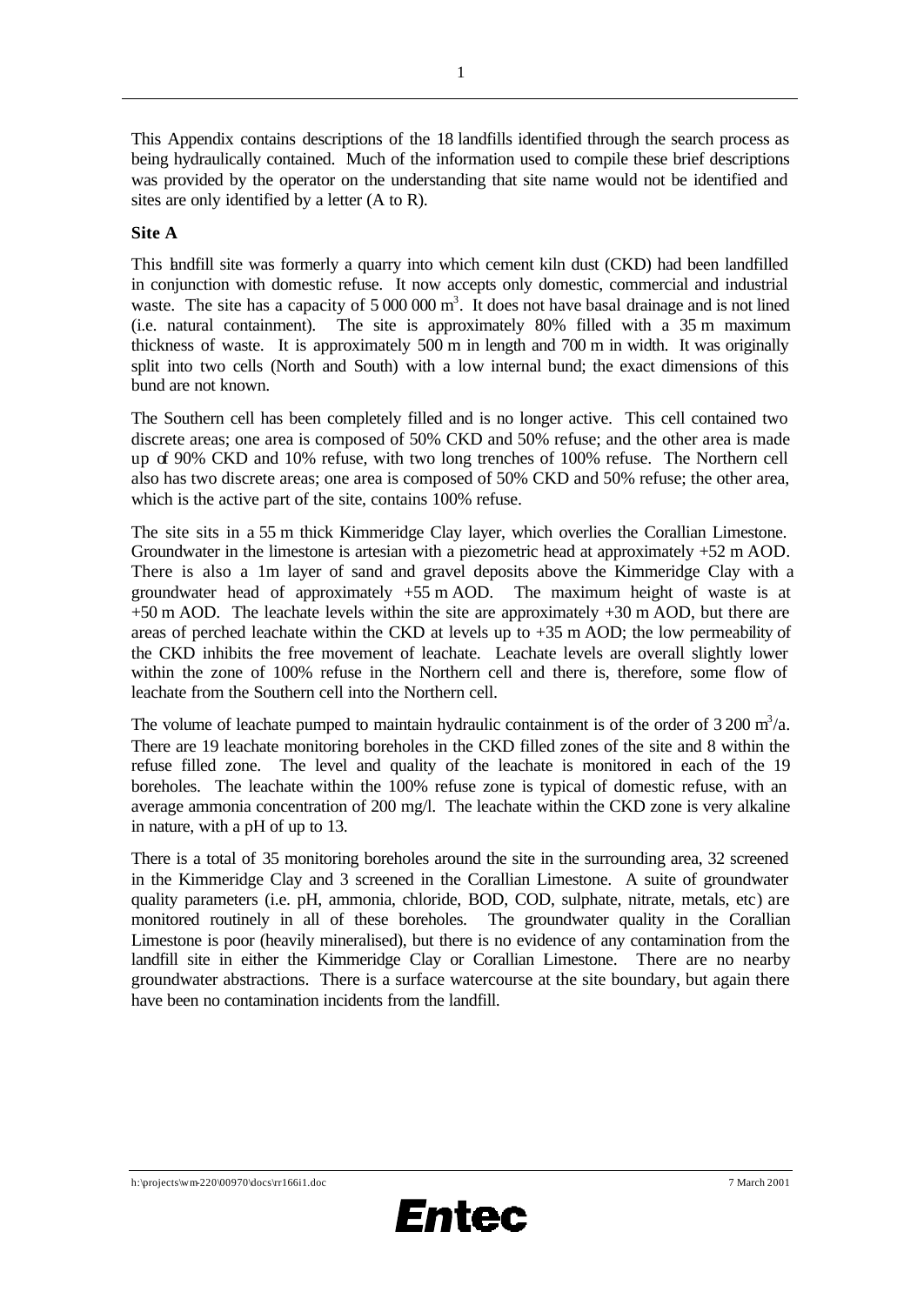This Appendix contains descriptions of the 18 landfills identified through the search process as being hydraulically contained. Much of the information used to compile these brief descriptions was provided by the operator on the understanding that site name would not be identified and sites are only identified by a letter (A to R).

**Site A**

This landfill site was formerly a quarry into which cement kiln dust (CKD) had been landfilled in conjunction with domestic refuse. It now accepts only domestic, commercial and industrial waste. The site has a capacity of 5 000 000 $m^3$. It does not have basal drainage and is not lined (i.e. natural containment). The site is approximately 80% filled with a 35 m maximum thickness of waste. It is approximately 500 m in length and 700 m in width. It was originally split into two cells (North and South) with a low internal bund; the exact dimensions of this bund are not known.

The Southern cell has been completely filled and is no longer active. This cell contained two discrete areas; one area is composed of 50% CKD and 50% refuse; and the other area is made up of 90% CKD and 10% refuse, with two long trenches of 100% refuse. The Northern cell also has two discrete areas; one area is composed of 50% CKD and 50% refuse; the other area, which is the active part of the site, contains 100% refuse.

The site sits in a 55 m thick Kimmeridge Clay layer, which overlies the Corallian Limestone. Groundwater in the limestone is artesian with a piezometric head at approximately +52 m AOD. There is also a 1m layer of sand and gravel deposits above the Kimmeridge Clay with a groundwater head of approximately +55 m AOD. The maximum height of waste is at +50 m AOD. The leachate levels within the site are approximately +30 m AOD, but there are areas of perched leachate within the CKD at levels up to +35 m AOD; the low permeability of the CKD inhibits the free movement of leachate. Leachate levels are overall slightly lower within the zone of 100% refuse in the Northern cell and there is, therefore, some flow of leachate from the Southern cell into the Northern cell.

The volume of leachate pumped to maintain hydraulic containment is of the order of 3 200 $m^3/a$. There are 19 leachate monitoring boreholes in the CKD filled zones of the site and 8 within the refuse filled zone. The level and quality of the leachate is monitored in each of the 19 boreholes. The leachate within the 100% refuse zone is typical of domestic refuse, with an average ammonia concentration of 200 mg/l. The leachate within the CKD zone is very alkaline in nature, with a pH of up to 13.

There is a total of 35 monitoring boreholes around the site in the surrounding area, 32 screened in the Kimmeridge Clay and 3 screened in the Corallian Limestone. A suite of groundwater quality parameters (i.e. pH, ammonia, chloride, BOD, COD, sulphate, nitrate, metals, etc) are monitored routinely in all of these boreholes. The groundwater quality in the Corallian Limestone is poor (heavily mineralised), but there is no evidence of any contamination from the landfill site in either the Kimmeridge Clay or Corallian Limestone. There are no nearby groundwater abstractions. There is a surface watercourse at the site boundary, but again there have been no contamination incidents from the landfill.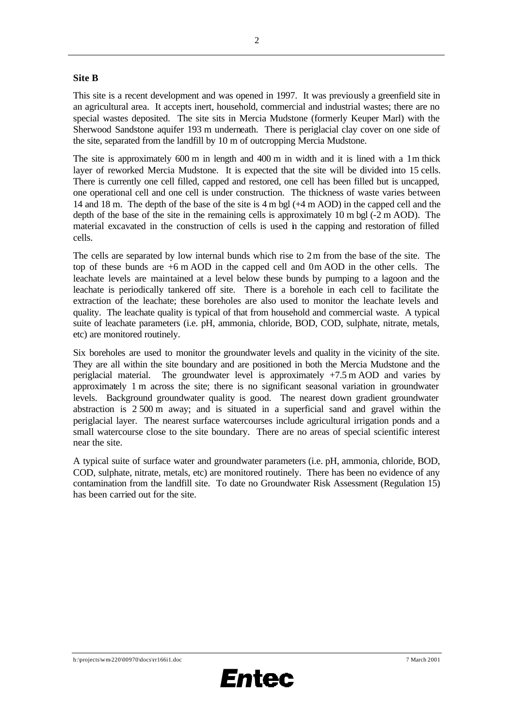**Site B**

This site is a recent development and was opened in 1997. It was previously a greenfield site in an agricultural area. It accepts inert, household, commercial and industrial wastes; there are no special wastes deposited. The site sits in Mercia Mudstone (formerly Keuper Marl) with the Sherwood Sandstone aquifer 193 m underneath. There is periglacial clay cover on one side of the site, separated from the landfill by 10 m of outcropping Mercia Mudstone.

The site is approximately 600 m in length and 400 m in width and it is lined with a 1 m thick layer of reworked Mercia Mudstone. It is expected that the site will be divided into 15 cells. There is currently one cell filled, capped and restored, one cell has been filled but is uncapped, one operational cell and one cell is under construction. The thickness of waste varies between 14 and 18 m. The depth of the base of the site is 4 m bgl (+4 m AOD) in the capped cell and the depth of the base of the site in the remaining cells is approximately 10 m bgl (-2 m AOD). The material excavated in the construction of cells is used in the capping and restoration of filled cells.

The cells are separated by low internal bunds which rise to 2 m from the base of the site. The top of these bunds are +6 m AOD in the capped cell and 0 m AOD in the other cells. The leachate levels are maintained at a level below these bunds by pumping to a lagoon and the leachate is periodically tankered off site. There is a borehole in each cell to facilitate the extraction of the leachate; these boreholes are also used to monitor the leachate levels and quality. The leachate quality is typical of that from household and commercial waste. A typical suite of leachate parameters (i.e. pH, ammonia, chloride, BOD, COD, sulphate, nitrate, metals, etc) are monitored routinely.

Six boreholes are used to monitor the groundwater levels and quality in the vicinity of the site. They are all within the site boundary and are positioned in both the Mercia Mudstone and the periglacial material. The groundwater level is approximately +7.5 m AOD and varies by approximately 1 m across the site; there is no significant seasonal variation in groundwater levels. Background groundwater quality is good. The nearest down gradient groundwater abstraction is 2 500 m away; and is situated in a superficial sand and gravel within the periglacial layer. The nearest surface watercourses include agricultural irrigation ponds and a small watercourse close to the site boundary. There are no areas of special scientific interest near the site.

A typical suite of surface water and groundwater parameters (i.e. pH, ammonia, chloride, BOD, COD, sulphate, nitrate, metals, etc) are monitored routinely. There has been no evidence of any contamination from the landfill site. To date no Groundwater Risk Assessment (Regulation 15) has been carried out for the site.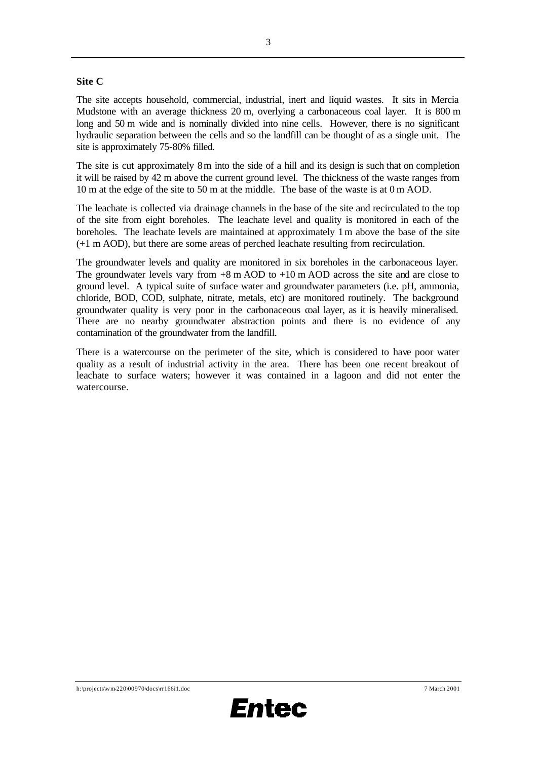**Site C**

The site accepts household, commercial, industrial, inert and liquid wastes. It sits in Mercia Mudstone with an average thickness 20 m, overlying a carbonaceous coal layer. It is 800 m long and 50 m wide and is nominally divided into nine cells. However, there is no significant hydraulic separation between the cells and so the landfill can be thought of as a single unit. The site is approximately 75-80% filled.

The site is cut approximately 8 m into the side of a hill and its design is such that on completion it will be raised by 42 m above the current ground level. The thickness of the waste ranges from 10 m at the edge of the site to 50 m at the middle. The base of the waste is at 0 m AOD.

The leachate is collected via drainage channels in the base of the site and recirculated to the top of the site from eight boreholes. The leachate level and quality is monitored in each of the boreholes. The leachate levels are maintained at approximately 1 m above the base of the site (+1 m AOD), but there are some areas of perched leachate resulting from recirculation.

The groundwater levels and quality are monitored in six boreholes in the carbonaceous layer. The groundwater levels vary from +8 m AOD to +10 m AOD across the site and are close to ground level. A typical suite of surface water and groundwater parameters (i.e. pH, ammonia, chloride, BOD, COD, sulphate, nitrate, metals, etc) are monitored routinely. The background groundwater quality is very poor in the carbonaceous coal layer, as it is heavily mineralised. There are no nearby groundwater abstraction points and there is no evidence of any contamination of the groundwater from the landfill.

There is a watercourse on the perimeter of the site, which is considered to have poor water quality as a result of industrial activity in the area. There has been one recent breakout of leachate to surface waters; however it was contained in a lagoon and did not enter the watercourse.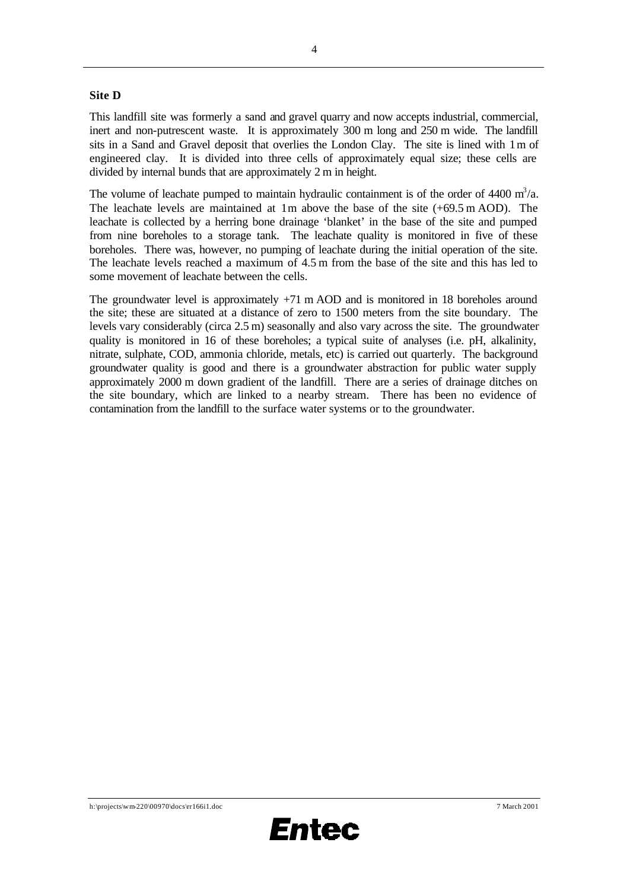**Site D**

This landfill site was formerly a sand and gravel quarry and now accepts industrial, commercial, inert and non-putrescent waste. It is approximately 300 m long and 250 m wide. The landfill sits in a Sand and Gravel deposit that overlies the London Clay. The site is lined with 1 m of engineered clay. It is divided into three cells of approximately equal size; these cells are divided by internal bunds that are approximately 2 m in height.

The volume of leachate pumped to maintain hydraulic containment is of the order of 4400 $m^3$/a. The leachate levels are maintained at 1m above the base of the site (+69.5 m AOD). The leachate is collected by a herring bone drainage 'blanket' in the base of the site and pumped from nine boreholes to a storage tank. The leachate quality is monitored in five of these boreholes. There was, however, no pumping of leachate during the initial operation of the site. The leachate levels reached a maximum of 4.5 m from the base of the site and this has led to some movement of leachate between the cells.

The groundwater level is approximately +71 m AOD and is monitored in 18 boreholes around the site; these are situated at a distance of zero to 1500 meters from the site boundary. The levels vary considerably (circa 2.5 m) seasonally and also vary across the site. The groundwater quality is monitored in 16 of these boreholes; a typical suite of analyses (i.e. pH, alkalinity, nitrate, sulphate, COD, ammonia chloride, metals, etc) is carried out quarterly. The background groundwater quality is good and there is a groundwater abstraction for public water supply approximately 2000 m down gradient of the landfill. There are a series of drainage ditches on the site boundary, which are linked to a nearby stream. There has been no evidence of contamination from the landfill to the surface water systems or to the groundwater.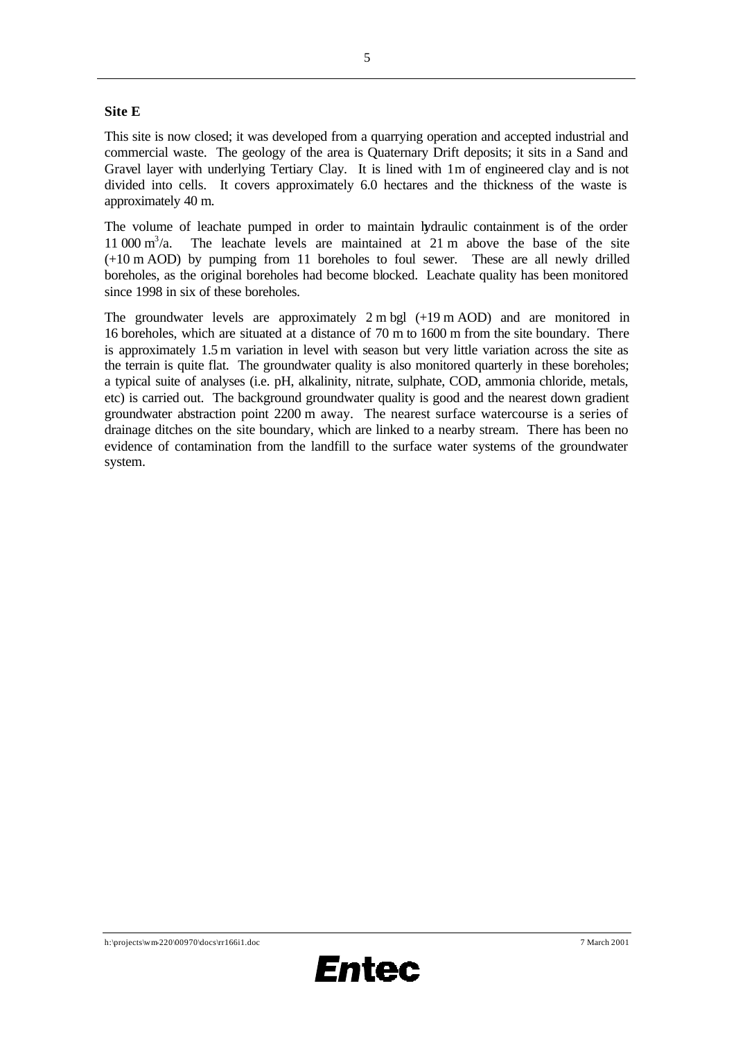**Site E**

This site is now closed; it was developed from a quarrying operation and accepted industrial and commercial waste. The geology of the area is Quaternary Drift deposits; it sits in a Sand and Gravel layer with underlying Tertiary Clay. It is lined with 1m of engineered clay and is not divided into cells. It covers approximately 6.0 hectares and the thickness of the waste is approximately 40 m.

The volume of leachate pumped in order to maintain hydraulic containment is of the order 11 000 $m^3$/a. The leachate levels are maintained at 21 m above the base of the site (+10 m AOD) by pumping from 11 boreholes to foul sewer. These are all newly drilled boreholes, as the original boreholes had become blocked. Leachate quality has been monitored since 1998 in six of these boreholes.

The groundwater levels are approximately 2 m bgl (+19 m AOD) and are monitored in 16 boreholes, which are situated at a distance of 70 m to 1600 m from the site boundary. There is approximately 1.5 m variation in level with season but very little variation across the site as the terrain is quite flat. The groundwater quality is also monitored quarterly in these boreholes; a typical suite of analyses (i.e. pH, alkalinity, nitrate, sulphate, COD, ammonia chloride, metals, etc) is carried out. The background groundwater quality is good and the nearest down gradient groundwater abstraction point 2200 m away. The nearest surface watercourse is a series of drainage ditches on the site boundary, which are linked to a nearby stream. There has been no evidence of contamination from the landfill to the surface water systems of the groundwater system.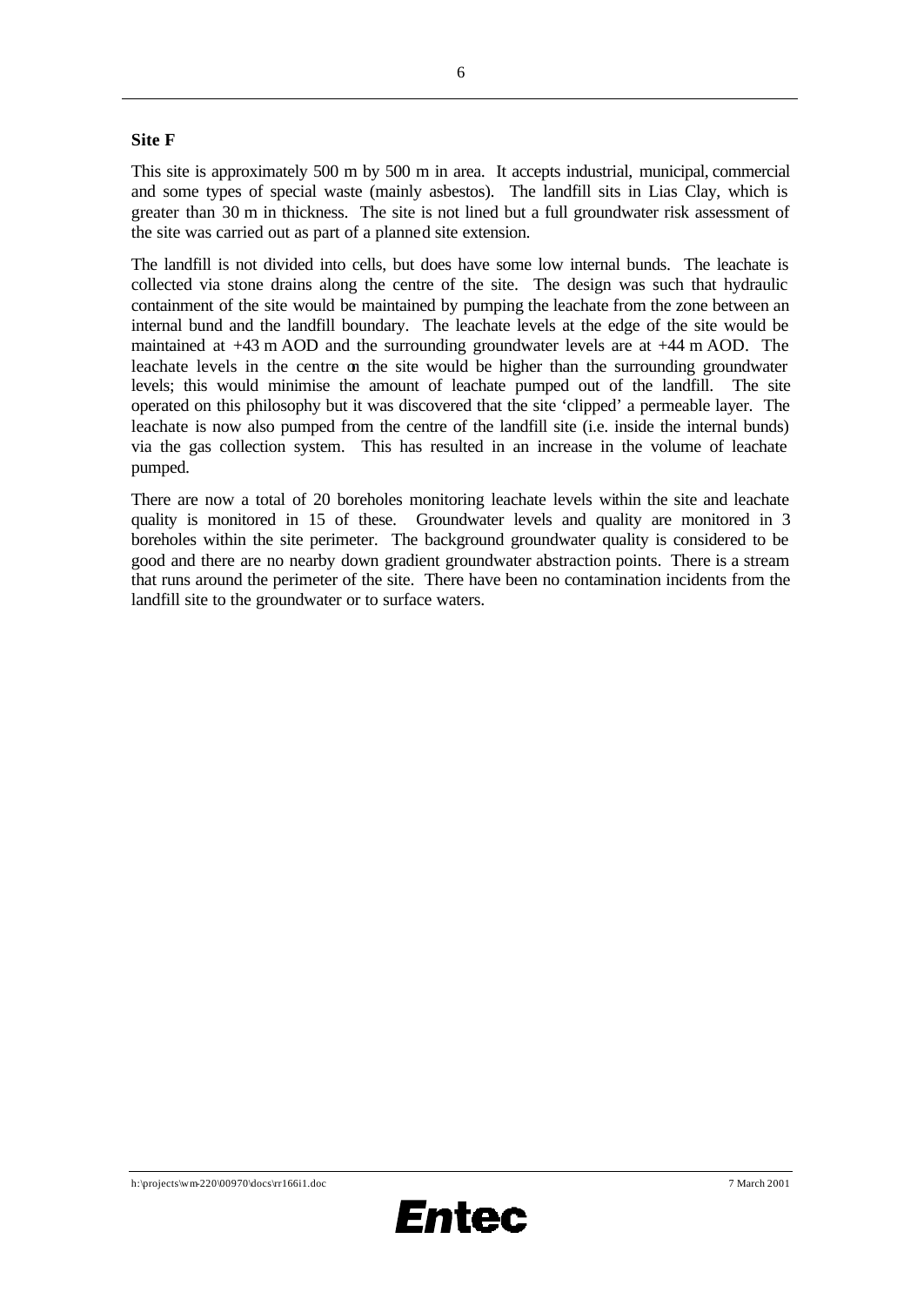**Site F**

This site is approximately 500 m by 500 m in area. It accepts industrial, municipal, commercial and some types of special waste (mainly asbestos). The landfill sits in Lias Clay, which is greater than 30 m in thickness. The site is not lined but a full groundwater risk assessment of the site was carried out as part of a planned site extension.

The landfill is not divided into cells, but does have some low internal bunds. The leachate is collected via stone drains along the centre of the site. The design was such that hydraulic containment of the site would be maintained by pumping the leachate from the zone between an internal bund and the landfill boundary. The leachate levels at the edge of the site would be maintained at +43 m AOD and the surrounding groundwater levels are at +44 m AOD. The leachate levels in the centre on the site would be higher than the surrounding groundwater levels; this would minimise the amount of leachate pumped out of the landfill. The site operated on this philosophy but it was discovered that the site 'clipped' a permeable layer. The leachate is now also pumped from the centre of the landfill site (i.e. inside the internal bunds) via the gas collection system. This has resulted in an increase in the volume of leachate pumped.

There are now a total of 20 boreholes monitoring leachate levels within the site and leachate quality is monitored in 15 of these. Groundwater levels and quality are monitored in 3 boreholes within the site perimeter. The background groundwater quality is considered to be good and there are no nearby down gradient groundwater abstraction points. There is a stream that runs around the perimeter of the site. There have been no contamination incidents from the landfill site to the groundwater or to surface waters.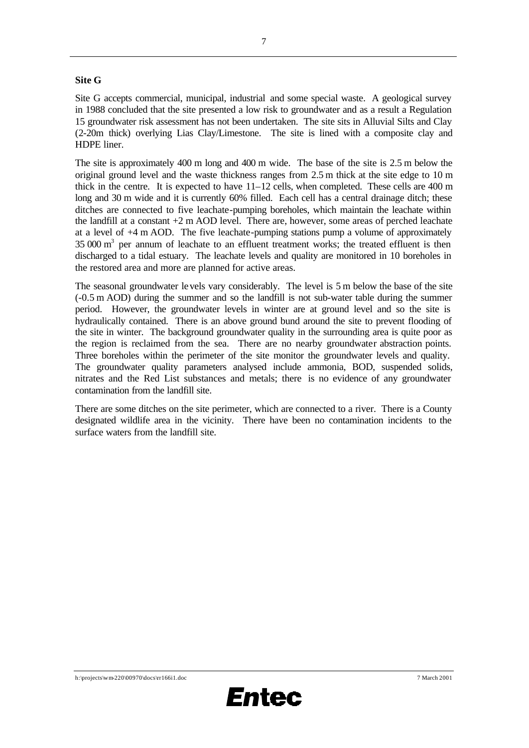**Site G**

Site G accepts commercial, municipal, industrial and some special waste. A geological survey in 1988 concluded that the site presented a low risk to groundwater and as a result a Regulation 15 groundwater risk assessment has not been undertaken. The site sits in Alluvial Silts and Clay (2-20m thick) overlying Lias Clay/Limestone. The site is lined with a composite clay and HDPE liner.

The site is approximately 400 m long and 400 m wide. The base of the site is 2.5 m below the original ground level and the waste thickness ranges from 2.5 m thick at the site edge to 10 m thick in the centre. It is expected to have 11–12 cells, when completed. These cells are 400 m long and 30 m wide and it is currently 60% filled. Each cell has a central drainage ditch; these ditches are connected to five leachate-pumping boreholes, which maintain the leachate within the landfill at a constant +2 m AOD level. There are, however, some areas of perched leachate at a level of +4 m AOD. The five leachate-pumping stations pump a volume of approximately 35 000 $m^3$ per annum of leachate to an effluent treatment works; the treated effluent is then discharged to a tidal estuary. The leachate levels and quality are monitored in 10 boreholes in the restored area and more are planned for active areas.

The seasonal groundwater levels vary considerably. The level is 5 m below the base of the site (-0.5 m AOD) during the summer and so the landfill is not sub-water table during the summer period. However, the groundwater levels in winter are at ground level and so the site is hydraulically contained. There is an above ground bund around the site to prevent flooding of the site in winter. The background groundwater quality in the surrounding area is quite poor as the region is reclaimed from the sea. There are no nearby groundwater abstraction points. Three boreholes within the perimeter of the site monitor the groundwater levels and quality. The groundwater quality parameters analysed include ammonia, BOD, suspended solids, nitrates and the Red List substances and metals; there is no evidence of any groundwater contamination from the landfill site.

There are some ditches on the site perimeter, which are connected to a river. There is a County designated wildlife area in the vicinity. There have been no contamination incidents to the surface waters from the landfill site.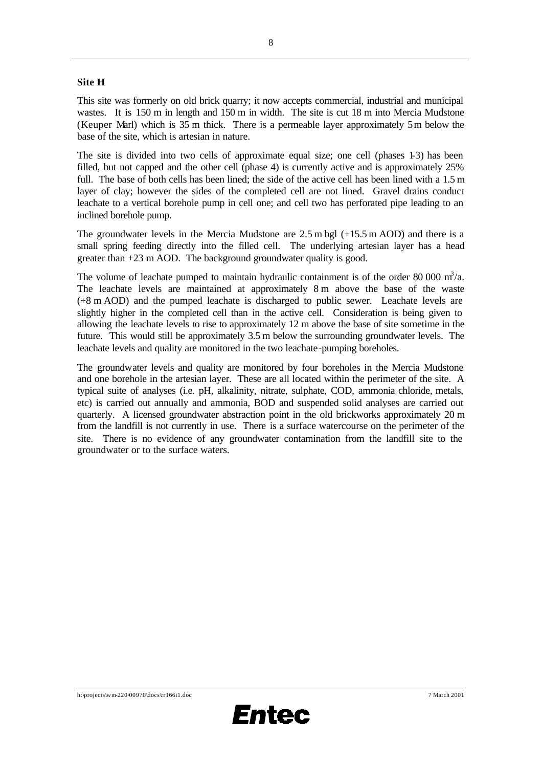**Site H**

This site was formerly on old brick quarry; it now accepts commercial, industrial and municipal wastes. It is 150 m in length and 150 m in width. The site is cut 18 m into Mercia Mudstone (Keuper Marl) which is 35 m thick. There is a permeable layer approximately 5 m below the base of the site, which is artesian in nature.

The site is divided into two cells of approximate equal size; one cell (phases 1-3) has been filled, but not capped and the other cell (phase 4) is currently active and is approximately 25% full. The base of both cells has been lined; the side of the active cell has been lined with a 1.5 m layer of clay; however the sides of the completed cell are not lined. Gravel drains conduct leachate to a vertical borehole pump in cell one; and cell two has perforated pipe leading to an inclined borehole pump.

The groundwater levels in the Mercia Mudstone are 2.5 m bgl (+15.5 m AOD) and there is a small spring feeding directly into the filled cell. The underlying artesian layer has a head greater than +23 m AOD. The background groundwater quality is good.

The volume of leachate pumped to maintain hydraulic containment is of the order 80 000 $m^3$/a. The leachate levels are maintained at approximately 8 m above the base of the waste (+8 m AOD) and the pumped leachate is discharged to public sewer. Leachate levels are slightly higher in the completed cell than in the active cell. Consideration is being given to allowing the leachate levels to rise to approximately 12 m above the base of site sometime in the future. This would still be approximately 3.5 m below the surrounding groundwater levels. The leachate levels and quality are monitored in the two leachate-pumping boreholes.

The groundwater levels and quality are monitored by four boreholes in the Mercia Mudstone and one borehole in the artesian layer. These are all located within the perimeter of the site. A typical suite of analyses (i.e. pH, alkalinity, nitrate, sulphate, COD, ammonia chloride, metals, etc) is carried out annually and ammonia, BOD and suspended solid analyses are carried out quarterly. A licensed groundwater abstraction point in the old brickworks approximately 20 m from the landfill is not currently in use. There is a surface watercourse on the perimeter of the site. There is no evidence of any groundwater contamination from the landfill site to the groundwater or to the surface waters.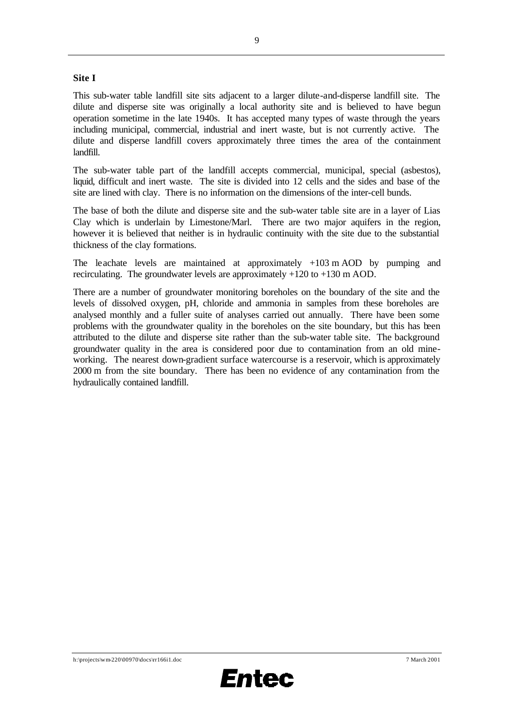**Site I**

This sub-water table landfill site sits adjacent to a larger dilute-and-disperse landfill site. The dilute and disperse site was originally a local authority site and is believed to have begun operation sometime in the late 1940s. It has accepted many types of waste through the years including municipal, commercial, industrial and inert waste, but is not currently active. The dilute and disperse landfill covers approximately three times the area of the containment landfill.

The sub-water table part of the landfill accepts commercial, municipal, special (asbestos), liquid, difficult and inert waste. The site is divided into 12 cells and the sides and base of the site are lined with clay. There is no information on the dimensions of the inter-cell bunds.

The base of both the dilute and disperse site and the sub-water table site are in a layer of Lias Clay which is underlain by Limestone/Marl. There are two major aquifers in the region, however it is believed that neither is in hydraulic continuity with the site due to the substantial thickness of the clay formations.

The leachate levels are maintained at approximately +103 m AOD by pumping and recirculating. The groundwater levels are approximately +120 to +130 m AOD.

There are a number of groundwater monitoring boreholes on the boundary of the site and the levels of dissolved oxygen, pH, chloride and ammonia in samples from these boreholes are analysed monthly and a fuller suite of analyses carried out annually. There have been some problems with the groundwater quality in the boreholes on the site boundary, but this has been attributed to the dilute and disperse site rather than the sub-water table site. The background groundwater quality in the area is considered poor due to contamination from an old mine-working. The nearest down-gradient surface watercourse is a reservoir, which is approximately 2000 m from the site boundary. There has been no evidence of any contamination from the hydraulically contained landfill.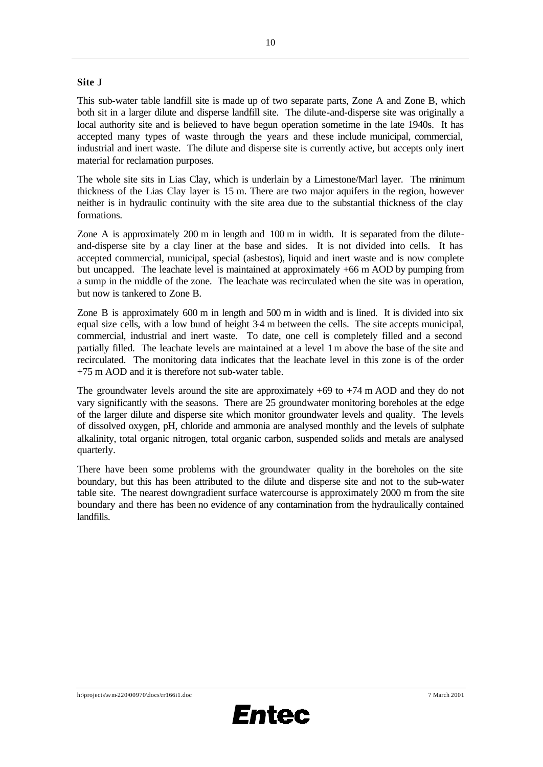**Site J**

This sub-water table landfill site is made up of two separate parts, Zone A and Zone B, which both sit in a larger dilute and disperse landfill site. The dilute-and-disperse site was originally a local authority site and is believed to have begun operation sometime in the late 1940s. It has accepted many types of waste through the years and these include municipal, commercial, industrial and inert waste. The dilute and disperse site is currently active, but accepts only inert material for reclamation purposes.

The whole site sits in Lias Clay, which is underlain by a Limestone/Marl layer. The minimum thickness of the Lias Clay layer is 15 m. There are two major aquifers in the region, however neither is in hydraulic continuity with the site area due to the substantial thickness of the clay formations.

Zone A is approximately 200 m in length and 100 m in width. It is separated from the dilute-and-disperse site by a clay liner at the base and sides. It is not divided into cells. It has accepted commercial, municipal, special (asbestos), liquid and inert waste and is now complete but uncapped. The leachate level is maintained at approximately +66 m AOD by pumping from a sump in the middle of the zone. The leachate was recirculated when the site was in operation, but now is tankered to Zone B.

Zone B is approximately 600 m in length and 500 m in width and is lined. It is divided into six equal size cells, with a low bund of height 3-4 m between the cells. The site accepts municipal, commercial, industrial and inert waste. To date, one cell is completely filled and a second partially filled. The leachate levels are maintained at a level 1 m above the base of the site and recirculated. The monitoring data indicates that the leachate level in this zone is of the order +75 m AOD and it is therefore not sub-water table.

The groundwater levels around the site are approximately +69 to +74 m AOD and they do not vary significantly with the seasons. There are 25 groundwater monitoring boreholes at the edge of the larger dilute and disperse site which monitor groundwater levels and quality. The levels of dissolved oxygen, pH, chloride and ammonia are analysed monthly and the levels of sulphate alkalinity, total organic nitrogen, total organic carbon, suspended solids and metals are analysed quarterly.

There have been some problems with the groundwater quality in the boreholes on the site boundary, but this has been attributed to the dilute and disperse site and not to the sub-water table site. The nearest downgradient surface watercourse is approximately 2000 m from the site boundary and there has been no evidence of any contamination from the hydraulically contained landfills.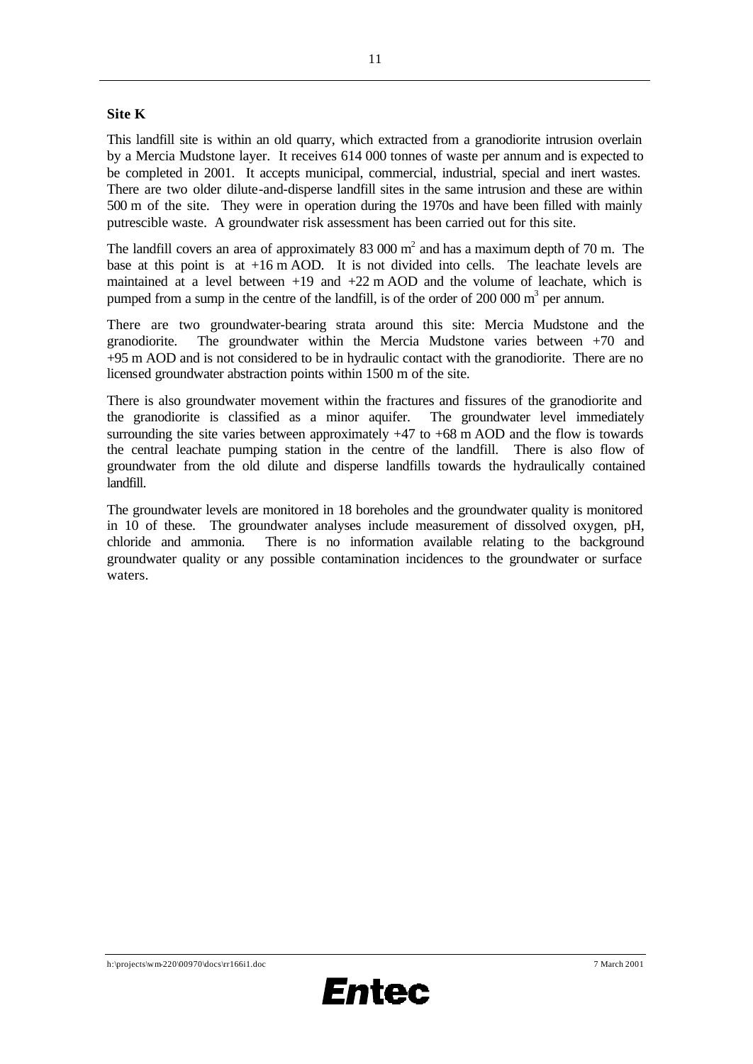**Site K**

This landfill site is within an old quarry, which extracted from a granodiorite intrusion overlain by a Mercia Mudstone layer. It receives 614 000 tonnes of waste per annum and is expected to be completed in 2001. It accepts municipal, commercial, industrial, special and inert wastes. There are two older dilute-and-disperse landfill sites in the same intrusion and these are within 500 m of the site. They were in operation during the 1970s and have been filled with mainly putrescible waste. A groundwater risk assessment has been carried out for this site.

The landfill covers an area of approximately 83 000 $m^2$ and has a maximum depth of 70 m. The base at this point is at +16 m AOD. It is not divided into cells. The leachate levels are maintained at a level between +19 and +22 m AOD and the volume of leachate, which is pumped from a sump in the centre of the landfill, is of the order of 200 000 $m^3$ per annum.

There are two groundwater-bearing strata around this site: Mercia Mudstone and the granodiorite. The groundwater within the Mercia Mudstone varies between +70 and +95 m AOD and is not considered to be in hydraulic contact with the granodiorite. There are no licensed groundwater abstraction points within 1500 m of the site.

There is also groundwater movement within the fractures and fissures of the granodiorite and the granodiorite is classified as a minor aquifer. The groundwater level immediately surrounding the site varies between approximately +47 to +68 m AOD and the flow is towards the central leachate pumping station in the centre of the landfill. There is also flow of groundwater from the old dilute and disperse landfills towards the hydraulically contained landfill.

The groundwater levels are monitored in 18 boreholes and the groundwater quality is monitored in 10 of these. The groundwater analyses include measurement of dissolved oxygen, pH, chloride and ammonia. There is no information available relating to the background groundwater quality or any possible contamination incidences to the groundwater or surface waters.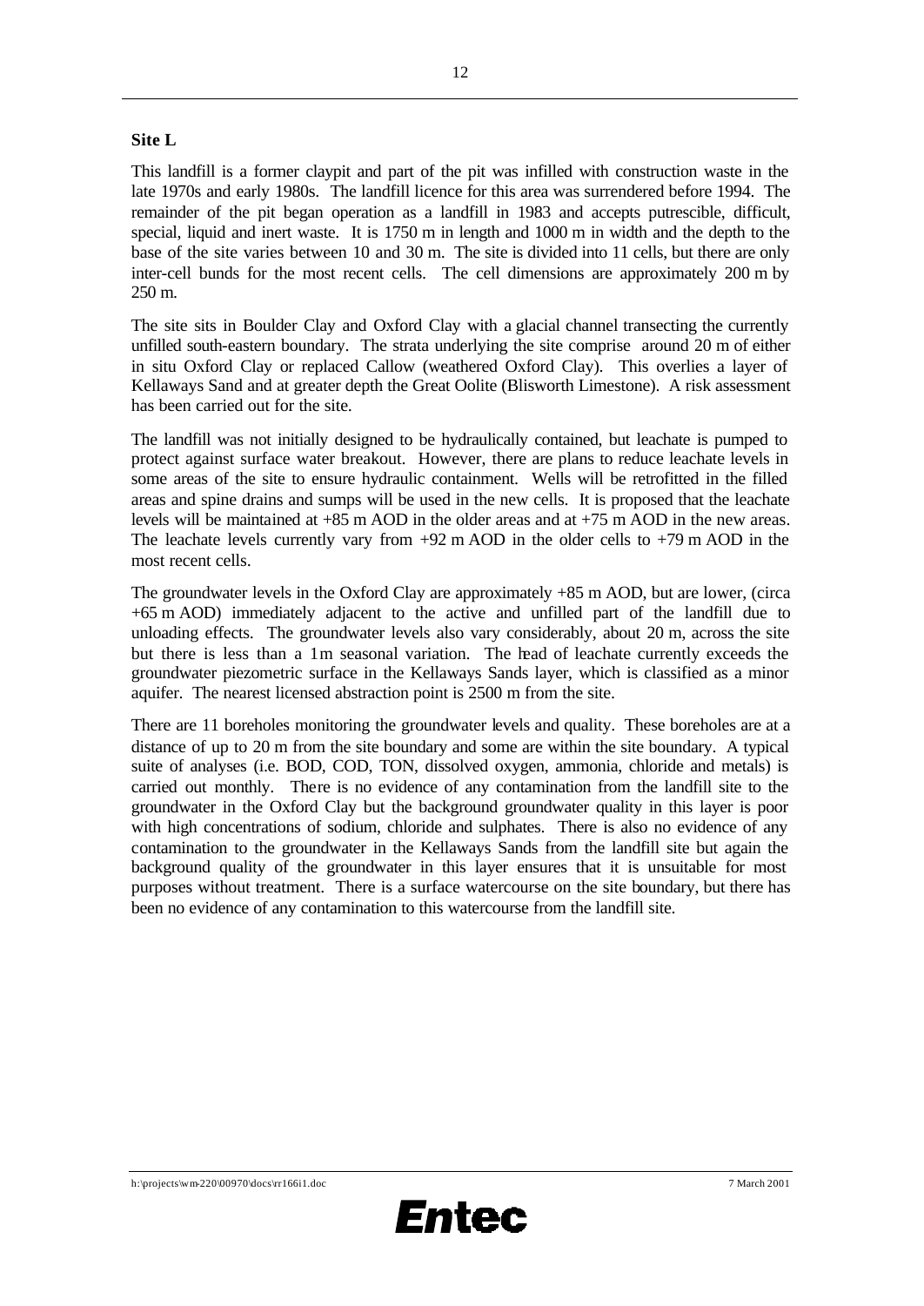**Site L**

This landfill is a former claypit and part of the pit was infilled with construction waste in the late 1970s and early 1980s. The landfill licence for this area was surrendered before 1994. The remainder of the pit began operation as a landfill in 1983 and accepts putrescible, difficult, special, liquid and inert waste. It is 1750 m in length and 1000 m in width and the depth to the base of the site varies between 10 and 30 m. The site is divided into 11 cells, but there are only inter-cell bunds for the most recent cells. The cell dimensions are approximately 200 m by 250 m.

The site sits in Boulder Clay and Oxford Clay with a glacial channel transecting the currently unfilled south-eastern boundary. The strata underlying the site comprise around 20 m of either in situ Oxford Clay or replaced Callow (weathered Oxford Clay). This overlies a layer of Kellaways Sand and at greater depth the Great Oolite (Blisworth Limestone). A risk assessment has been carried out for the site.

The landfill was not initially designed to be hydraulically contained, but leachate is pumped to protect against surface water breakout. However, there are plans to reduce leachate levels in some areas of the site to ensure hydraulic containment. Wells will be retrofitted in the filled areas and spine drains and sumps will be used in the new cells. It is proposed that the leachate levels will be maintained at +85 m AOD in the older areas and at +75 m AOD in the new areas. The leachate levels currently vary from +92 m AOD in the older cells to +79 m AOD in the most recent cells.

The groundwater levels in the Oxford Clay are approximately +85 m AOD, but are lower, (circa +65 m AOD) immediately adjacent to the active and unfilled part of the landfill due to unloading effects. The groundwater levels also vary considerably, about 20 m, across the site but there is less than a 1m seasonal variation. The head of leachate currently exceeds the groundwater piezometric surface in the Kellaways Sands layer, which is classified as a minor aquifer. The nearest licensed abstraction point is 2500 m from the site.

There are 11 boreholes monitoring the groundwater levels and quality. These boreholes are at a distance of up to 20 m from the site boundary and some are within the site boundary. A typical suite of analyses (i.e. BOD, COD, TON, dissolved oxygen, ammonia, chloride and metals) is carried out monthly. There is no evidence of any contamination from the landfill site to the groundwater in the Oxford Clay but the background groundwater quality in this layer is poor with high concentrations of sodium, chloride and sulphates. There is also no evidence of any contamination to the groundwater in the Kellaways Sands from the landfill site but again the background quality of the groundwater in this layer ensures that it is unsuitable for most purposes without treatment. There is a surface watercourse on the site boundary, but there has been no evidence of any contamination to this watercourse from the landfill site.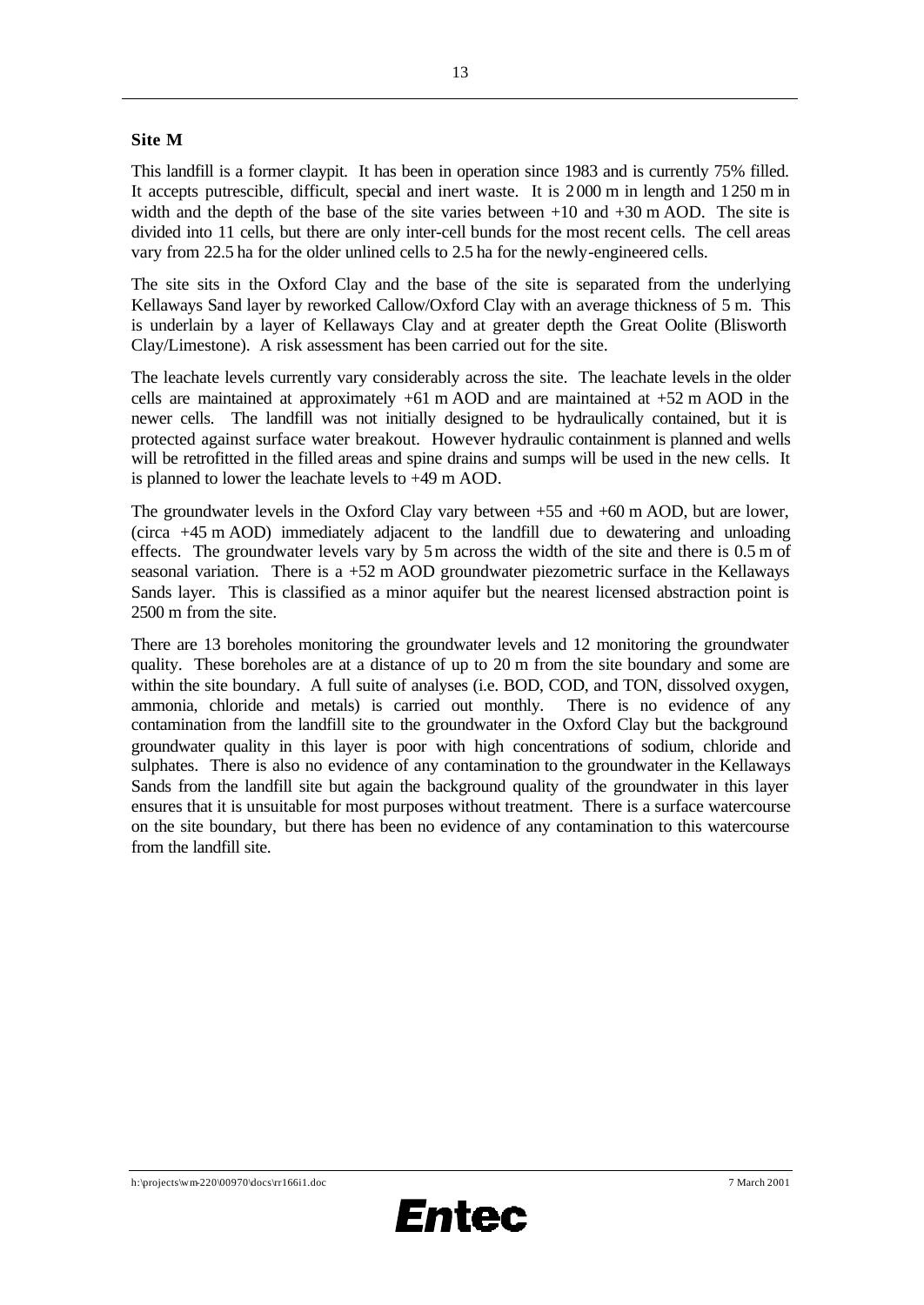**Site M**

This landfill is a former claypit. It has been in operation since 1983 and is currently 75% filled. It accepts putrescible, difficult, special and inert waste. It is 2000 m in length and 1250 m in width and the depth of the base of the site varies between +10 and +30 m AOD. The site is divided into 11 cells, but there are only inter-cell bunds for the most recent cells. The cell areas vary from 22.5 ha for the older unlined cells to 2.5 ha for the newly-engineered cells.

The site sits in the Oxford Clay and the base of the site is separated from the underlying Kellaways Sand layer by reworked Callow/Oxford Clay with an average thickness of 5 m. This is underlain by a layer of Kellaways Clay and at greater depth the Great Oolite (Blisworth Clay/Limestone). A risk assessment has been carried out for the site.

The leachate levels currently vary considerably across the site. The leachate levels in the older cells are maintained at approximately +61 m AOD and are maintained at +52 m AOD in the newer cells. The landfill was not initially designed to be hydraulically contained, but it is protected against surface water breakout. However hydraulic containment is planned and wells will be retrofitted in the filled areas and spine drains and sumps will be used in the new cells. It is planned to lower the leachate levels to +49 m AOD.

The groundwater levels in the Oxford Clay vary between +55 and +60 m AOD, but are lower, (circa +45 m AOD) immediately adjacent to the landfill due to dewatering and unloading effects. The groundwater levels vary by 5 m across the width of the site and there is 0.5 m of seasonal variation. There is a +52 m AOD groundwater piezometric surface in the Kellaways Sands layer. This is classified as a minor aquifer but the nearest licensed abstraction point is 2500 m from the site.

There are 13 boreholes monitoring the groundwater levels and 12 monitoring the groundwater quality. These boreholes are at a distance of up to 20 m from the site boundary and some are within the site boundary. A full suite of analyses (i.e. BOD, COD, and TON, dissolved oxygen, ammonia, chloride and metals) is carried out monthly. There is no evidence of any contamination from the landfill site to the groundwater in the Oxford Clay but the background groundwater quality in this layer is poor with high concentrations of sodium, chloride and sulphates. There is also no evidence of any contamination to the groundwater in the Kellaways Sands from the landfill site but again the background quality of the groundwater in this layer ensures that it is unsuitable for most purposes without treatment. There is a surface watercourse on the site boundary, but there has been no evidence of any contamination to this watercourse from the landfill site.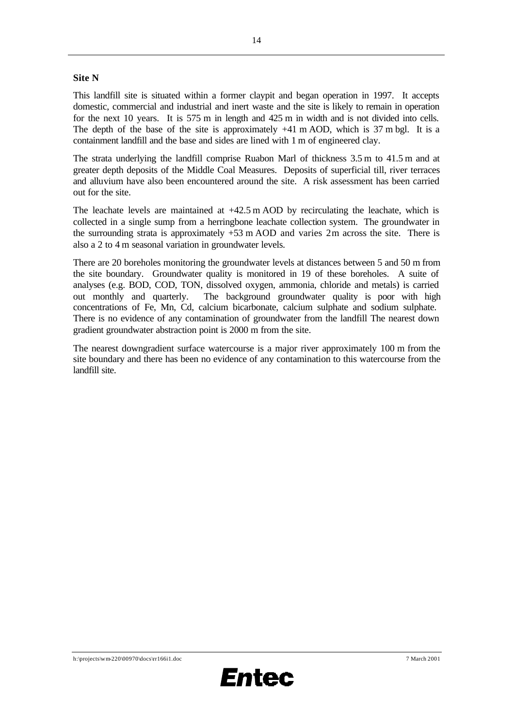**Site N**

This landfill site is situated within a former claypit and began operation in 1997. It accepts domestic, commercial and industrial and inert waste and the site is likely to remain in operation for the next 10 years. It is 575 m in length and 425 m in width and is not divided into cells. The depth of the base of the site is approximately +41 m AOD, which is 37 m bgl. It is a containment landfill and the base and sides are lined with 1 m of engineered clay.

The strata underlying the landfill comprise Ruabon Marl of thickness 3.5 m to 41.5 m and at greater depth deposits of the Middle Coal Measures. Deposits of superficial till, river terraces and alluvium have also been encountered around the site. A risk assessment has been carried out for the site.

The leachate levels are maintained at +42.5 m AOD by recirculating the leachate, which is collected in a single sump from a herringbone leachate collection system. The groundwater in the surrounding strata is approximately +53 m AOD and varies 2 m across the site. There is also a 2 to 4 m seasonal variation in groundwater levels.

There are 20 boreholes monitoring the groundwater levels at distances between 5 and 50 m from the site boundary. Groundwater quality is monitored in 19 of these boreholes. A suite of analyses (e.g. BOD, COD, TON, dissolved oxygen, ammonia, chloride and metals) is carried out monthly and quarterly. The background groundwater quality is poor with high concentrations of Fe, Mn, Cd, calcium bicarbonate, calcium sulphate and sodium sulphate. There is no evidence of any contamination of groundwater from the landfill The nearest down gradient groundwater abstraction point is 2000 m from the site.

The nearest downgradient surface watercourse is a major river approximately 100 m from the site boundary and there has been no evidence of any contamination to this watercourse from the landfill site.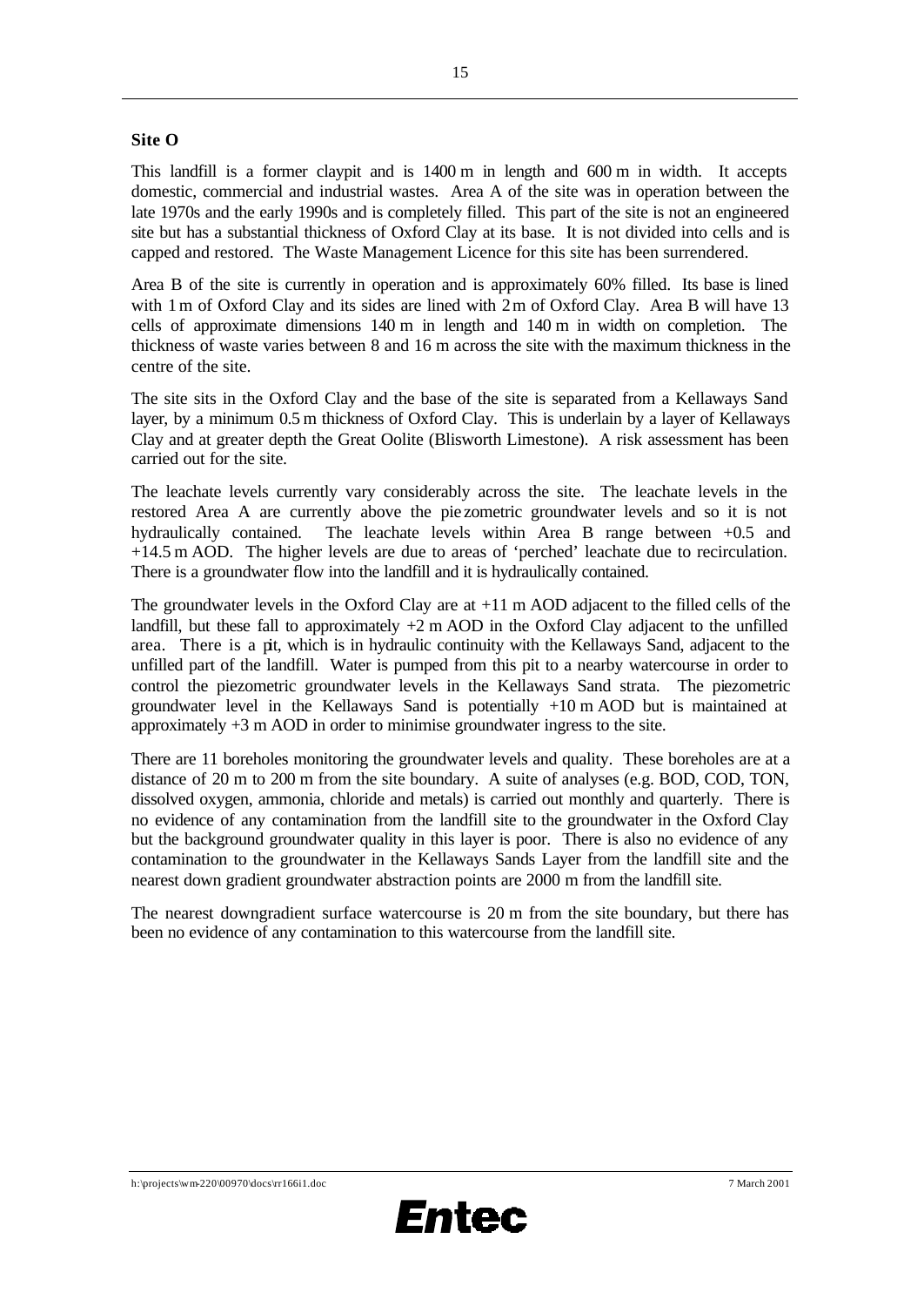**Site O**

This landfill is a former claypit and is 1400 m in length and 600 m in width. It accepts domestic, commercial and industrial wastes. Area A of the site was in operation between the late 1970s and the early 1990s and is completely filled. This part of the site is not an engineered site but has a substantial thickness of Oxford Clay at its base. It is not divided into cells and is capped and restored. The Waste Management Licence for this site has been surrendered.

Area B of the site is currently in operation and is approximately 60% filled. Its base is lined with 1 m of Oxford Clay and its sides are lined with 2 m of Oxford Clay. Area B will have 13 cells of approximate dimensions 140 m in length and 140 m in width on completion. The thickness of waste varies between 8 and 16 m across the site with the maximum thickness in the centre of the site.

The site sits in the Oxford Clay and the base of the site is separated from a Kellaways Sand layer, by a minimum 0.5 m thickness of Oxford Clay. This is underlain by a layer of Kellaways Clay and at greater depth the Great Oolite (Blisworth Limestone). A risk assessment has been carried out for the site.

The leachate levels currently vary considerably across the site. The leachate levels in the restored Area A are currently above the piezometric groundwater levels and so it is not hydraulically contained. The leachate levels within Area B range between +0.5 and +14.5 m AOD. The higher levels are due to areas of 'perched' leachate due to recirculation. There is a groundwater flow into the landfill and it is hydraulically contained.

The groundwater levels in the Oxford Clay are at +11 m AOD adjacent to the filled cells of the landfill, but these fall to approximately +2 m AOD in the Oxford Clay adjacent to the unfilled area. There is a pit, which is in hydraulic continuity with the Kellaways Sand, adjacent to the unfilled part of the landfill. Water is pumped from this pit to a nearby watercourse in order to control the piezometric groundwater levels in the Kellaways Sand strata. The piezometric groundwater level in the Kellaways Sand is potentially +10 m AOD but is maintained at approximately +3 m AOD in order to minimise groundwater ingress to the site.

There are 11 boreholes monitoring the groundwater levels and quality. These boreholes are at a distance of 20 m to 200 m from the site boundary. A suite of analyses (e.g. BOD, COD, TON, dissolved oxygen, ammonia, chloride and metals) is carried out monthly and quarterly. There is no evidence of any contamination from the landfill site to the groundwater in the Oxford Clay but the background groundwater quality in this layer is poor. There is also no evidence of any contamination to the groundwater in the Kellaways Sands Layer from the landfill site and the nearest down gradient groundwater abstraction points are 2000 m from the landfill site.

The nearest downgradient surface watercourse is 20 m from the site boundary, but there has been no evidence of any contamination to this watercourse from the landfill site.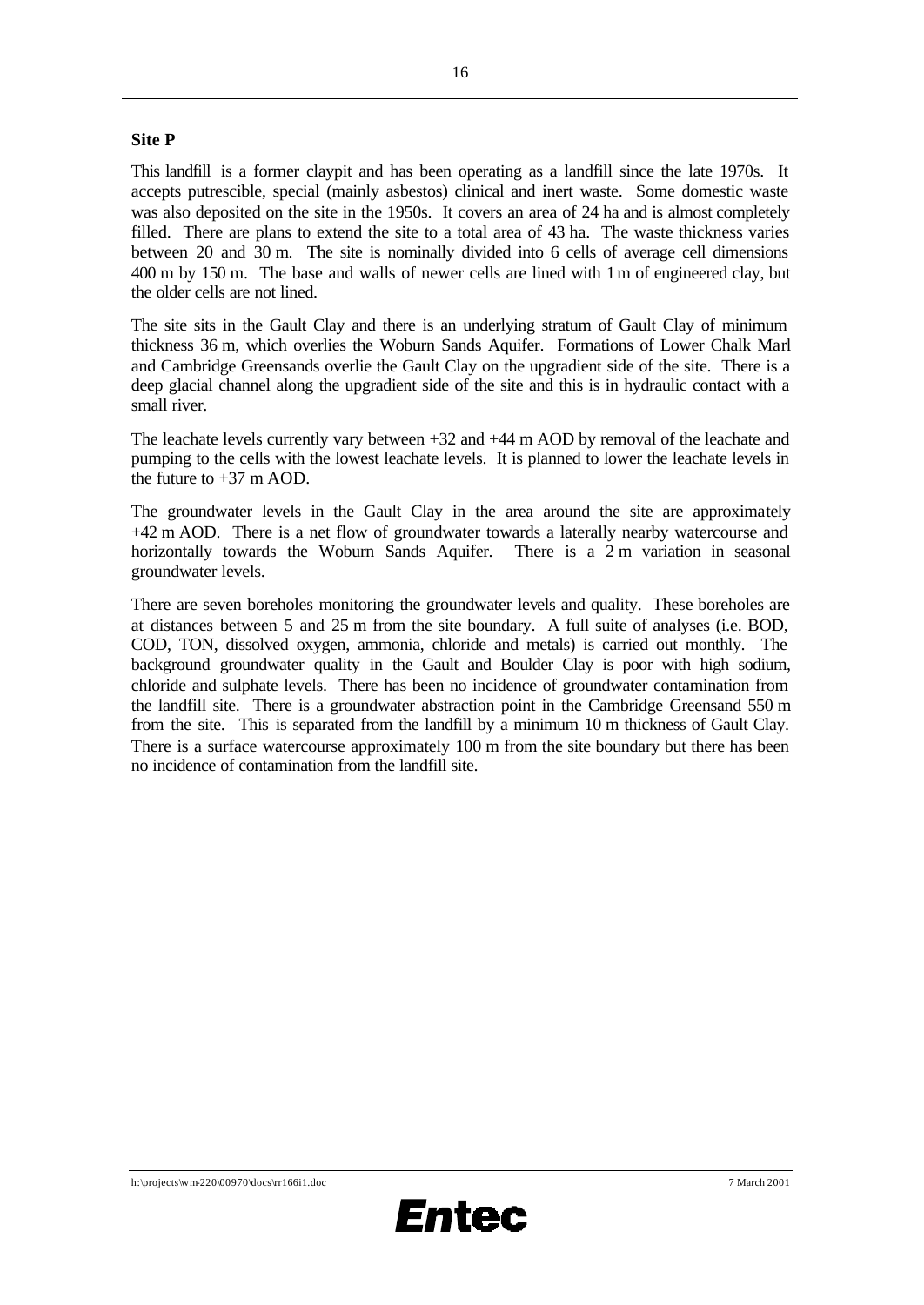**Site P**

This landfill is a former claypit and has been operating as a landfill since the late 1970s. It accepts putrescible, special (mainly asbestos) clinical and inert waste. Some domestic waste was also deposited on the site in the 1950s. It covers an area of 24 ha and is almost completely filled. There are plans to extend the site to a total area of 43 ha. The waste thickness varies between 20 and 30 m. The site is nominally divided into 6 cells of average cell dimensions 400 m by 150 m. The base and walls of newer cells are lined with 1 m of engineered clay, but the older cells are not lined.

The site sits in the Gault Clay and there is an underlying stratum of Gault Clay of minimum thickness 36 m, which overlies the Woburn Sands Aquifer. Formations of Lower Chalk Marl and Cambridge Greensands overlie the Gault Clay on the upgradient side of the site. There is a deep glacial channel along the upgradient side of the site and this is in hydraulic contact with a small river.

The leachate levels currently vary between +32 and +44 m AOD by removal of the leachate and pumping to the cells with the lowest leachate levels. It is planned to lower the leachate levels in the future to +37 m AOD.

The groundwater levels in the Gault Clay in the area around the site are approximately +42 m AOD. There is a net flow of groundwater towards a laterally nearby watercourse and horizontally towards the Woburn Sands Aquifer. There is a 2 m variation in seasonal groundwater levels.

There are seven boreholes monitoring the groundwater levels and quality. These boreholes are at distances between 5 and 25 m from the site boundary. A full suite of analyses (i.e. BOD, COD, TON, dissolved oxygen, ammonia, chloride and metals) is carried out monthly. The background groundwater quality in the Gault and Boulder Clay is poor with high sodium, chloride and sulphate levels. There has been no incidence of groundwater contamination from the landfill site. There is a groundwater abstraction point in the Cambridge Greensand 550 m from the site. This is separated from the landfill by a minimum 10 m thickness of Gault Clay. There is a surface watercourse approximately 100 m from the site boundary but there has been no incidence of contamination from the landfill site.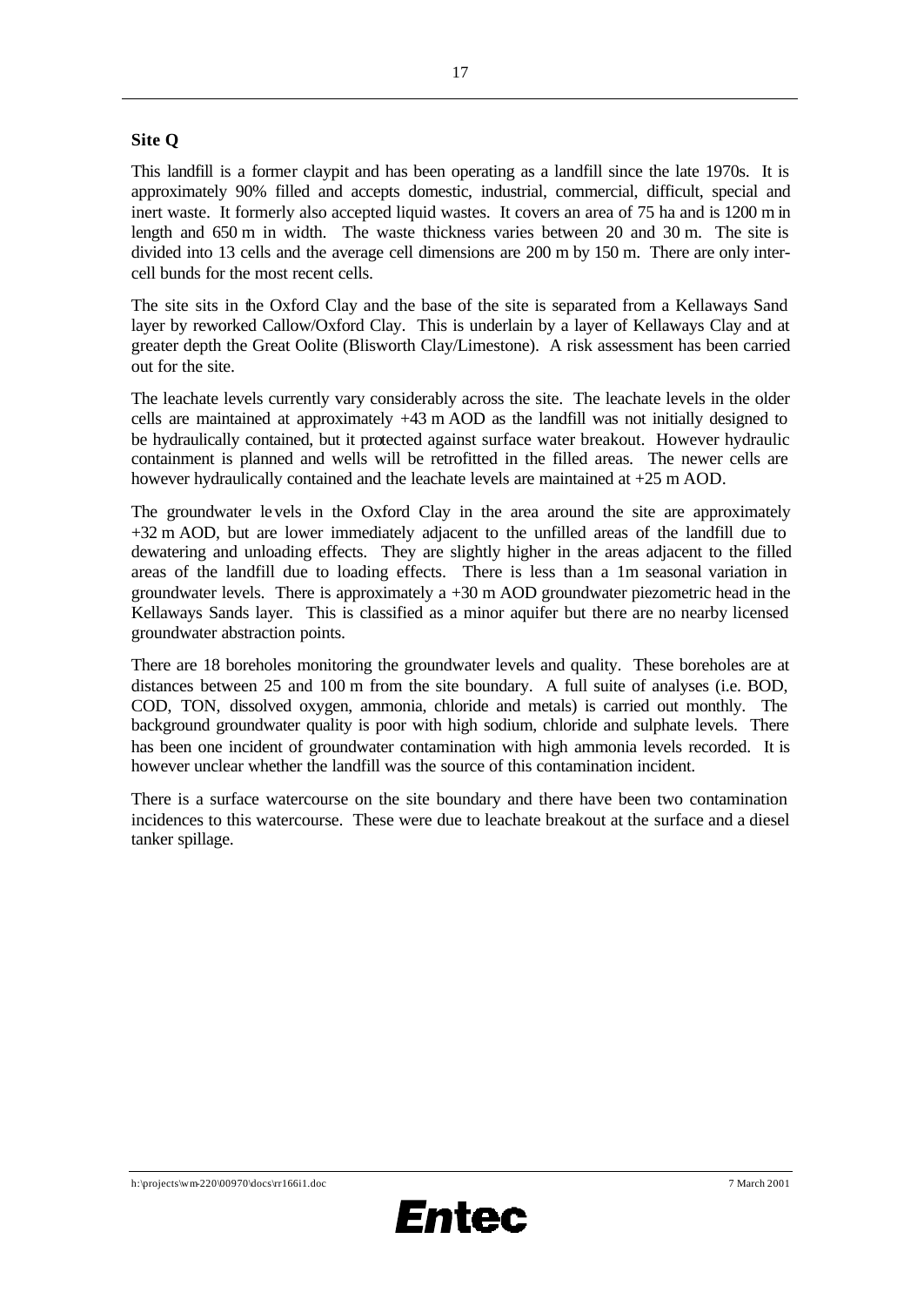**Site Q**

This landfill is a former claypit and has been operating as a landfill since the late 1970s. It is approximately 90% filled and accepts domestic, industrial, commercial, difficult, special and inert waste. It formerly also accepted liquid wastes. It covers an area of 75 ha and is 1200 m in length and 650 m in width. The waste thickness varies between 20 and 30 m. The site is divided into 13 cells and the average cell dimensions are 200 m by 150 m. There are only inter-cell bunds for the most recent cells.

The site sits in the Oxford Clay and the base of the site is separated from a Kellaways Sand layer by reworked Callow/Oxford Clay. This is underlain by a layer of Kellaways Clay and at greater depth the Great Oolite (Blisworth Clay/Limestone). A risk assessment has been carried out for the site.

The leachate levels currently vary considerably across the site. The leachate levels in the older cells are maintained at approximately +43 m AOD as the landfill was not initially designed to be hydraulically contained, but it protected against surface water breakout. However hydraulic containment is planned and wells will be retrofitted in the filled areas. The newer cells are however hydraulically contained and the leachate levels are maintained at +25 m AOD.

The groundwater levels in the Oxford Clay in the area around the site are approximately +32 m AOD, but are lower immediately adjacent to the unfilled areas of the landfill due to dewatering and unloading effects. They are slightly higher in the areas adjacent to the filled areas of the landfill due to loading effects. There is less than a 1m seasonal variation in groundwater levels. There is approximately a +30 m AOD groundwater piezometric head in the Kellaways Sands layer. This is classified as a minor aquifer but there are no nearby licensed groundwater abstraction points.

There are 18 boreholes monitoring the groundwater levels and quality. These boreholes are at distances between 25 and 100 m from the site boundary. A full suite of analyses (i.e. BOD, COD, TON, dissolved oxygen, ammonia, chloride and metals) is carried out monthly. The background groundwater quality is poor with high sodium, chloride and sulphate levels. There has been one incident of groundwater contamination with high ammonia levels recorded. It is however unclear whether the landfill was the source of this contamination incident.

There is a surface watercourse on the site boundary and there have been two contamination incidences to this watercourse. These were due to leachate breakout at the surface and a diesel tanker spillage.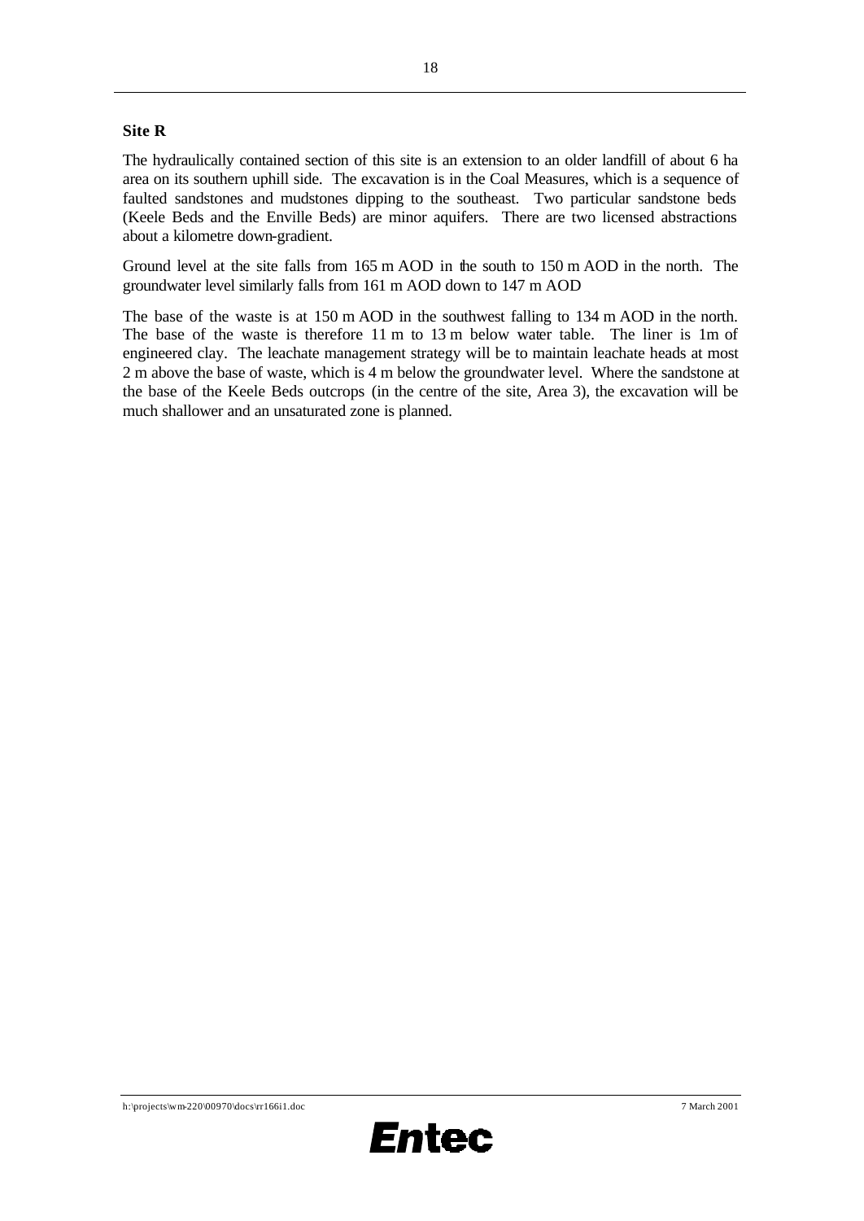**Site R**

The hydraulically contained section of this site is an extension to an older landfill of about 6 ha area on its southern uphill side. The excavation is in the Coal Measures, which is a sequence of faulted sandstones and mudstones dipping to the southeast. Two particular sandstone beds (Keele Beds and the Enville Beds) are minor aquifers. There are two licensed abstractions about a kilometre down-gradient.

Ground level at the site falls from 165 m AOD in the south to 150 m AOD in the north. The groundwater level similarly falls from 161 m AOD down to 147 m AOD

The base of the waste is at 150 m AOD in the southwest falling to 134 m AOD in the north. The base of the waste is therefore 11 m to 13 m below water table. The liner is 1m of engineered clay. The leachate management strategy will be to maintain leachate heads at most 2 m above the base of waste, which is 4 m below the groundwater level. Where the sandstone at the base of the Keele Beds outcrops (in the centre of the site, Area 3), the excavation will be much shallower and an unsaturated zone is planned.